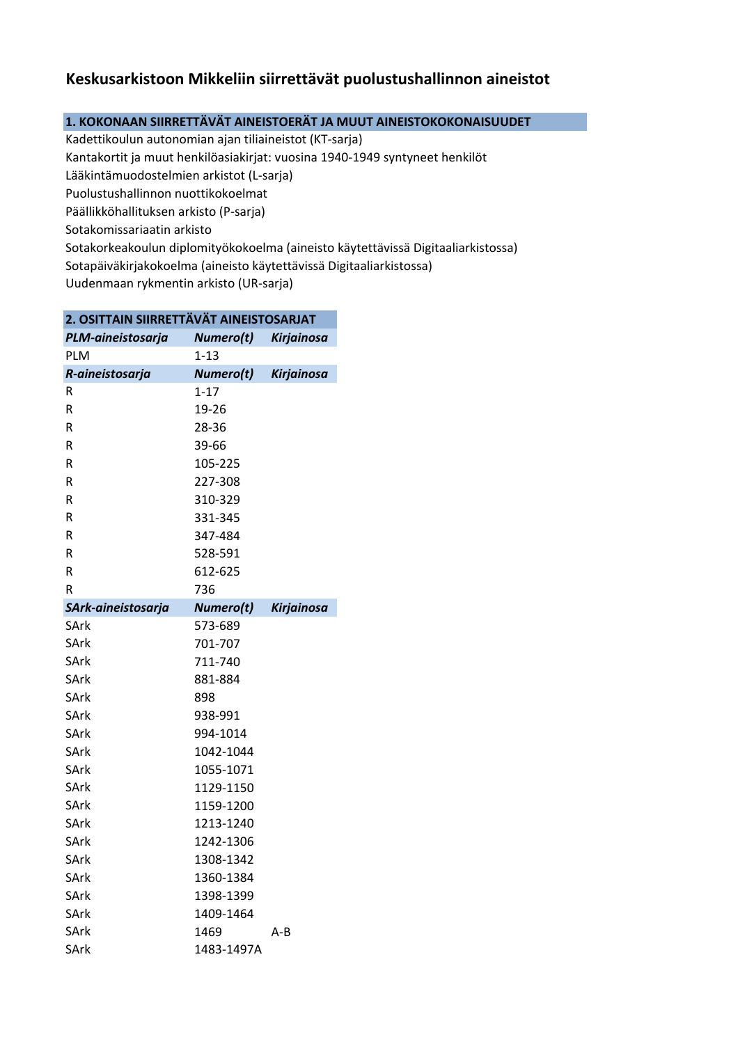# Keskusarkistoon Mikkeliin siirrettävät puolustushallinnon aineistot

## 1. KOKONAAN SIIRRETTÄVÄT AINEISTOERÄT JA MUUT AINEISTOKOKONAISUUDET

Kadettikoulun autonomian ajan tiliaineistot (KT-sarja)
Kantakortit ja muut henkilöasiakirjat: vuosina 1940-1949 syntyneet henkilöt
Lääkintämuodostelmien arkistot (L-sarja)
Puolustushallinnon nuottikokoelmat
Päällikköhallituksen arkisto (P-sarja)
Sotakomissariaatin arkisto
Sotakorkeakoulun diplomityökokoelma (aineisto käytettävissä Digitaaliarkistossa)
Sotapäiväkirjakokoelma (aineisto käytettävissä Digitaaliarkistossa)
Uudenmaan rykmentin arkisto (UR-sarja)

## 2. OSITTAIN SIIRRETTÄVÄT AINEISTOSARJAT

| *PLM-aineistosarja* | *Numero(t)* | *Kirjainosa* |
|---|---|---|
| PLM | 1-13 | |
| ***R-aineistosarja*** | ***Numero(t)*** | ***Kirjainosa*** |
| R | 1-17 | |
| R | 19-26 | |
| R | 28-36 | |
| R | 39-66 | |
| R | 105-225 | |
| R | 227-308 | |
| R | 310-329 | |
| R | 331-345 | |
| R | 347-484 | |
| R | 528-591 | |
| R | 612-625 | |
| R | 736 | |
| ***SArk-aineistosarja*** | ***Numero(t)*** | ***Kirjainosa*** |
| SArk | 573-689 | |
| SArk | 701-707 | |
| SArk | 711-740 | |
| SArk | 881-884 | |
| SArk | 898 | |
| SArk | 938-991 | |
| SArk | 994-1014 | |
| SArk | 1042-1044 | |
| SArk | 1055-1071 | |
| SArk | 1129-1150 | |
| SArk | 1159-1200 | |
| SArk | 1213-1240 | |
| SArk | 1242-1306 | |
| SArk | 1308-1342 | |
| SArk | 1360-1384 | |
| SArk | 1398-1399 | |
| SArk | 1409-1464 | |
| SArk | 1469 | A-B |
| SArk | 1483-1497A | |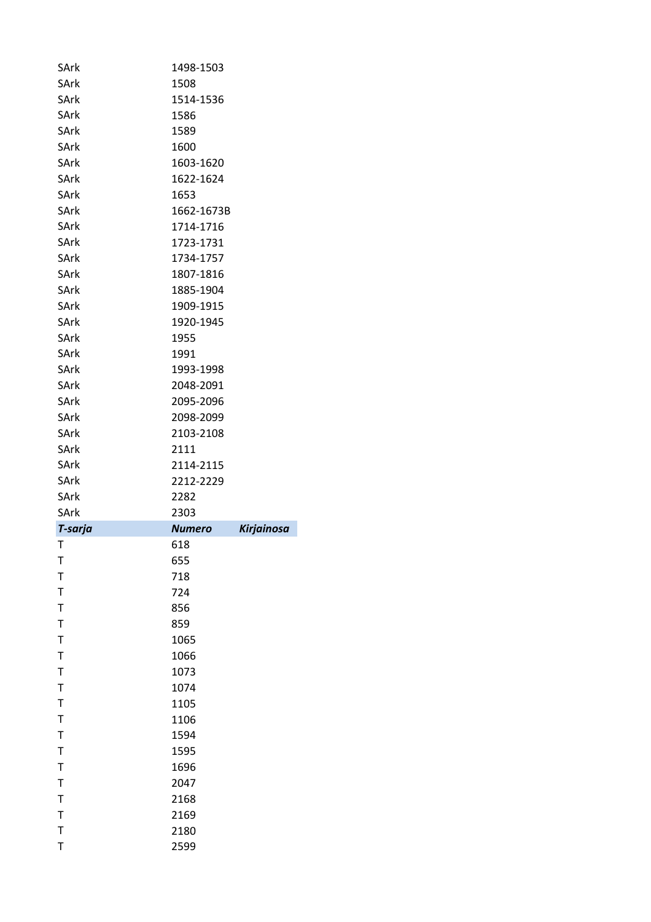| | | |
|---|---|---|
| SArk | 1498-1503 | |
| SArk | 1508 | |
| SArk | 1514-1536 | |
| SArk | 1586 | |
| SArk | 1589 | |
| SArk | 1600 | |
| SArk | 1603-1620 | |
| SArk | 1622-1624 | |
| SArk | 1653 | |
| SArk | 1662-1673B | |
| SArk | 1714-1716 | |
| SArk | 1723-1731 | |
| SArk | 1734-1757 | |
| SArk | 1807-1816 | |
| SArk | 1885-1904 | |
| SArk | 1909-1915 | |
| SArk | 1920-1945 | |
| SArk | 1955 | |
| SArk | 1991 | |
| SArk | 1993-1998 | |
| SArk | 2048-2091 | |
| SArk | 2095-2096 | |
| SArk | 2098-2099 | |
| SArk | 2103-2108 | |
| SArk | 2111 | |
| SArk | 2114-2115 | |
| SArk | 2212-2229 | |
| SArk | 2282 | |
| SArk | 2303 | |

| *T-sarja* | *Numero* | *Kirjainosa* |
|---|---|---|
| T | 618 | |
| T | 655 | |
| T | 718 | |
| T | 724 | |
| T | 856 | |
| T | 859 | |
| T | 1065 | |
| T | 1066 | |
| T | 1073 | |
| T | 1074 | |
| T | 1105 | |
| T | 1106 | |
| T | 1594 | |
| T | 1595 | |
| T | 1696 | |
| T | 2047 | |
| T | 2168 | |
| T | 2169 | |
| T | 2180 | |
| T | 2599 | |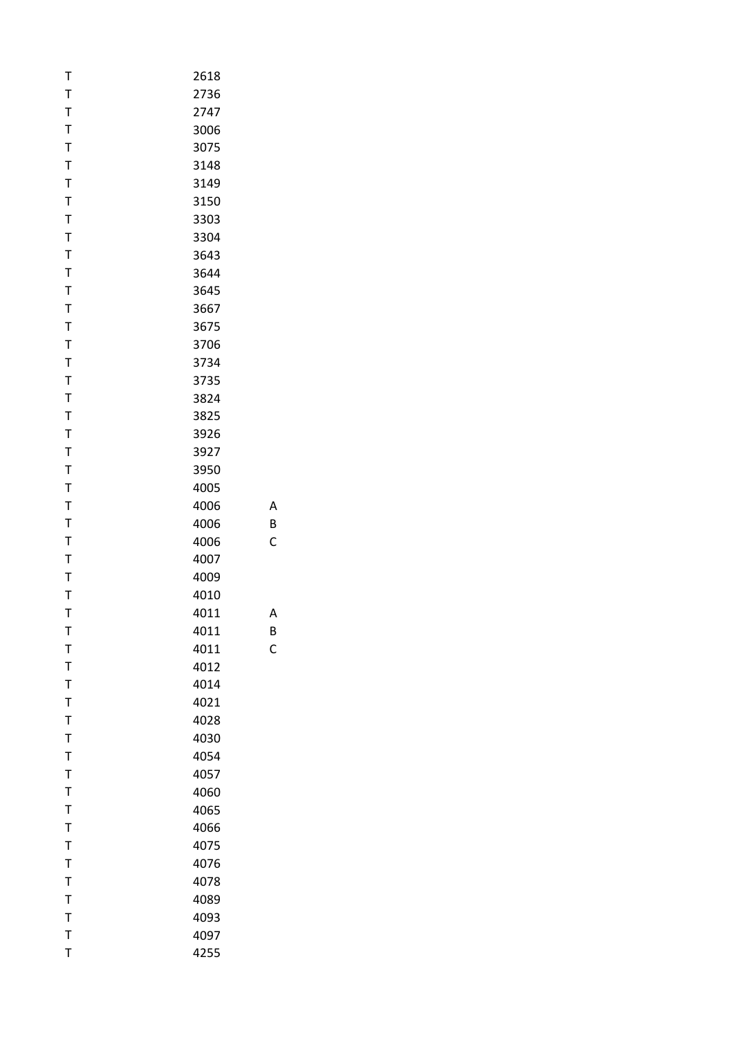| | | |
|---|---|---|
| T | 2618 | |
| T | 2736 | |
| T | 2747 | |
| T | 3006 | |
| T | 3075 | |
| T | 3148 | |
| T | 3149 | |
| T | 3150 | |
| T | 3303 | |
| T | 3304 | |
| T | 3643 | |
| T | 3644 | |
| T | 3645 | |
| T | 3667 | |
| T | 3675 | |
| T | 3706 | |
| T | 3734 | |
| T | 3735 | |
| T | 3824 | |
| T | 3825 | |
| T | 3926 | |
| T | 3927 | |
| T | 3950 | |
| T | 4005 | |
| T | 4006 | A |
| T | 4006 | B |
| T | 4006 | C |
| T | 4007 | |
| T | 4009 | |
| T | 4010 | |
| T | 4011 | A |
| T | 4011 | B |
| T | 4011 | C |
| T | 4012 | |
| T | 4014 | |
| T | 4021 | |
| T | 4028 | |
| T | 4030 | |
| T | 4054 | |
| T | 4057 | |
| T | 4060 | |
| T | 4065 | |
| T | 4066 | |
| T | 4075 | |
| T | 4076 | |
| T | 4078 | |
| T | 4089 | |
| T | 4093 | |
| T | 4097 | |
| T | 4255 | |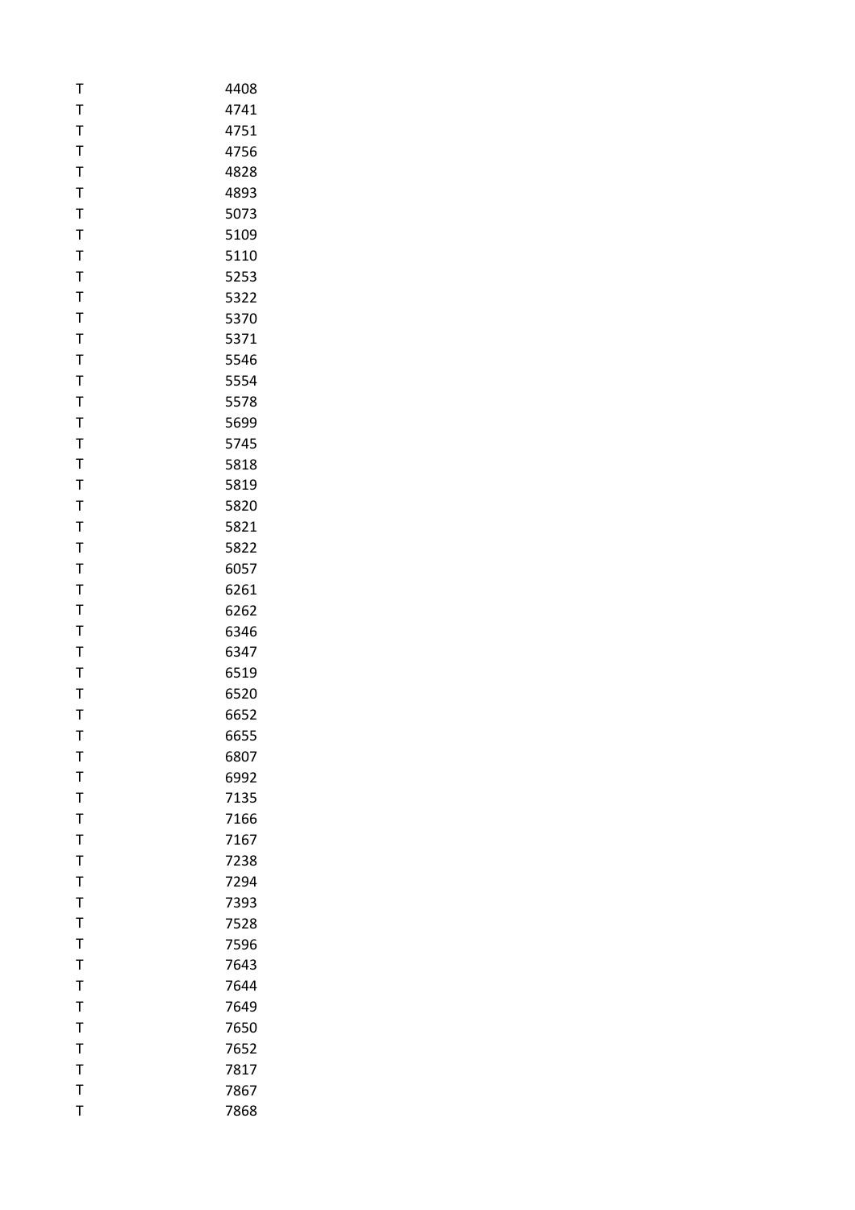| | |
|---|---|
| T | 4408 |
| T | 4741 |
| T | 4751 |
| T | 4756 |
| T | 4828 |
| T | 4893 |
| T | 5073 |
| T | 5109 |
| T | 5110 |
| T | 5253 |
| T | 5322 |
| T | 5370 |
| T | 5371 |
| T | 5546 |
| T | 5554 |
| T | 5578 |
| T | 5699 |
| T | 5745 |
| T | 5818 |
| T | 5819 |
| T | 5820 |
| T | 5821 |
| T | 5822 |
| T | 6057 |
| T | 6261 |
| T | 6262 |
| T | 6346 |
| T | 6347 |
| T | 6519 |
| T | 6520 |
| T | 6652 |
| T | 6655 |
| T | 6807 |
| T | 6992 |
| T | 7135 |
| T | 7166 |
| T | 7167 |
| T | 7238 |
| T | 7294 |
| T | 7393 |
| T | 7528 |
| T | 7596 |
| T | 7643 |
| T | 7644 |
| T | 7649 |
| T | 7650 |
| T | 7652 |
| T | 7817 |
| T | 7867 |
| T | 7868 |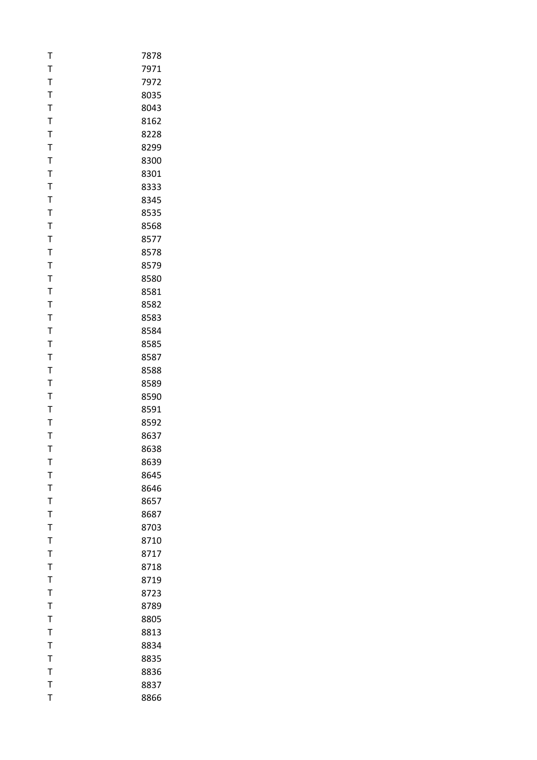| | |
|---|---|
| T | 7878 |
| T | 7971 |
| T | 7972 |
| T | 8035 |
| T | 8043 |
| T | 8162 |
| T | 8228 |
| T | 8299 |
| T | 8300 |
| T | 8301 |
| T | 8333 |
| T | 8345 |
| T | 8535 |
| T | 8568 |
| T | 8577 |
| T | 8578 |
| T | 8579 |
| T | 8580 |
| T | 8581 |
| T | 8582 |
| T | 8583 |
| T | 8584 |
| T | 8585 |
| T | 8587 |
| T | 8588 |
| T | 8589 |
| T | 8590 |
| T | 8591 |
| T | 8592 |
| T | 8637 |
| T | 8638 |
| T | 8639 |
| T | 8645 |
| T | 8646 |
| T | 8657 |
| T | 8687 |
| T | 8703 |
| T | 8710 |
| T | 8717 |
| T | 8718 |
| T | 8719 |
| T | 8723 |
| T | 8789 |
| T | 8805 |
| T | 8813 |
| T | 8834 |
| T | 8835 |
| T | 8836 |
| T | 8837 |
| T | 8866 |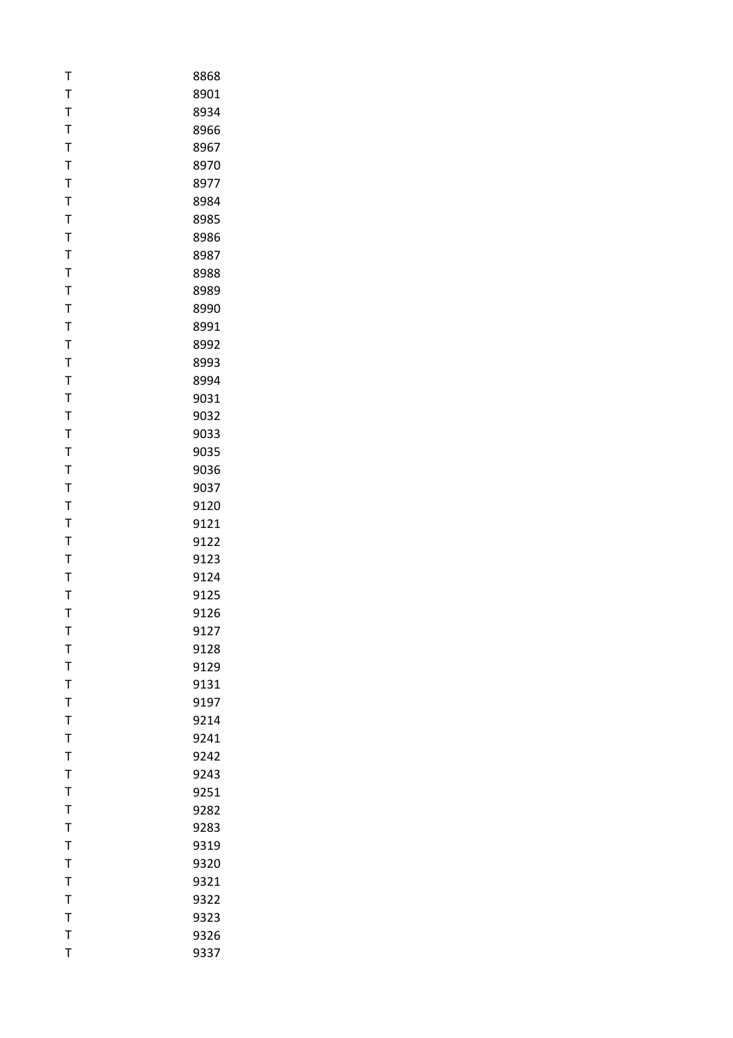| | |
|---|---|
| T | 8868 |
| T | 8901 |
| T | 8934 |
| T | 8966 |
| T | 8967 |
| T | 8970 |
| T | 8977 |
| T | 8984 |
| T | 8985 |
| T | 8986 |
| T | 8987 |
| T | 8988 |
| T | 8989 |
| T | 8990 |
| T | 8991 |
| T | 8992 |
| T | 8993 |
| T | 8994 |
| T | 9031 |
| T | 9032 |
| T | 9033 |
| T | 9035 |
| T | 9036 |
| T | 9037 |
| T | 9120 |
| T | 9121 |
| T | 9122 |
| T | 9123 |
| T | 9124 |
| T | 9125 |
| T | 9126 |
| T | 9127 |
| T | 9128 |
| T | 9129 |
| T | 9131 |
| T | 9197 |
| T | 9214 |
| T | 9241 |
| T | 9242 |
| T | 9243 |
| T | 9251 |
| T | 9282 |
| T | 9283 |
| T | 9319 |
| T | 9320 |
| T | 9321 |
| T | 9322 |
| T | 9323 |
| T | 9326 |
| T | 9337 |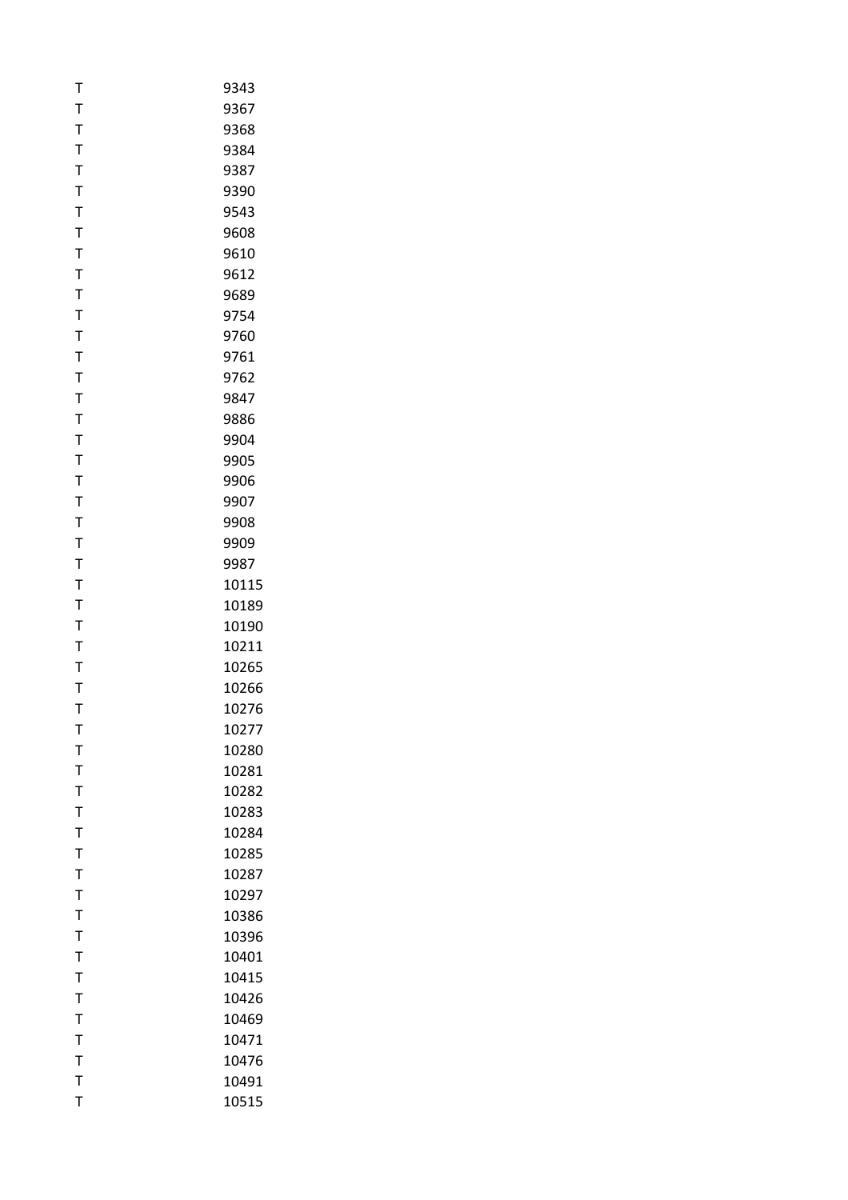| | |
|---|---|
| T | 9343 |
| T | 9367 |
| T | 9368 |
| T | 9384 |
| T | 9387 |
| T | 9390 |
| T | 9543 |
| T | 9608 |
| T | 9610 |
| T | 9612 |
| T | 9689 |
| T | 9754 |
| T | 9760 |
| T | 9761 |
| T | 9762 |
| T | 9847 |
| T | 9886 |
| T | 9904 |
| T | 9905 |
| T | 9906 |
| T | 9907 |
| T | 9908 |
| T | 9909 |
| T | 9987 |
| T | 10115 |
| T | 10189 |
| T | 10190 |
| T | 10211 |
| T | 10265 |
| T | 10266 |
| T | 10276 |
| T | 10277 |
| T | 10280 |
| T | 10281 |
| T | 10282 |
| T | 10283 |
| T | 10284 |
| T | 10285 |
| T | 10287 |
| T | 10297 |
| T | 10386 |
| T | 10396 |
| T | 10401 |
| T | 10415 |
| T | 10426 |
| T | 10469 |
| T | 10471 |
| T | 10476 |
| T | 10491 |
| T | 10515 |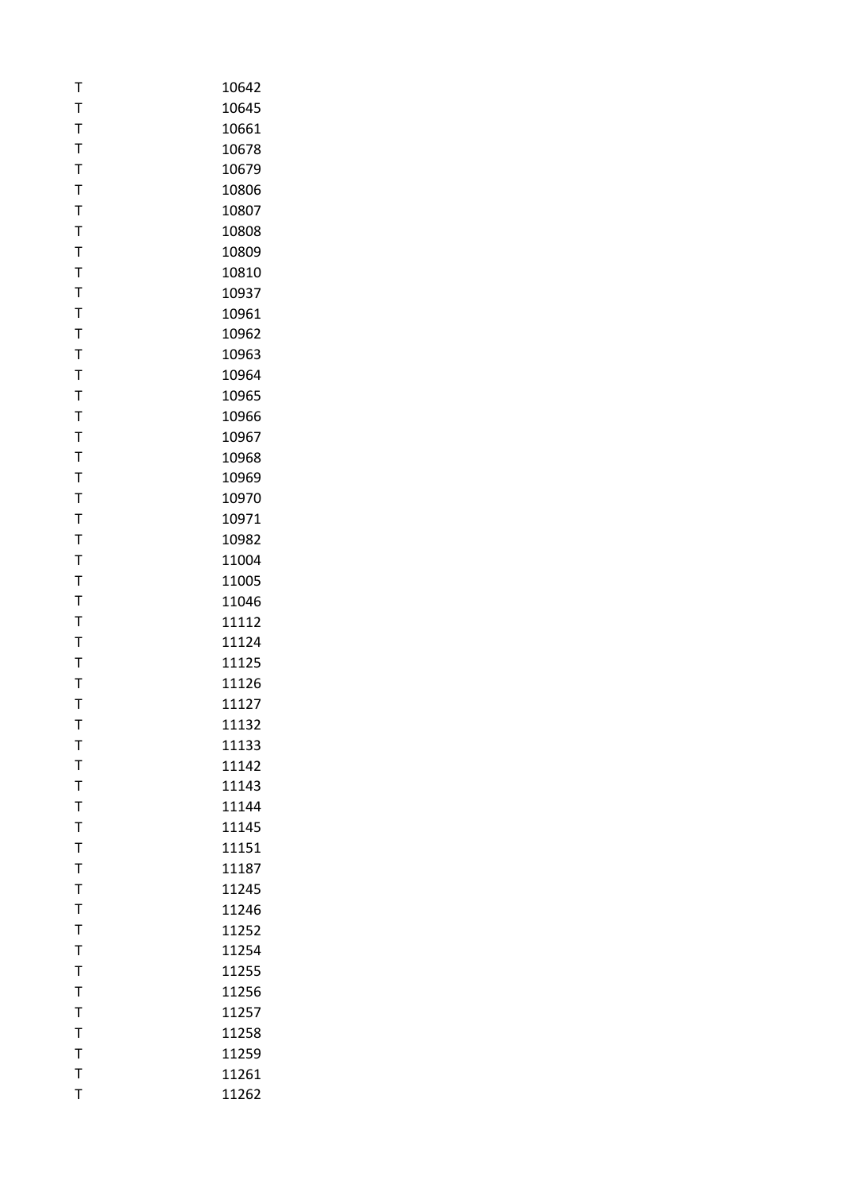| | |
|---|---|
| T | 10642 |
| T | 10645 |
| T | 10661 |
| T | 10678 |
| T | 10679 |
| T | 10806 |
| T | 10807 |
| T | 10808 |
| T | 10809 |
| T | 10810 |
| T | 10937 |
| T | 10961 |
| T | 10962 |
| T | 10963 |
| T | 10964 |
| T | 10965 |
| T | 10966 |
| T | 10967 |
| T | 10968 |
| T | 10969 |
| T | 10970 |
| T | 10971 |
| T | 10982 |
| T | 11004 |
| T | 11005 |
| T | 11046 |
| T | 11112 |
| T | 11124 |
| T | 11125 |
| T | 11126 |
| T | 11127 |
| T | 11132 |
| T | 11133 |
| T | 11142 |
| T | 11143 |
| T | 11144 |
| T | 11145 |
| T | 11151 |
| T | 11187 |
| T | 11245 |
| T | 11246 |
| T | 11252 |
| T | 11254 |
| T | 11255 |
| T | 11256 |
| T | 11257 |
| T | 11258 |
| T | 11259 |
| T | 11261 |
| T | 11262 |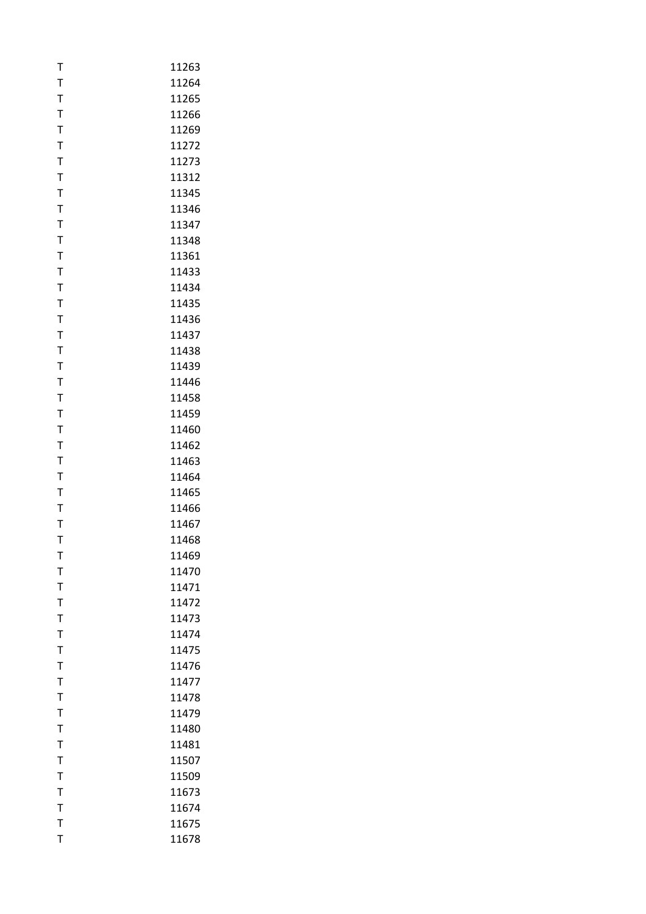| | |
|---|---|
| T | 11263 |
| T | 11264 |
| T | 11265 |
| T | 11266 |
| T | 11269 |
| T | 11272 |
| T | 11273 |
| T | 11312 |
| T | 11345 |
| T | 11346 |
| T | 11347 |
| T | 11348 |
| T | 11361 |
| T | 11433 |
| T | 11434 |
| T | 11435 |
| T | 11436 |
| T | 11437 |
| T | 11438 |
| T | 11439 |
| T | 11446 |
| T | 11458 |
| T | 11459 |
| T | 11460 |
| T | 11462 |
| T | 11463 |
| T | 11464 |
| T | 11465 |
| T | 11466 |
| T | 11467 |
| T | 11468 |
| T | 11469 |
| T | 11470 |
| T | 11471 |
| T | 11472 |
| T | 11473 |
| T | 11474 |
| T | 11475 |
| T | 11476 |
| T | 11477 |
| T | 11478 |
| T | 11479 |
| T | 11480 |
| T | 11481 |
| T | 11507 |
| T | 11509 |
| T | 11673 |
| T | 11674 |
| T | 11675 |
| T | 11678 |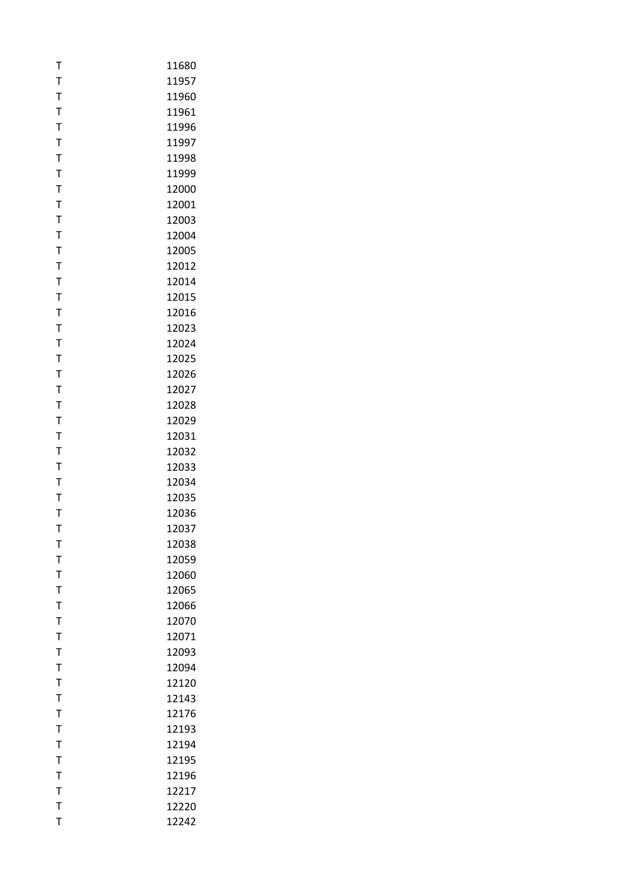| | |
|---|---|
| T | 11680 |
| T | 11957 |
| T | 11960 |
| T | 11961 |
| T | 11996 |
| T | 11997 |
| T | 11998 |
| T | 11999 |
| T | 12000 |
| T | 12001 |
| T | 12003 |
| T | 12004 |
| T | 12005 |
| T | 12012 |
| T | 12014 |
| T | 12015 |
| T | 12016 |
| T | 12023 |
| T | 12024 |
| T | 12025 |
| T | 12026 |
| T | 12027 |
| T | 12028 |
| T | 12029 |
| T | 12031 |
| T | 12032 |
| T | 12033 |
| T | 12034 |
| T | 12035 |
| T | 12036 |
| T | 12037 |
| T | 12038 |
| T | 12059 |
| T | 12060 |
| T | 12065 |
| T | 12066 |
| T | 12070 |
| T | 12071 |
| T | 12093 |
| T | 12094 |
| T | 12120 |
| T | 12143 |
| T | 12176 |
| T | 12193 |
| T | 12194 |
| T | 12195 |
| T | 12196 |
| T | 12217 |
| T | 12220 |
| T | 12242 |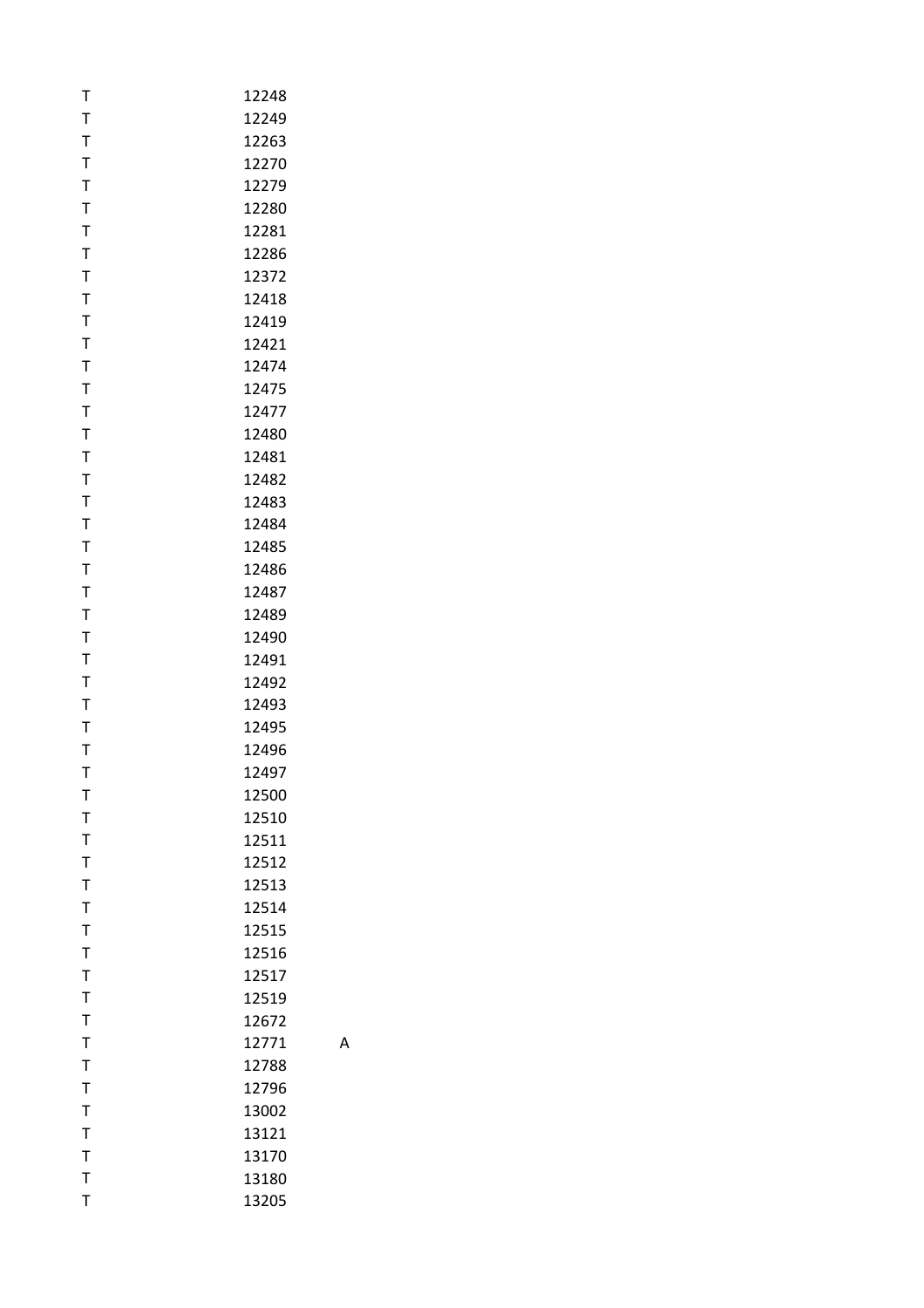| | | |
|---|---|---|
| T | 12248 | |
| T | 12249 | |
| T | 12263 | |
| T | 12270 | |
| T | 12279 | |
| T | 12280 | |
| T | 12281 | |
| T | 12286 | |
| T | 12372 | |
| T | 12418 | |
| T | 12419 | |
| T | 12421 | |
| T | 12474 | |
| T | 12475 | |
| T | 12477 | |
| T | 12480 | |
| T | 12481 | |
| T | 12482 | |
| T | 12483 | |
| T | 12484 | |
| T | 12485 | |
| T | 12486 | |
| T | 12487 | |
| T | 12489 | |
| T | 12490 | |
| T | 12491 | |
| T | 12492 | |
| T | 12493 | |
| T | 12495 | |
| T | 12496 | |
| T | 12497 | |
| T | 12500 | |
| T | 12510 | |
| T | 12511 | |
| T | 12512 | |
| T | 12513 | |
| T | 12514 | |
| T | 12515 | |
| T | 12516 | |
| T | 12517 | |
| T | 12519 | |
| T | 12672 | |
| T | 12771 | A |
| T | 12788 | |
| T | 12796 | |
| T | 13002 | |
| T | 13121 | |
| T | 13170 | |
| T | 13180 | |
| T | 13205 | |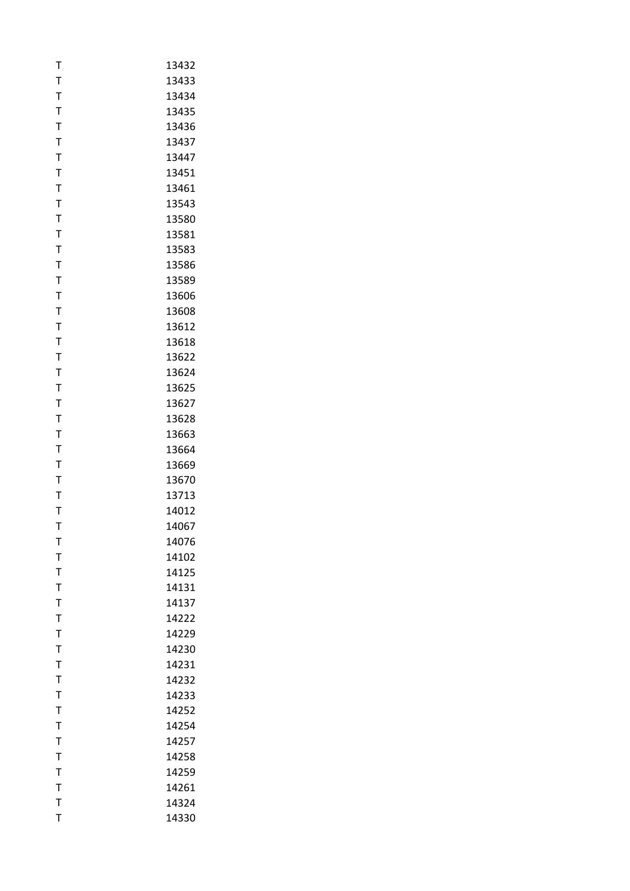| | |
|---|---|
| T | 13432 |
| T | 13433 |
| T | 13434 |
| T | 13435 |
| T | 13436 |
| T | 13437 |
| T | 13447 |
| T | 13451 |
| T | 13461 |
| T | 13543 |
| T | 13580 |
| T | 13581 |
| T | 13583 |
| T | 13586 |
| T | 13589 |
| T | 13606 |
| T | 13608 |
| T | 13612 |
| T | 13618 |
| T | 13622 |
| T | 13624 |
| T | 13625 |
| T | 13627 |
| T | 13628 |
| T | 13663 |
| T | 13664 |
| T | 13669 |
| T | 13670 |
| T | 13713 |
| T | 14012 |
| T | 14067 |
| T | 14076 |
| T | 14102 |
| T | 14125 |
| T | 14131 |
| T | 14137 |
| T | 14222 |
| T | 14229 |
| T | 14230 |
| T | 14231 |
| T | 14232 |
| T | 14233 |
| T | 14252 |
| T | 14254 |
| T | 14257 |
| T | 14258 |
| T | 14259 |
| T | 14261 |
| T | 14324 |
| T | 14330 |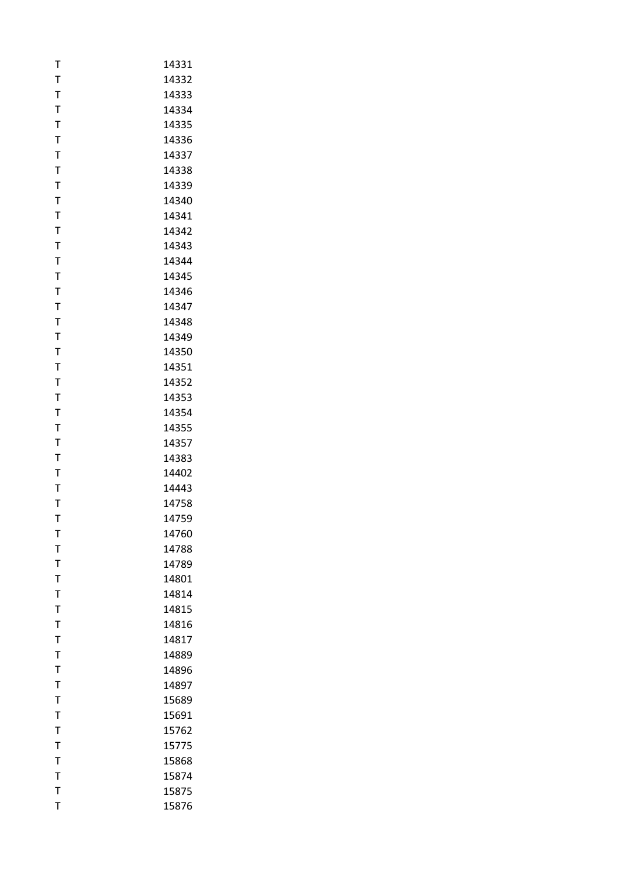| | |
|---|---|
| T | 14331 |
| T | 14332 |
| T | 14333 |
| T | 14334 |
| T | 14335 |
| T | 14336 |
| T | 14337 |
| T | 14338 |
| T | 14339 |
| T | 14340 |
| T | 14341 |
| T | 14342 |
| T | 14343 |
| T | 14344 |
| T | 14345 |
| T | 14346 |
| T | 14347 |
| T | 14348 |
| T | 14349 |
| T | 14350 |
| T | 14351 |
| T | 14352 |
| T | 14353 |
| T | 14354 |
| T | 14355 |
| T | 14357 |
| T | 14383 |
| T | 14402 |
| T | 14443 |
| T | 14758 |
| T | 14759 |
| T | 14760 |
| T | 14788 |
| T | 14789 |
| T | 14801 |
| T | 14814 |
| T | 14815 |
| T | 14816 |
| T | 14817 |
| T | 14889 |
| T | 14896 |
| T | 14897 |
| T | 15689 |
| T | 15691 |
| T | 15762 |
| T | 15775 |
| T | 15868 |
| T | 15874 |
| T | 15875 |
| T | 15876 |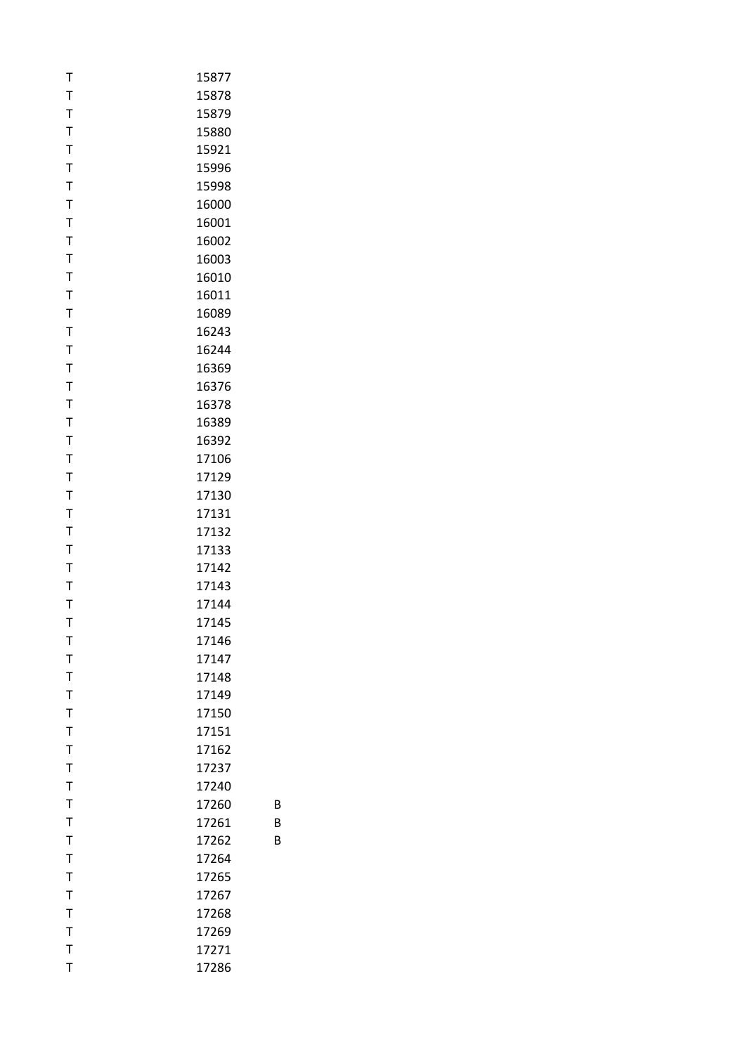| | | |
|---|---|---|
| T | 15877 | |
| T | 15878 | |
| T | 15879 | |
| T | 15880 | |
| T | 15921 | |
| T | 15996 | |
| T | 15998 | |
| T | 16000 | |
| T | 16001 | |
| T | 16002 | |
| T | 16003 | |
| T | 16010 | |
| T | 16011 | |
| T | 16089 | |
| T | 16243 | |
| T | 16244 | |
| T | 16369 | |
| T | 16376 | |
| T | 16378 | |
| T | 16389 | |
| T | 16392 | |
| T | 17106 | |
| T | 17129 | |
| T | 17130 | |
| T | 17131 | |
| T | 17132 | |
| T | 17133 | |
| T | 17142 | |
| T | 17143 | |
| T | 17144 | |
| T | 17145 | |
| T | 17146 | |
| T | 17147 | |
| T | 17148 | |
| T | 17149 | |
| T | 17150 | |
| T | 17151 | |
| T | 17162 | |
| T | 17237 | |
| T | 17240 | |
| T | 17260 | B |
| T | 17261 | B |
| T | 17262 | B |
| T | 17264 | |
| T | 17265 | |
| T | 17267 | |
| T | 17268 | |
| T | 17269 | |
| T | 17271 | |
| T | 17286 | |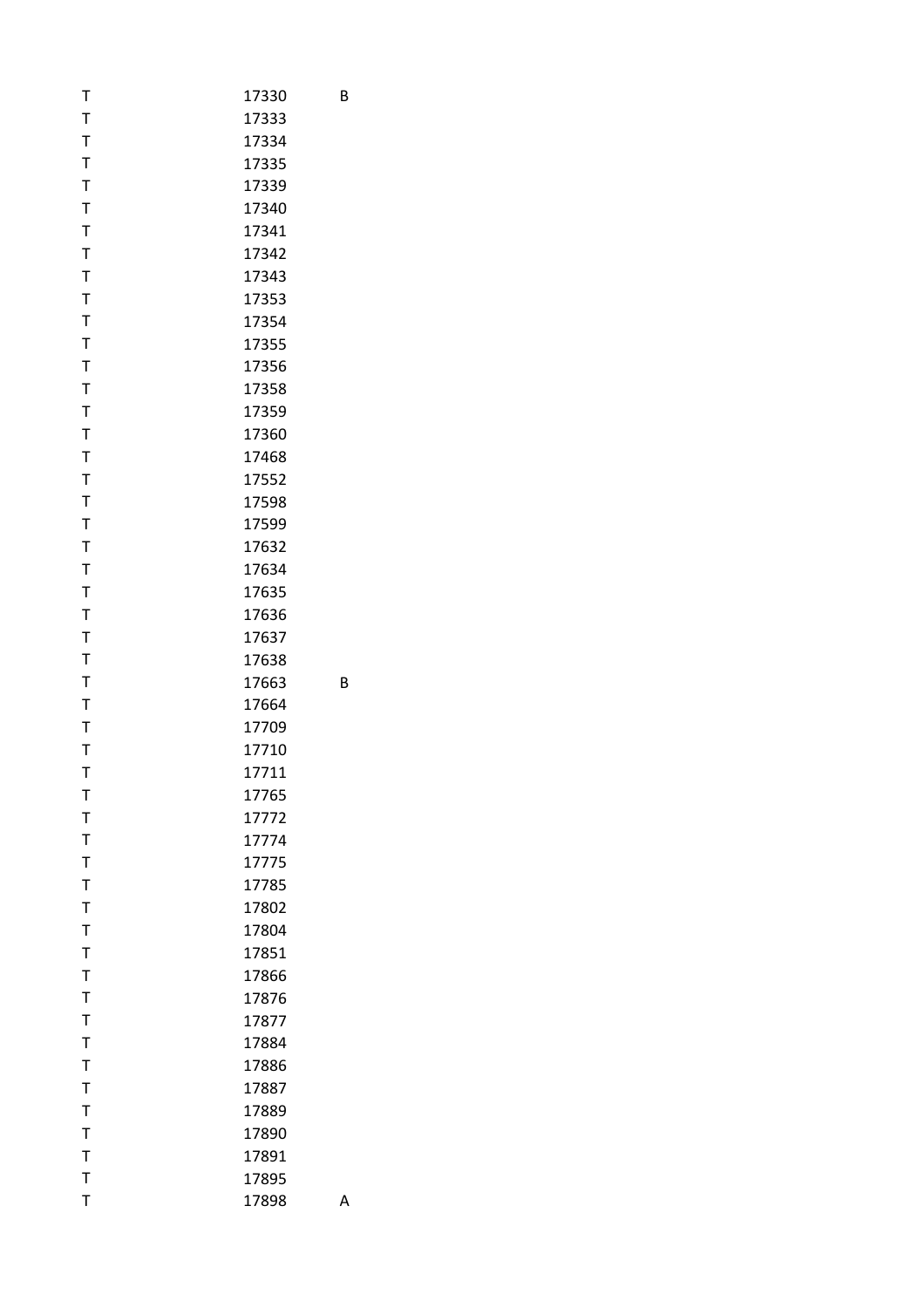| | | |
|---|---|---|
| T | 17330 | B |
| T | 17333 | |
| T | 17334 | |
| T | 17335 | |
| T | 17339 | |
| T | 17340 | |
| T | 17341 | |
| T | 17342 | |
| T | 17343 | |
| T | 17353 | |
| T | 17354 | |
| T | 17355 | |
| T | 17356 | |
| T | 17358 | |
| T | 17359 | |
| T | 17360 | |
| T | 17468 | |
| T | 17552 | |
| T | 17598 | |
| T | 17599 | |
| T | 17632 | |
| T | 17634 | |
| T | 17635 | |
| T | 17636 | |
| T | 17637 | |
| T | 17638 | |
| T | 17663 | B |
| T | 17664 | |
| T | 17709 | |
| T | 17710 | |
| T | 17711 | |
| T | 17765 | |
| T | 17772 | |
| T | 17774 | |
| T | 17775 | |
| T | 17785 | |
| T | 17802 | |
| T | 17804 | |
| T | 17851 | |
| T | 17866 | |
| T | 17876 | |
| T | 17877 | |
| T | 17884 | |
| T | 17886 | |
| T | 17887 | |
| T | 17889 | |
| T | 17890 | |
| T | 17891 | |
| T | 17895 | |
| T | 17898 | A |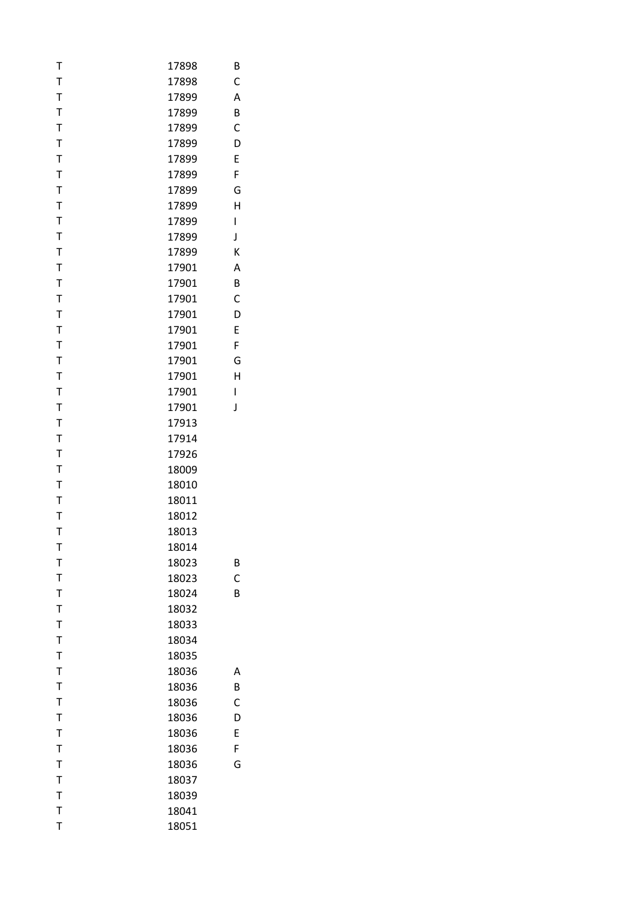| | | |
|---|---|---|
| T | 17898 | B |
| T | 17898 | C |
| T | 17899 | A |
| T | 17899 | B |
| T | 17899 | C |
| T | 17899 | D |
| T | 17899 | E |
| T | 17899 | F |
| T | 17899 | G |
| T | 17899 | H |
| T | 17899 | I |
| T | 17899 | J |
| T | 17899 | K |
| T | 17901 | A |
| T | 17901 | B |
| T | 17901 | C |
| T | 17901 | D |
| T | 17901 | E |
| T | 17901 | F |
| T | 17901 | G |
| T | 17901 | H |
| T | 17901 | I |
| T | 17901 | J |
| T | 17913 | |
| T | 17914 | |
| T | 17926 | |
| T | 18009 | |
| T | 18010 | |
| T | 18011 | |
| T | 18012 | |
| T | 18013 | |
| T | 18014 | |
| T | 18023 | B |
| T | 18023 | C |
| T | 18024 | B |
| T | 18032 | |
| T | 18033 | |
| T | 18034 | |
| T | 18035 | |
| T | 18036 | A |
| T | 18036 | B |
| T | 18036 | C |
| T | 18036 | D |
| T | 18036 | E |
| T | 18036 | F |
| T | 18036 | G |
| T | 18037 | |
| T | 18039 | |
| T | 18041 | |
| T | 18051 | |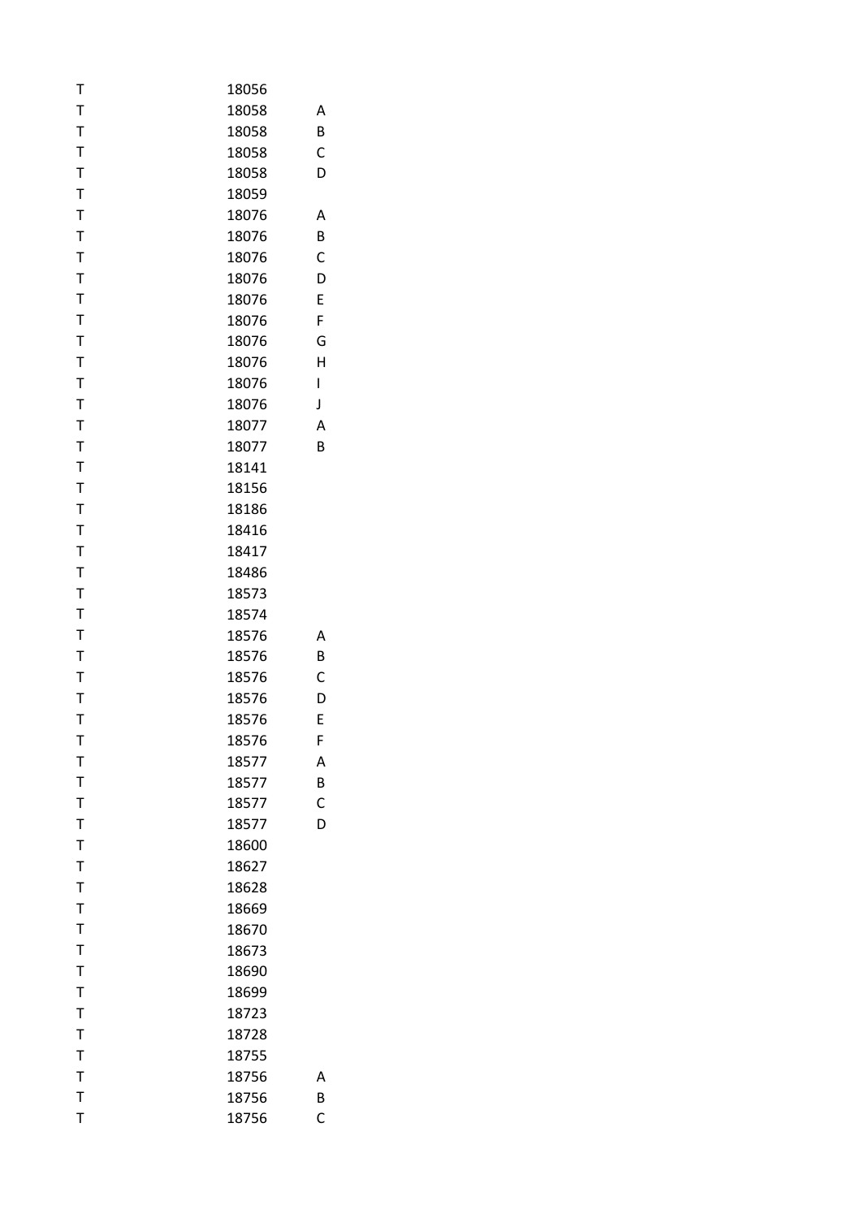| | | |
|---|---|---|
| T | 18056 | |
| T | 18058 | A |
| T | 18058 | B |
| T | 18058 | C |
| T | 18058 | D |
| T | 18059 | |
| T | 18076 | A |
| T | 18076 | B |
| T | 18076 | C |
| T | 18076 | D |
| T | 18076 | E |
| T | 18076 | F |
| T | 18076 | G |
| T | 18076 | H |
| T | 18076 | I |
| T | 18076 | J |
| T | 18077 | A |
| T | 18077 | B |
| T | 18141 | |
| T | 18156 | |
| T | 18186 | |
| T | 18416 | |
| T | 18417 | |
| T | 18486 | |
| T | 18573 | |
| T | 18574 | |
| T | 18576 | A |
| T | 18576 | B |
| T | 18576 | C |
| T | 18576 | D |
| T | 18576 | E |
| T | 18576 | F |
| T | 18577 | A |
| T | 18577 | B |
| T | 18577 | C |
| T | 18577 | D |
| T | 18600 | |
| T | 18627 | |
| T | 18628 | |
| T | 18669 | |
| T | 18670 | |
| T | 18673 | |
| T | 18690 | |
| T | 18699 | |
| T | 18723 | |
| T | 18728 | |
| T | 18755 | |
| T | 18756 | A |
| T | 18756 | B |
| T | 18756 | C |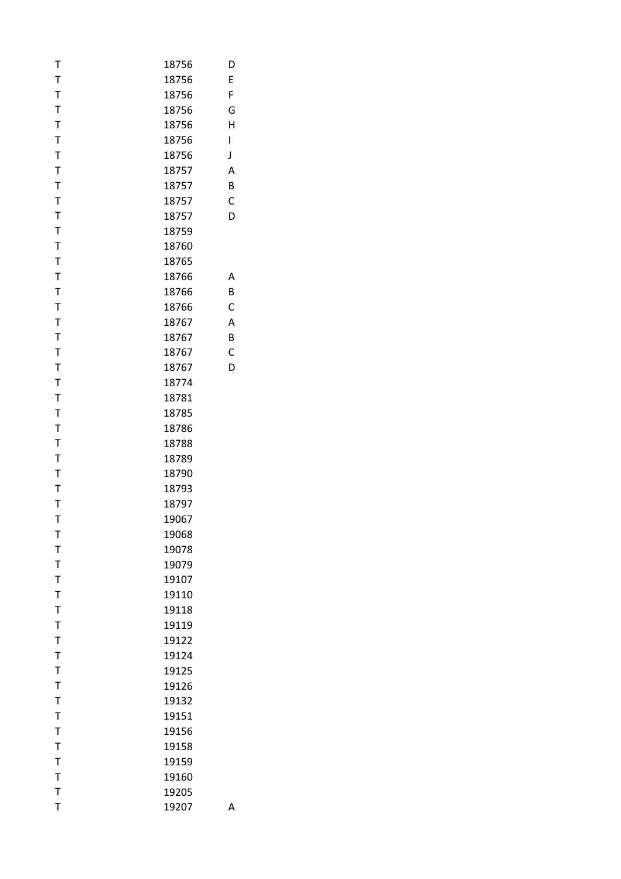| | | |
|---|---|---|
| T | 18756 | D |
| T | 18756 | E |
| T | 18756 | F |
| T | 18756 | G |
| T | 18756 | H |
| T | 18756 | I |
| T | 18756 | J |
| T | 18757 | A |
| T | 18757 | B |
| T | 18757 | C |
| T | 18757 | D |
| T | 18759 | |
| T | 18760 | |
| T | 18765 | |
| T | 18766 | A |
| T | 18766 | B |
| T | 18766 | C |
| T | 18767 | A |
| T | 18767 | B |
| T | 18767 | C |
| T | 18767 | D |
| T | 18774 | |
| T | 18781 | |
| T | 18785 | |
| T | 18786 | |
| T | 18788 | |
| T | 18789 | |
| T | 18790 | |
| T | 18793 | |
| T | 18797 | |
| T | 19067 | |
| T | 19068 | |
| T | 19078 | |
| T | 19079 | |
| T | 19107 | |
| T | 19110 | |
| T | 19118 | |
| T | 19119 | |
| T | 19122 | |
| T | 19124 | |
| T | 19125 | |
| T | 19126 | |
| T | 19132 | |
| T | 19151 | |
| T | 19156 | |
| T | 19158 | |
| T | 19159 | |
| T | 19160 | |
| T | 19205 | |
| T | 19207 | A |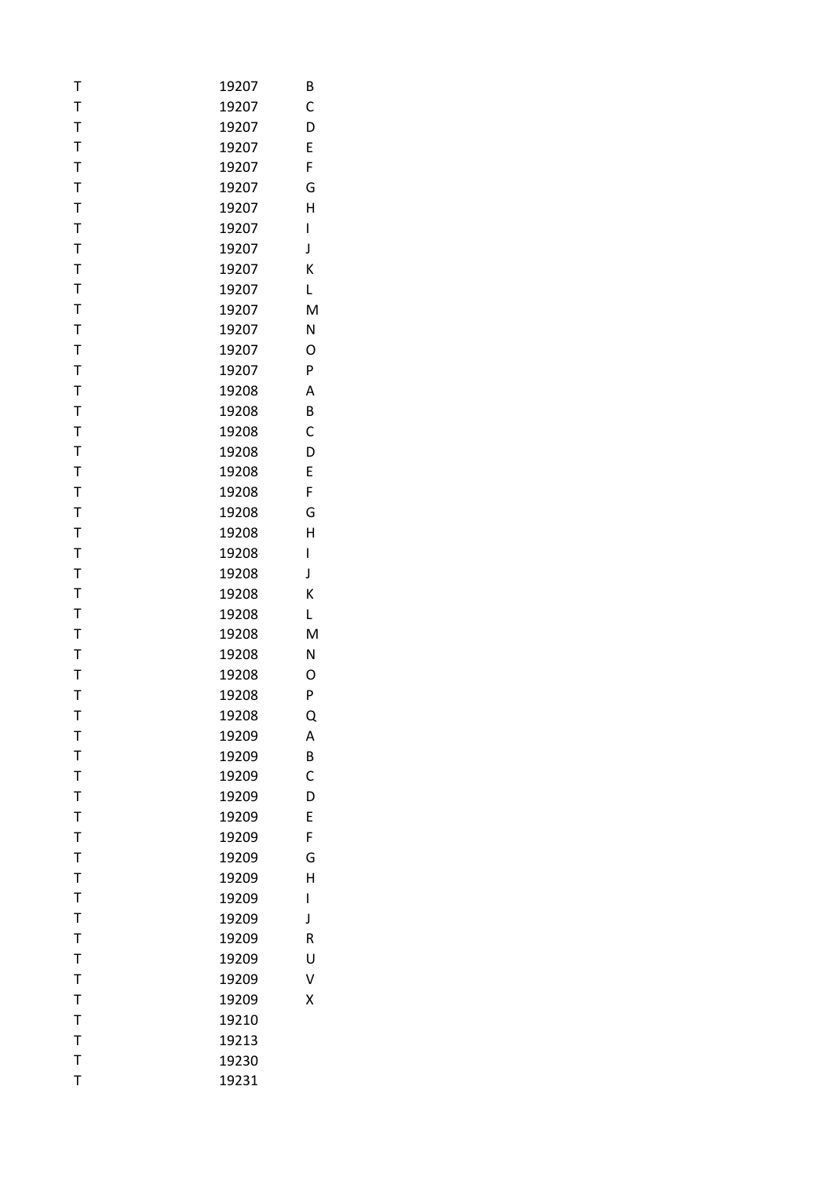| | | |
|---|---|---|
| T | 19207 | B |
| T | 19207 | C |
| T | 19207 | D |
| T | 19207 | E |
| T | 19207 | F |
| T | 19207 | G |
| T | 19207 | H |
| T | 19207 | I |
| T | 19207 | J |
| T | 19207 | K |
| T | 19207 | L |
| T | 19207 | M |
| T | 19207 | N |
| T | 19207 | O |
| T | 19207 | P |
| T | 19208 | A |
| T | 19208 | B |
| T | 19208 | C |
| T | 19208 | D |
| T | 19208 | E |
| T | 19208 | F |
| T | 19208 | G |
| T | 19208 | H |
| T | 19208 | I |
| T | 19208 | J |
| T | 19208 | K |
| T | 19208 | L |
| T | 19208 | M |
| T | 19208 | N |
| T | 19208 | O |
| T | 19208 | P |
| T | 19208 | Q |
| T | 19209 | A |
| T | 19209 | B |
| T | 19209 | C |
| T | 19209 | D |
| T | 19209 | E |
| T | 19209 | F |
| T | 19209 | G |
| T | 19209 | H |
| T | 19209 | I |
| T | 19209 | J |
| T | 19209 | R |
| T | 19209 | U |
| T | 19209 | V |
| T | 19209 | X |
| T | 19210 | |
| T | 19213 | |
| T | 19230 | |
| T | 19231 | |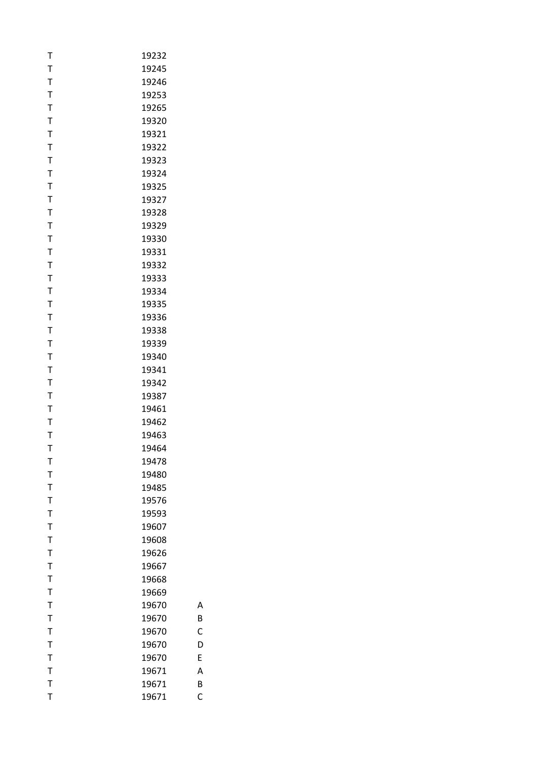| | | |
|---|---|---|
| T | 19232 | |
| T | 19245 | |
| T | 19246 | |
| T | 19253 | |
| T | 19265 | |
| T | 19320 | |
| T | 19321 | |
| T | 19322 | |
| T | 19323 | |
| T | 19324 | |
| T | 19325 | |
| T | 19327 | |
| T | 19328 | |
| T | 19329 | |
| T | 19330 | |
| T | 19331 | |
| T | 19332 | |
| T | 19333 | |
| T | 19334 | |
| T | 19335 | |
| T | 19336 | |
| T | 19338 | |
| T | 19339 | |
| T | 19340 | |
| T | 19341 | |
| T | 19342 | |
| T | 19387 | |
| T | 19461 | |
| T | 19462 | |
| T | 19463 | |
| T | 19464 | |
| T | 19478 | |
| T | 19480 | |
| T | 19485 | |
| T | 19576 | |
| T | 19593 | |
| T | 19607 | |
| T | 19608 | |
| T | 19626 | |
| T | 19667 | |
| T | 19668 | |
| T | 19669 | |
| T | 19670 | A |
| T | 19670 | B |
| T | 19670 | C |
| T | 19670 | D |
| T | 19670 | E |
| T | 19671 | A |
| T | 19671 | B |
| T | 19671 | C |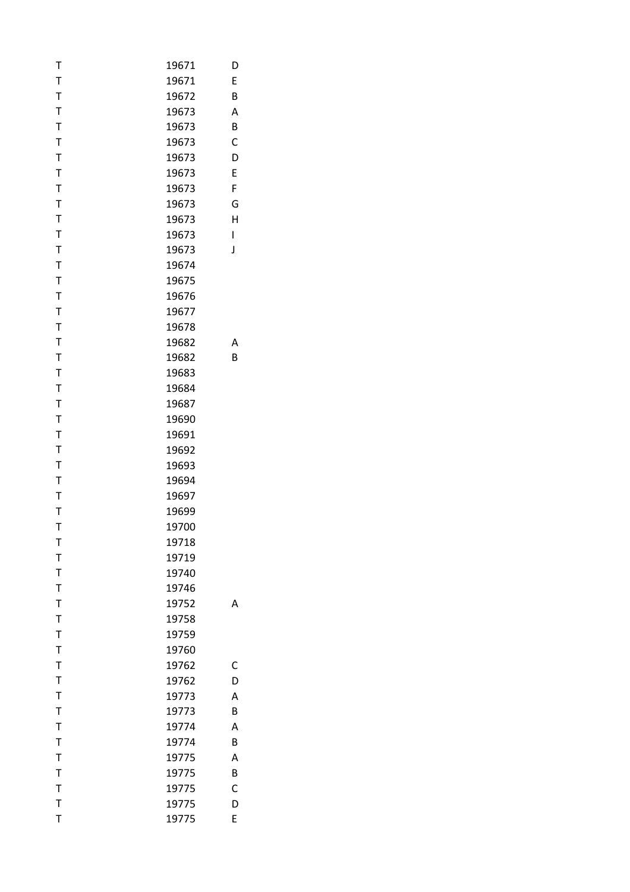| | | |
|---|---|---|
| T | 19671 | D |
| T | 19671 | E |
| T | 19672 | B |
| T | 19673 | A |
| T | 19673 | B |
| T | 19673 | C |
| T | 19673 | D |
| T | 19673 | E |
| T | 19673 | F |
| T | 19673 | G |
| T | 19673 | H |
| T | 19673 | I |
| T | 19673 | J |
| T | 19674 | |
| T | 19675 | |
| T | 19676 | |
| T | 19677 | |
| T | 19678 | |
| T | 19682 | A |
| T | 19682 | B |
| T | 19683 | |
| T | 19684 | |
| T | 19687 | |
| T | 19690 | |
| T | 19691 | |
| T | 19692 | |
| T | 19693 | |
| T | 19694 | |
| T | 19697 | |
| T | 19699 | |
| T | 19700 | |
| T | 19718 | |
| T | 19719 | |
| T | 19740 | |
| T | 19746 | |
| T | 19752 | A |
| T | 19758 | |
| T | 19759 | |
| T | 19760 | |
| T | 19762 | C |
| T | 19762 | D |
| T | 19773 | A |
| T | 19773 | B |
| T | 19774 | A |
| T | 19774 | B |
| T | 19775 | A |
| T | 19775 | B |
| T | 19775 | C |
| T | 19775 | D |
| T | 19775 | E |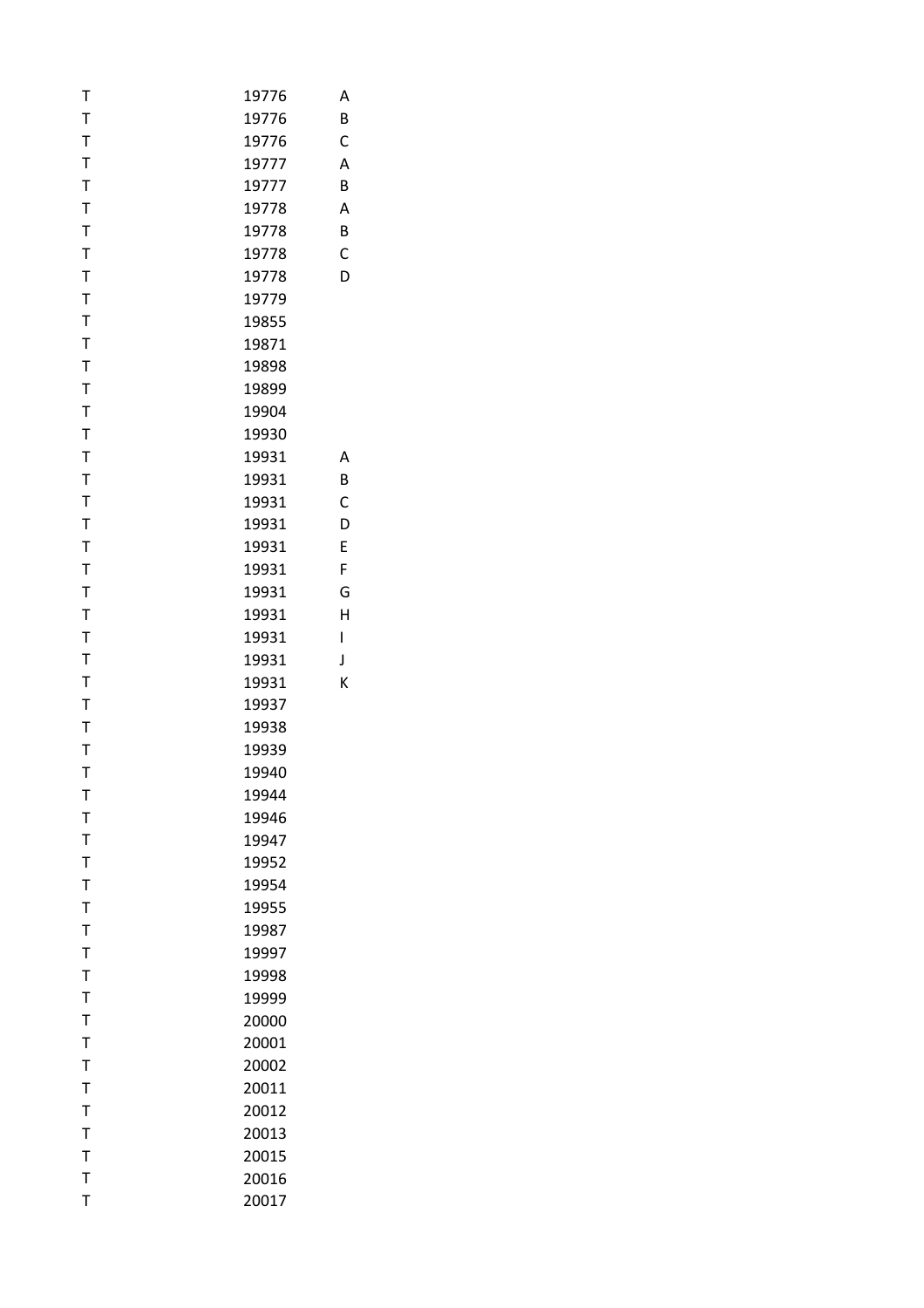| | | |
|---|---|---|
| T | 19776 | A |
| T | 19776 | B |
| T | 19776 | C |
| T | 19777 | A |
| T | 19777 | B |
| T | 19778 | A |
| T | 19778 | B |
| T | 19778 | C |
| T | 19778 | D |
| T | 19779 | |
| T | 19855 | |
| T | 19871 | |
| T | 19898 | |
| T | 19899 | |
| T | 19904 | |
| T | 19930 | |
| T | 19931 | A |
| T | 19931 | B |
| T | 19931 | C |
| T | 19931 | D |
| T | 19931 | E |
| T | 19931 | F |
| T | 19931 | G |
| T | 19931 | H |
| T | 19931 | I |
| T | 19931 | J |
| T | 19931 | K |
| T | 19937 | |
| T | 19938 | |
| T | 19939 | |
| T | 19940 | |
| T | 19944 | |
| T | 19946 | |
| T | 19947 | |
| T | 19952 | |
| T | 19954 | |
| T | 19955 | |
| T | 19987 | |
| T | 19997 | |
| T | 19998 | |
| T | 19999 | |
| T | 20000 | |
| T | 20001 | |
| T | 20002 | |
| T | 20011 | |
| T | 20012 | |
| T | 20013 | |
| T | 20015 | |
| T | 20016 | |
| T | 20017 | |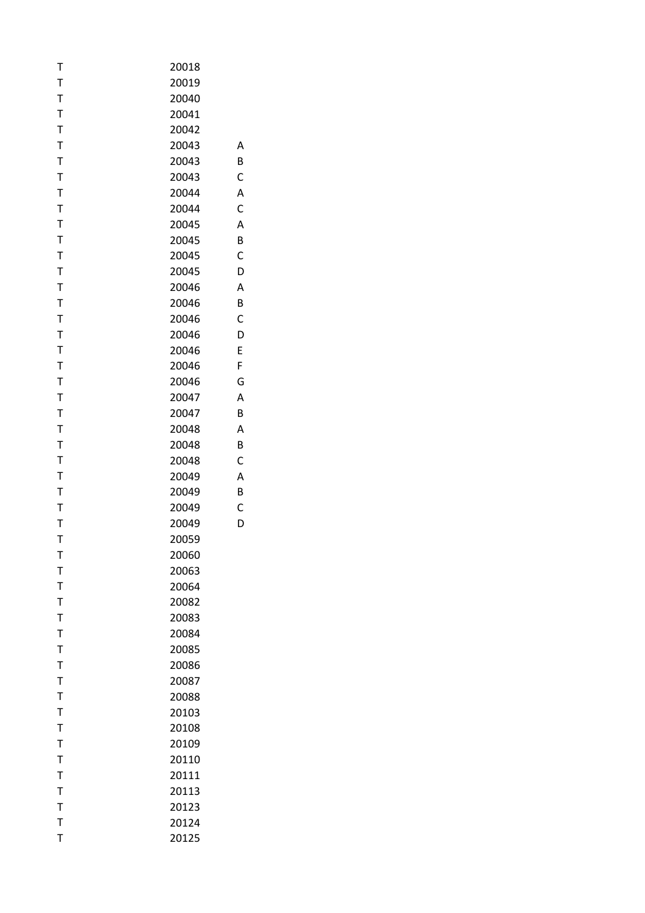| | | |
|---|---|---|
| T | 20018 | |
| T | 20019 | |
| T | 20040 | |
| T | 20041 | |
| T | 20042 | |
| T | 20043 | A |
| T | 20043 | B |
| T | 20043 | C |
| T | 20044 | A |
| T | 20044 | C |
| T | 20045 | A |
| T | 20045 | B |
| T | 20045 | C |
| T | 20045 | D |
| T | 20046 | A |
| T | 20046 | B |
| T | 20046 | C |
| T | 20046 | D |
| T | 20046 | E |
| T | 20046 | F |
| T | 20046 | G |
| T | 20047 | A |
| T | 20047 | B |
| T | 20048 | A |
| T | 20048 | B |
| T | 20048 | C |
| T | 20049 | A |
| T | 20049 | B |
| T | 20049 | C |
| T | 20049 | D |
| T | 20059 | |
| T | 20060 | |
| T | 20063 | |
| T | 20064 | |
| T | 20082 | |
| T | 20083 | |
| T | 20084 | |
| T | 20085 | |
| T | 20086 | |
| T | 20087 | |
| T | 20088 | |
| T | 20103 | |
| T | 20108 | |
| T | 20109 | |
| T | 20110 | |
| T | 20111 | |
| T | 20113 | |
| T | 20123 | |
| T | 20124 | |
| T | 20125 | |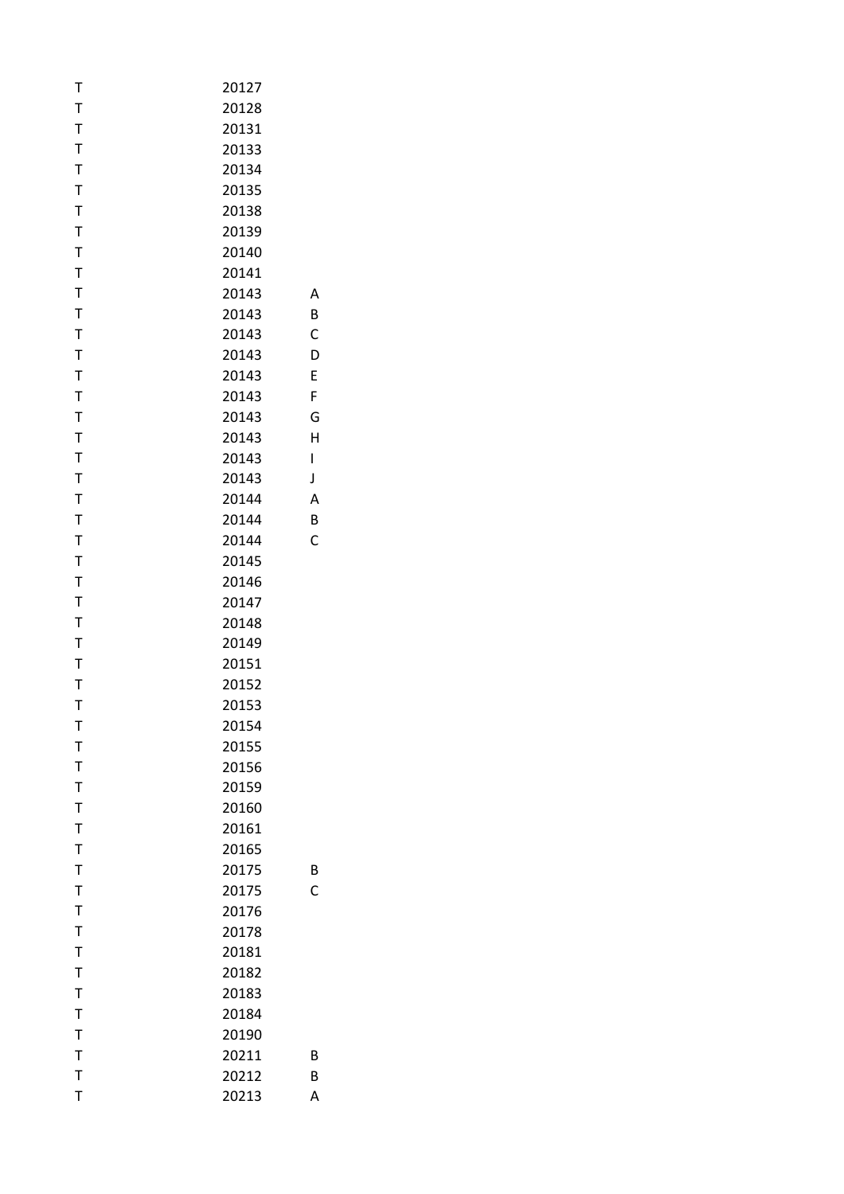| | | |
|---|---|---|
| T | 20127 | |
| T | 20128 | |
| T | 20131 | |
| T | 20133 | |
| T | 20134 | |
| T | 20135 | |
| T | 20138 | |
| T | 20139 | |
| T | 20140 | |
| T | 20141 | |
| T | 20143 | A |
| T | 20143 | B |
| T | 20143 | C |
| T | 20143 | D |
| T | 20143 | E |
| T | 20143 | F |
| T | 20143 | G |
| T | 20143 | H |
| T | 20143 | I |
| T | 20143 | J |
| T | 20144 | A |
| T | 20144 | B |
| T | 20144 | C |
| T | 20145 | |
| T | 20146 | |
| T | 20147 | |
| T | 20148 | |
| T | 20149 | |
| T | 20151 | |
| T | 20152 | |
| T | 20153 | |
| T | 20154 | |
| T | 20155 | |
| T | 20156 | |
| T | 20159 | |
| T | 20160 | |
| T | 20161 | |
| T | 20165 | |
| T | 20175 | B |
| T | 20175 | C |
| T | 20176 | |
| T | 20178 | |
| T | 20181 | |
| T | 20182 | |
| T | 20183 | |
| T | 20184 | |
| T | 20190 | |
| T | 20211 | B |
| T | 20212 | B |
| T | 20213 | A |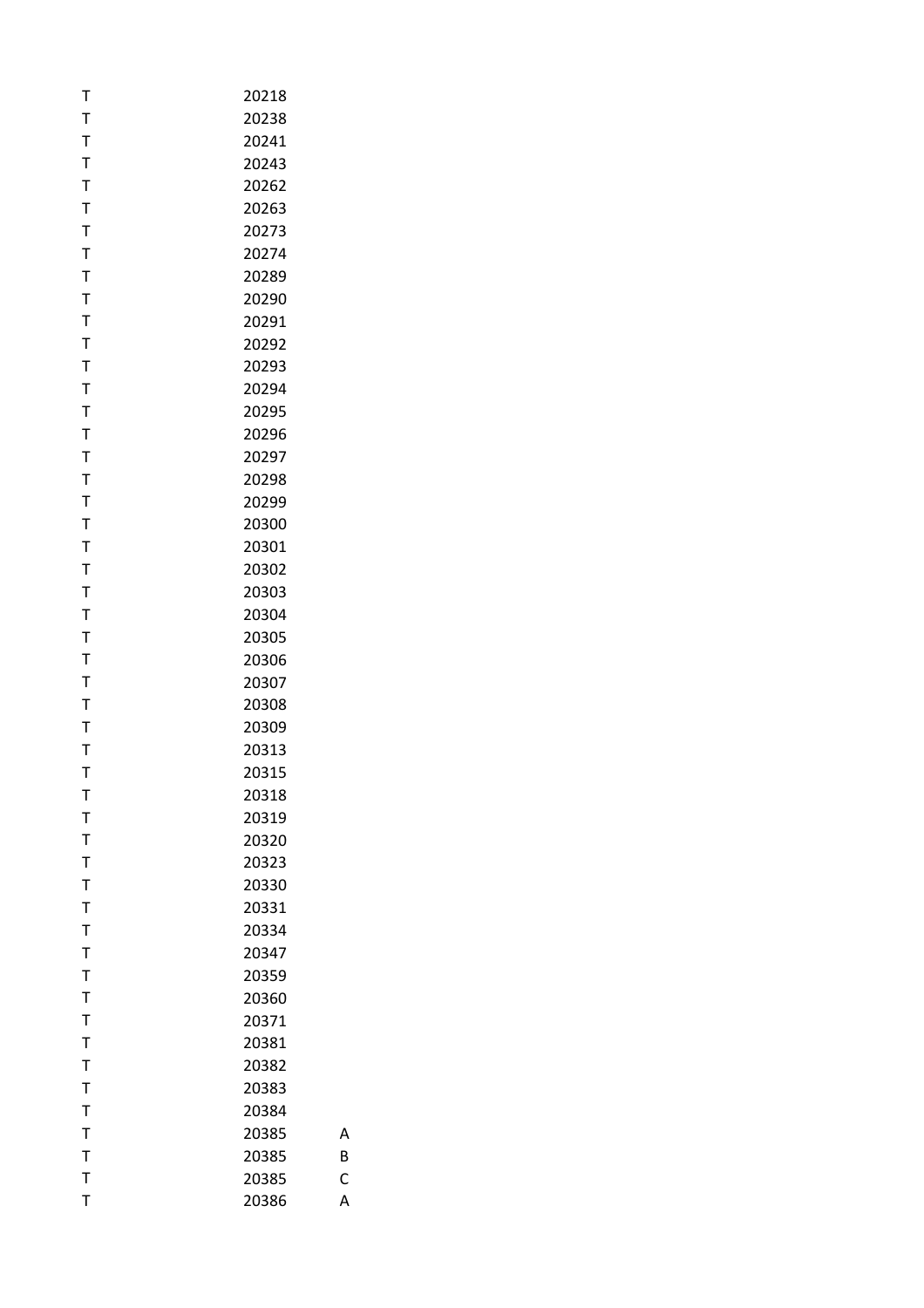| | | |
|---|---|---|
| T | 20218 | |
| T | 20238 | |
| T | 20241 | |
| T | 20243 | |
| T | 20262 | |
| T | 20263 | |
| T | 20273 | |
| T | 20274 | |
| T | 20289 | |
| T | 20290 | |
| T | 20291 | |
| T | 20292 | |
| T | 20293 | |
| T | 20294 | |
| T | 20295 | |
| T | 20296 | |
| T | 20297 | |
| T | 20298 | |
| T | 20299 | |
| T | 20300 | |
| T | 20301 | |
| T | 20302 | |
| T | 20303 | |
| T | 20304 | |
| T | 20305 | |
| T | 20306 | |
| T | 20307 | |
| T | 20308 | |
| T | 20309 | |
| T | 20313 | |
| T | 20315 | |
| T | 20318 | |
| T | 20319 | |
| T | 20320 | |
| T | 20323 | |
| T | 20330 | |
| T | 20331 | |
| T | 20334 | |
| T | 20347 | |
| T | 20359 | |
| T | 20360 | |
| T | 20371 | |
| T | 20381 | |
| T | 20382 | |
| T | 20383 | |
| T | 20384 | |
| T | 20385 | A |
| T | 20385 | B |
| T | 20385 | C |
| T | 20386 | A |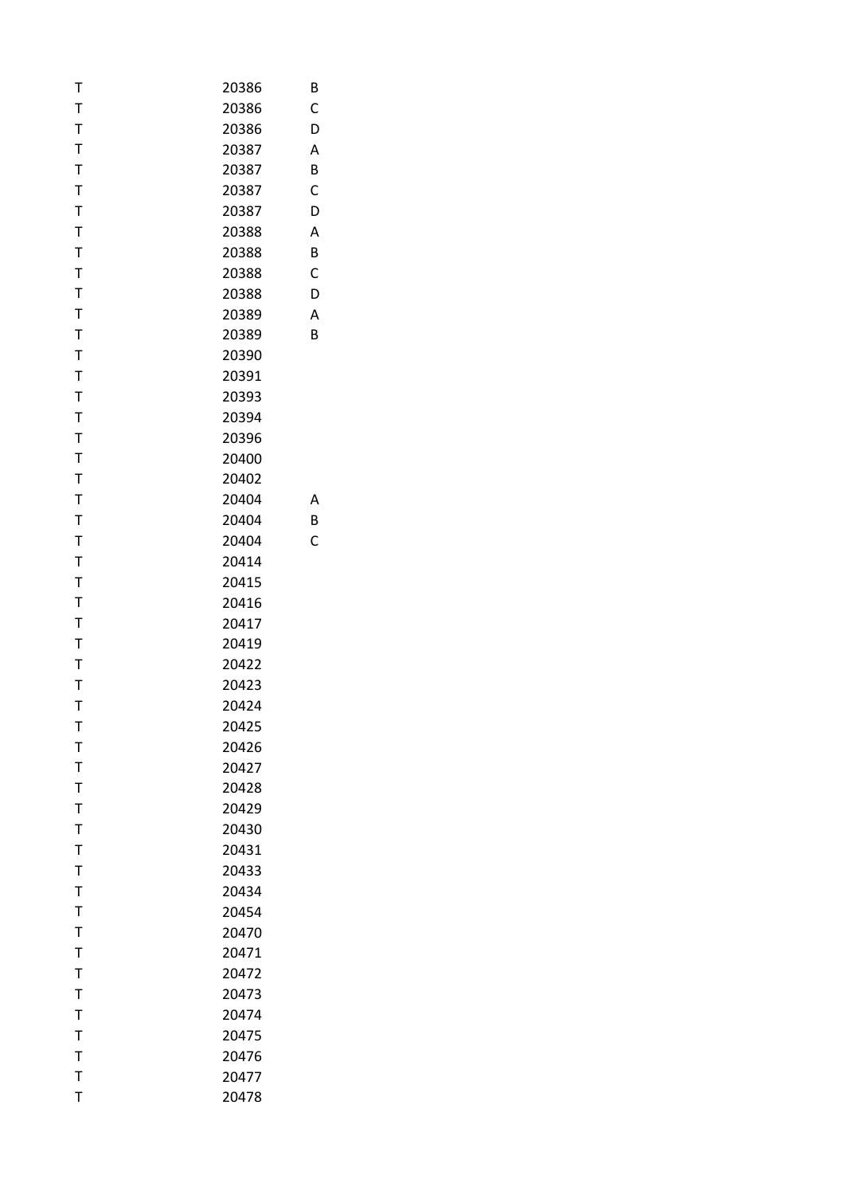| | | |
|---|---|---|
| T | 20386 | B |
| T | 20386 | C |
| T | 20386 | D |
| T | 20387 | A |
| T | 20387 | B |
| T | 20387 | C |
| T | 20387 | D |
| T | 20388 | A |
| T | 20388 | B |
| T | 20388 | C |
| T | 20388 | D |
| T | 20389 | A |
| T | 20389 | B |
| T | 20390 | |
| T | 20391 | |
| T | 20393 | |
| T | 20394 | |
| T | 20396 | |
| T | 20400 | |
| T | 20402 | |
| T | 20404 | A |
| T | 20404 | B |
| T | 20404 | C |
| T | 20414 | |
| T | 20415 | |
| T | 20416 | |
| T | 20417 | |
| T | 20419 | |
| T | 20422 | |
| T | 20423 | |
| T | 20424 | |
| T | 20425 | |
| T | 20426 | |
| T | 20427 | |
| T | 20428 | |
| T | 20429 | |
| T | 20430 | |
| T | 20431 | |
| T | 20433 | |
| T | 20434 | |
| T | 20454 | |
| T | 20470 | |
| T | 20471 | |
| T | 20472 | |
| T | 20473 | |
| T | 20474 | |
| T | 20475 | |
| T | 20476 | |
| T | 20477 | |
| T | 20478 | |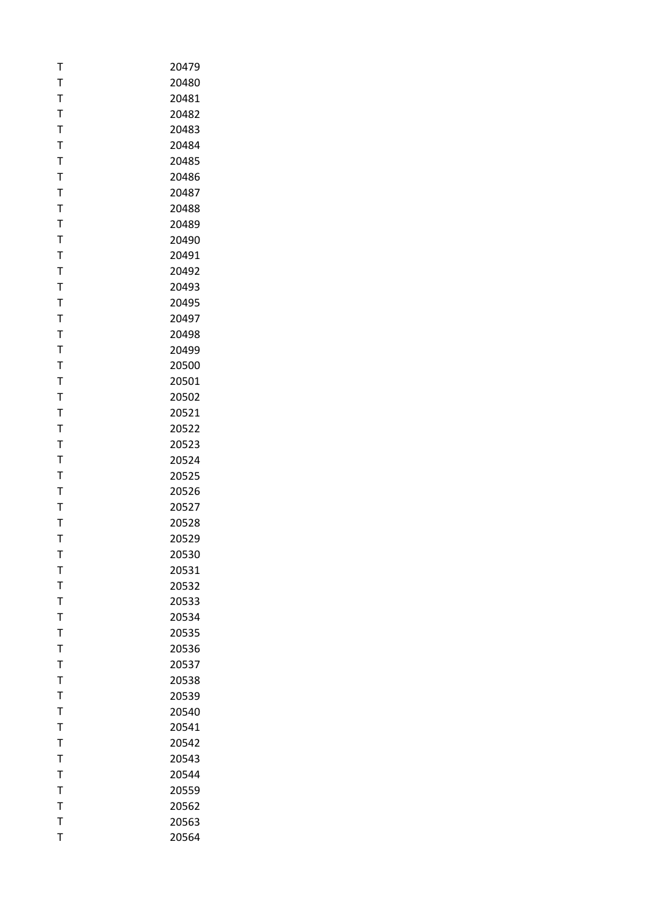| | |
|---|---|
| T | 20479 |
| T | 20480 |
| T | 20481 |
| T | 20482 |
| T | 20483 |
| T | 20484 |
| T | 20485 |
| T | 20486 |
| T | 20487 |
| T | 20488 |
| T | 20489 |
| T | 20490 |
| T | 20491 |
| T | 20492 |
| T | 20493 |
| T | 20495 |
| T | 20497 |
| T | 20498 |
| T | 20499 |
| T | 20500 |
| T | 20501 |
| T | 20502 |
| T | 20521 |
| T | 20522 |
| T | 20523 |
| T | 20524 |
| T | 20525 |
| T | 20526 |
| T | 20527 |
| T | 20528 |
| T | 20529 |
| T | 20530 |
| T | 20531 |
| T | 20532 |
| T | 20533 |
| T | 20534 |
| T | 20535 |
| T | 20536 |
| T | 20537 |
| T | 20538 |
| T | 20539 |
| T | 20540 |
| T | 20541 |
| T | 20542 |
| T | 20543 |
| T | 20544 |
| T | 20559 |
| T | 20562 |
| T | 20563 |
| T | 20564 |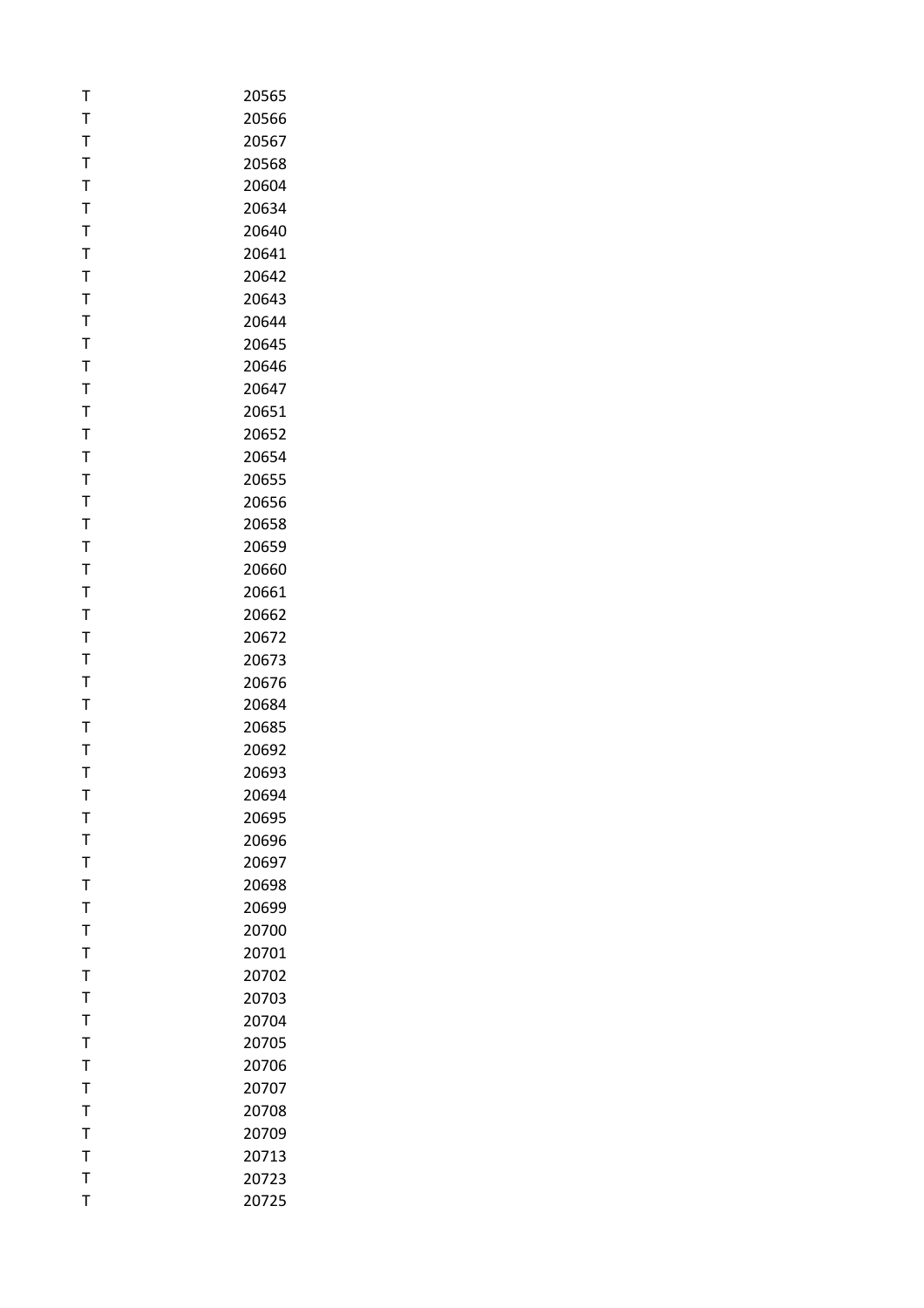| | |
|---|---|
| T | 20565 |
| T | 20566 |
| T | 20567 |
| T | 20568 |
| T | 20604 |
| T | 20634 |
| T | 20640 |
| T | 20641 |
| T | 20642 |
| T | 20643 |
| T | 20644 |
| T | 20645 |
| T | 20646 |
| T | 20647 |
| T | 20651 |
| T | 20652 |
| T | 20654 |
| T | 20655 |
| T | 20656 |
| T | 20658 |
| T | 20659 |
| T | 20660 |
| T | 20661 |
| T | 20662 |
| T | 20672 |
| T | 20673 |
| T | 20676 |
| T | 20684 |
| T | 20685 |
| T | 20692 |
| T | 20693 |
| T | 20694 |
| T | 20695 |
| T | 20696 |
| T | 20697 |
| T | 20698 |
| T | 20699 |
| T | 20700 |
| T | 20701 |
| T | 20702 |
| T | 20703 |
| T | 20704 |
| T | 20705 |
| T | 20706 |
| T | 20707 |
| T | 20708 |
| T | 20709 |
| T | 20713 |
| T | 20723 |
| T | 20725 |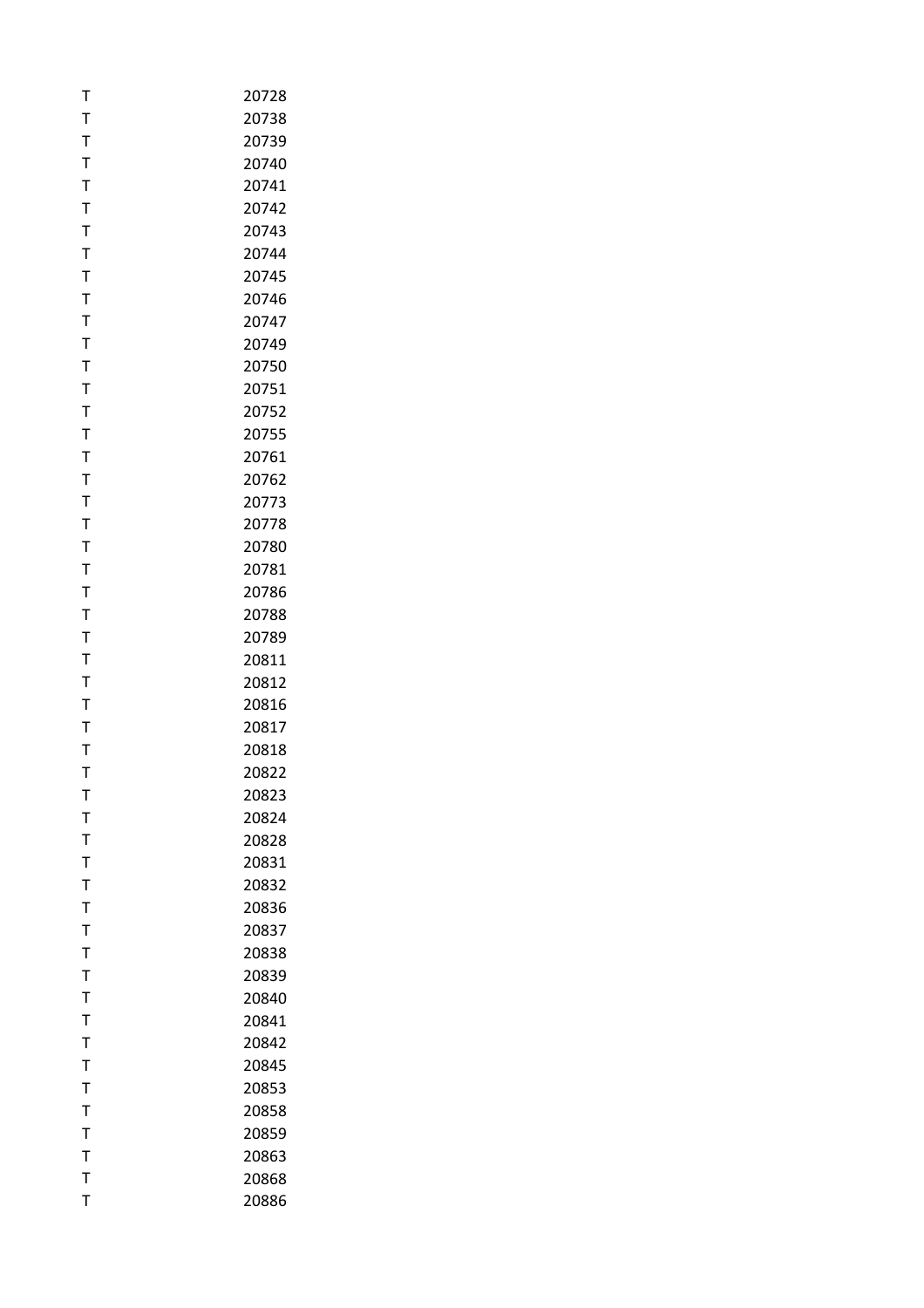| | |
|---|---|
| T | 20728 |
| T | 20738 |
| T | 20739 |
| T | 20740 |
| T | 20741 |
| T | 20742 |
| T | 20743 |
| T | 20744 |
| T | 20745 |
| T | 20746 |
| T | 20747 |
| T | 20749 |
| T | 20750 |
| T | 20751 |
| T | 20752 |
| T | 20755 |
| T | 20761 |
| T | 20762 |
| T | 20773 |
| T | 20778 |
| T | 20780 |
| T | 20781 |
| T | 20786 |
| T | 20788 |
| T | 20789 |
| T | 20811 |
| T | 20812 |
| T | 20816 |
| T | 20817 |
| T | 20818 |
| T | 20822 |
| T | 20823 |
| T | 20824 |
| T | 20828 |
| T | 20831 |
| T | 20832 |
| T | 20836 |
| T | 20837 |
| T | 20838 |
| T | 20839 |
| T | 20840 |
| T | 20841 |
| T | 20842 |
| T | 20845 |
| T | 20853 |
| T | 20858 |
| T | 20859 |
| T | 20863 |
| T | 20868 |
| T | 20886 |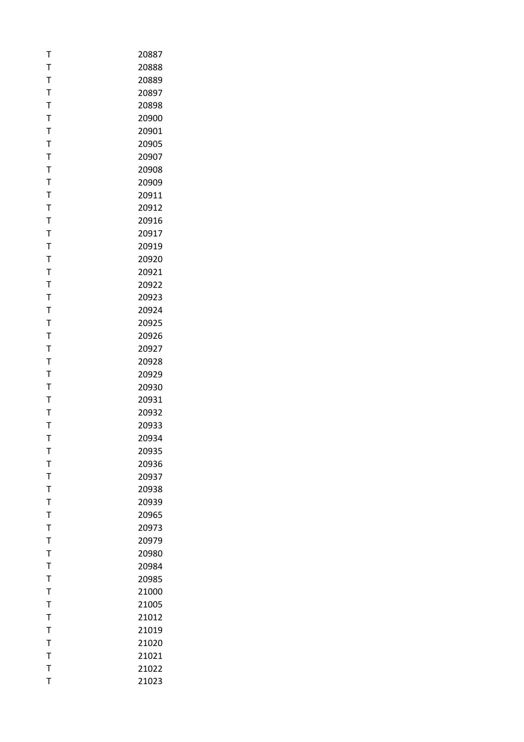| | |
|---|---|
| T | 20887 |
| T | 20888 |
| T | 20889 |
| T | 20897 |
| T | 20898 |
| T | 20900 |
| T | 20901 |
| T | 20905 |
| T | 20907 |
| T | 20908 |
| T | 20909 |
| T | 20911 |
| T | 20912 |
| T | 20916 |
| T | 20917 |
| T | 20919 |
| T | 20920 |
| T | 20921 |
| T | 20922 |
| T | 20923 |
| T | 20924 |
| T | 20925 |
| T | 20926 |
| T | 20927 |
| T | 20928 |
| T | 20929 |
| T | 20930 |
| T | 20931 |
| T | 20932 |
| T | 20933 |
| T | 20934 |
| T | 20935 |
| T | 20936 |
| T | 20937 |
| T | 20938 |
| T | 20939 |
| T | 20965 |
| T | 20973 |
| T | 20979 |
| T | 20980 |
| T | 20984 |
| T | 20985 |
| T | 21000 |
| T | 21005 |
| T | 21012 |
| T | 21019 |
| T | 21020 |
| T | 21021 |
| T | 21022 |
| T | 21023 |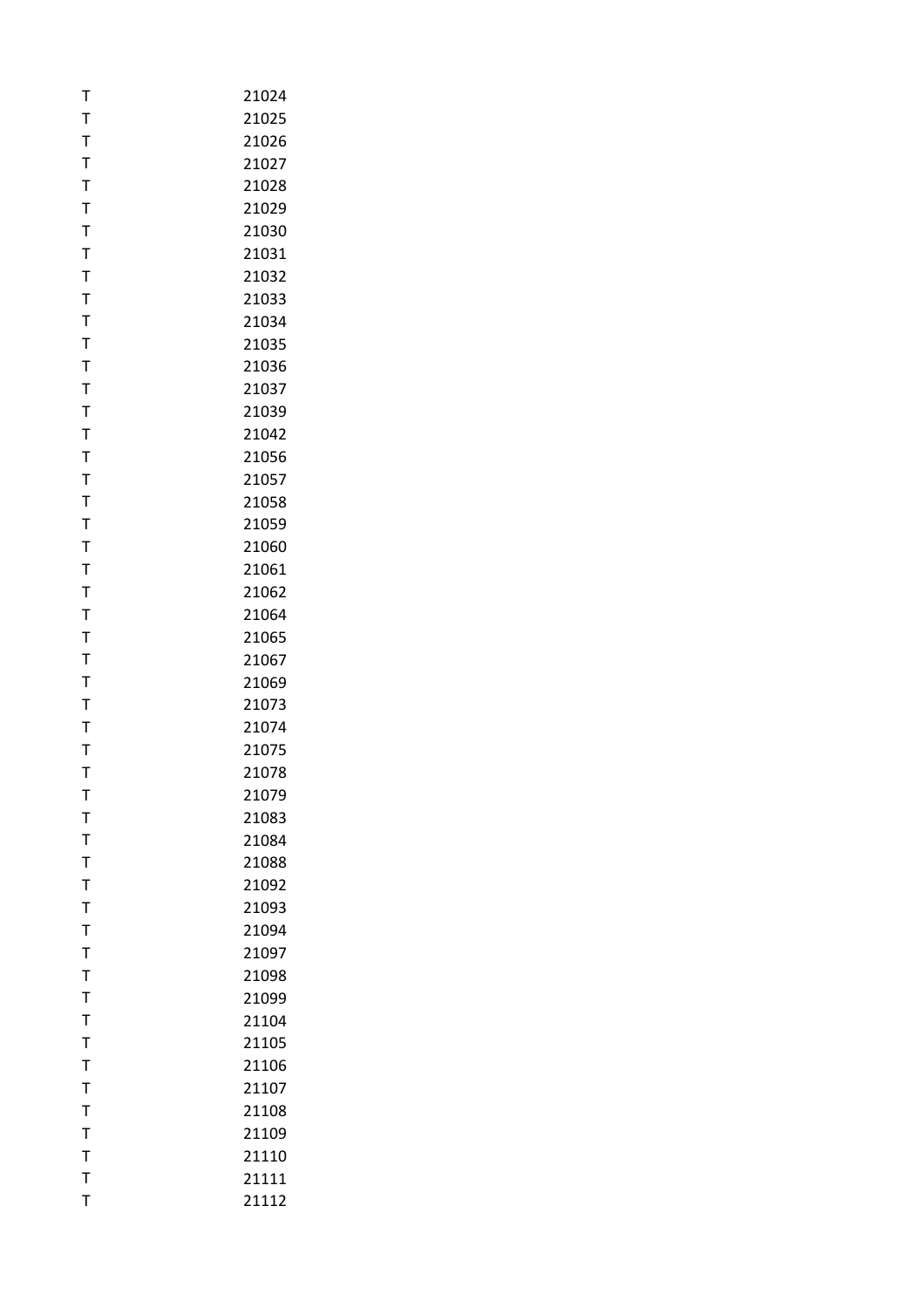| | |
|---|---|
| T | 21024 |
| T | 21025 |
| T | 21026 |
| T | 21027 |
| T | 21028 |
| T | 21029 |
| T | 21030 |
| T | 21031 |
| T | 21032 |
| T | 21033 |
| T | 21034 |
| T | 21035 |
| T | 21036 |
| T | 21037 |
| T | 21039 |
| T | 21042 |
| T | 21056 |
| T | 21057 |
| T | 21058 |
| T | 21059 |
| T | 21060 |
| T | 21061 |
| T | 21062 |
| T | 21064 |
| T | 21065 |
| T | 21067 |
| T | 21069 |
| T | 21073 |
| T | 21074 |
| T | 21075 |
| T | 21078 |
| T | 21079 |
| T | 21083 |
| T | 21084 |
| T | 21088 |
| T | 21092 |
| T | 21093 |
| T | 21094 |
| T | 21097 |
| T | 21098 |
| T | 21099 |
| T | 21104 |
| T | 21105 |
| T | 21106 |
| T | 21107 |
| T | 21108 |
| T | 21109 |
| T | 21110 |
| T | 21111 |
| T | 21112 |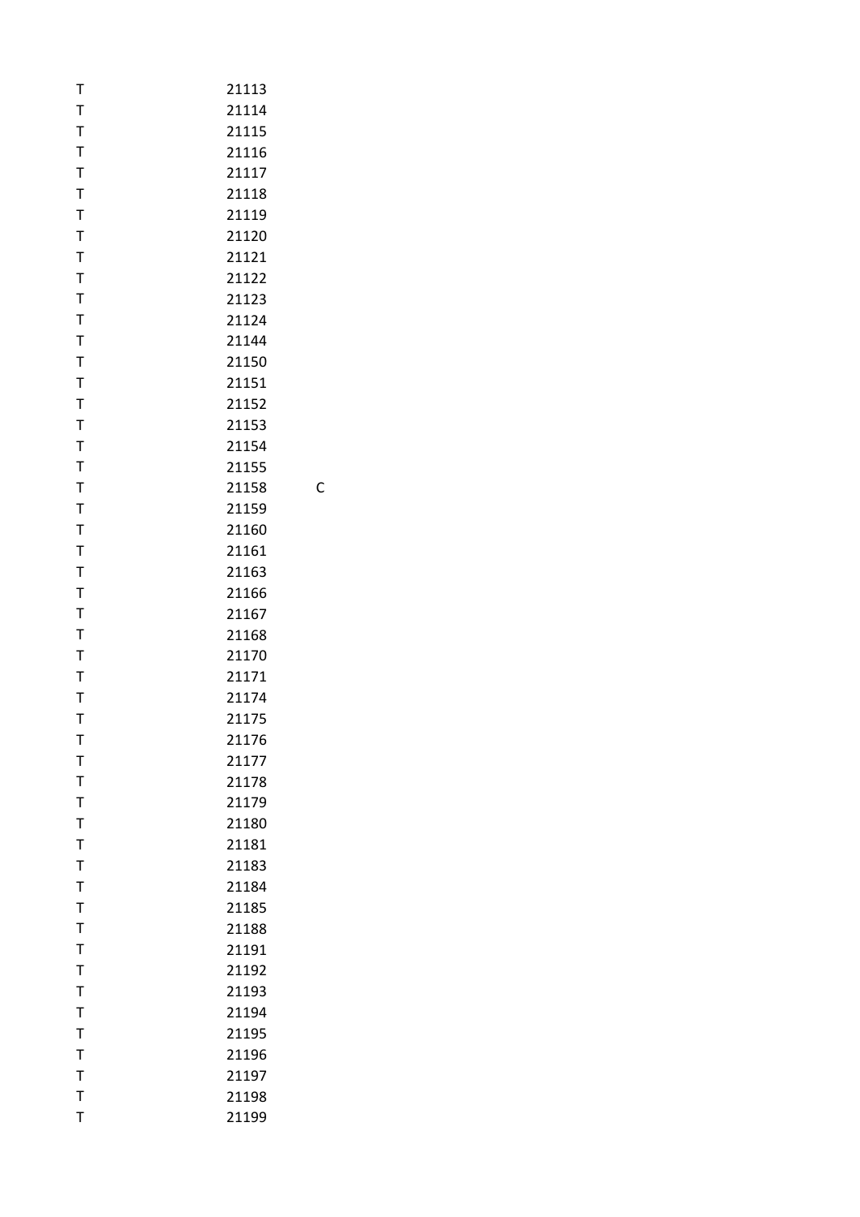| | | |
|---|---|---|
| T | 21113 | |
| T | 21114 | |
| T | 21115 | |
| T | 21116 | |
| T | 21117 | |
| T | 21118 | |
| T | 21119 | |
| T | 21120 | |
| T | 21121 | |
| T | 21122 | |
| T | 21123 | |
| T | 21124 | |
| T | 21144 | |
| T | 21150 | |
| T | 21151 | |
| T | 21152 | |
| T | 21153 | |
| T | 21154 | |
| T | 21155 | |
| T | 21158 | C |
| T | 21159 | |
| T | 21160 | |
| T | 21161 | |
| T | 21163 | |
| T | 21166 | |
| T | 21167 | |
| T | 21168 | |
| T | 21170 | |
| T | 21171 | |
| T | 21174 | |
| T | 21175 | |
| T | 21176 | |
| T | 21177 | |
| T | 21178 | |
| T | 21179 | |
| T | 21180 | |
| T | 21181 | |
| T | 21183 | |
| T | 21184 | |
| T | 21185 | |
| T | 21188 | |
| T | 21191 | |
| T | 21192 | |
| T | 21193 | |
| T | 21194 | |
| T | 21195 | |
| T | 21196 | |
| T | 21197 | |
| T | 21198 | |
| T | 21199 | |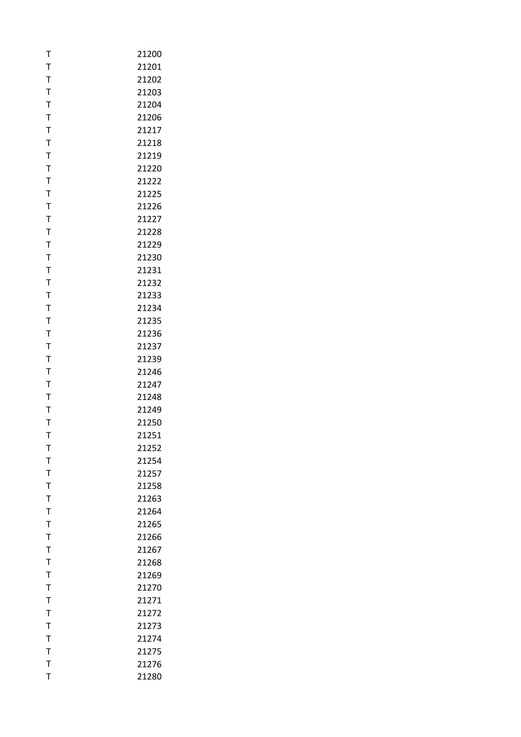| | |
|---|---|
| T | 21200 |
| T | 21201 |
| T | 21202 |
| T | 21203 |
| T | 21204 |
| T | 21206 |
| T | 21217 |
| T | 21218 |
| T | 21219 |
| T | 21220 |
| T | 21222 |
| T | 21225 |
| T | 21226 |
| T | 21227 |
| T | 21228 |
| T | 21229 |
| T | 21230 |
| T | 21231 |
| T | 21232 |
| T | 21233 |
| T | 21234 |
| T | 21235 |
| T | 21236 |
| T | 21237 |
| T | 21239 |
| T | 21246 |
| T | 21247 |
| T | 21248 |
| T | 21249 |
| T | 21250 |
| T | 21251 |
| T | 21252 |
| T | 21254 |
| T | 21257 |
| T | 21258 |
| T | 21263 |
| T | 21264 |
| T | 21265 |
| T | 21266 |
| T | 21267 |
| T | 21268 |
| T | 21269 |
| T | 21270 |
| T | 21271 |
| T | 21272 |
| T | 21273 |
| T | 21274 |
| T | 21275 |
| T | 21276 |
| T | 21280 |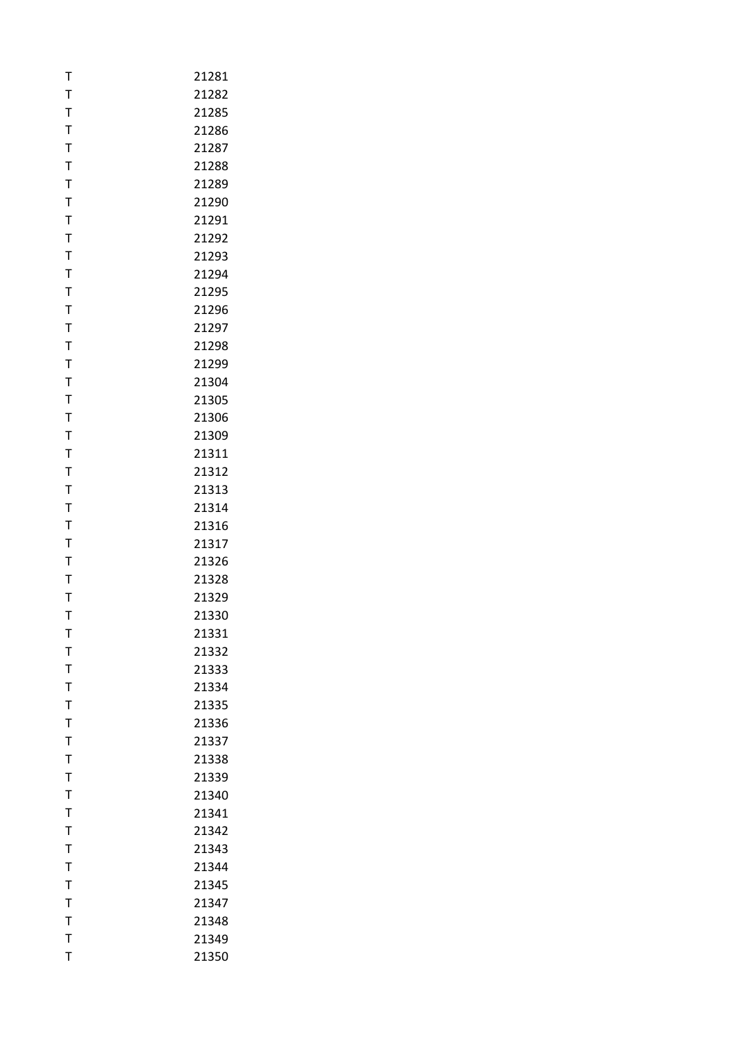| | |
|---|---|
| T | 21281 |
| T | 21282 |
| T | 21285 |
| T | 21286 |
| T | 21287 |
| T | 21288 |
| T | 21289 |
| T | 21290 |
| T | 21291 |
| T | 21292 |
| T | 21293 |
| T | 21294 |
| T | 21295 |
| T | 21296 |
| T | 21297 |
| T | 21298 |
| T | 21299 |
| T | 21304 |
| T | 21305 |
| T | 21306 |
| T | 21309 |
| T | 21311 |
| T | 21312 |
| T | 21313 |
| T | 21314 |
| T | 21316 |
| T | 21317 |
| T | 21326 |
| T | 21328 |
| T | 21329 |
| T | 21330 |
| T | 21331 |
| T | 21332 |
| T | 21333 |
| T | 21334 |
| T | 21335 |
| T | 21336 |
| T | 21337 |
| T | 21338 |
| T | 21339 |
| T | 21340 |
| T | 21341 |
| T | 21342 |
| T | 21343 |
| T | 21344 |
| T | 21345 |
| T | 21347 |
| T | 21348 |
| T | 21349 |
| T | 21350 |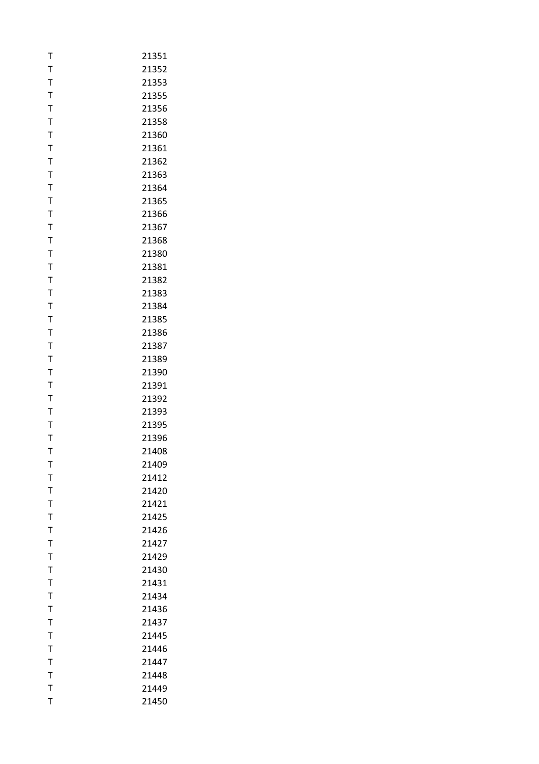| | |
|---|---|
| T | 21351 |
| T | 21352 |
| T | 21353 |
| T | 21355 |
| T | 21356 |
| T | 21358 |
| T | 21360 |
| T | 21361 |
| T | 21362 |
| T | 21363 |
| T | 21364 |
| T | 21365 |
| T | 21366 |
| T | 21367 |
| T | 21368 |
| T | 21380 |
| T | 21381 |
| T | 21382 |
| T | 21383 |
| T | 21384 |
| T | 21385 |
| T | 21386 |
| T | 21387 |
| T | 21389 |
| T | 21390 |
| T | 21391 |
| T | 21392 |
| T | 21393 |
| T | 21395 |
| T | 21396 |
| T | 21408 |
| T | 21409 |
| T | 21412 |
| T | 21420 |
| T | 21421 |
| T | 21425 |
| T | 21426 |
| T | 21427 |
| T | 21429 |
| T | 21430 |
| T | 21431 |
| T | 21434 |
| T | 21436 |
| T | 21437 |
| T | 21445 |
| T | 21446 |
| T | 21447 |
| T | 21448 |
| T | 21449 |
| T | 21450 |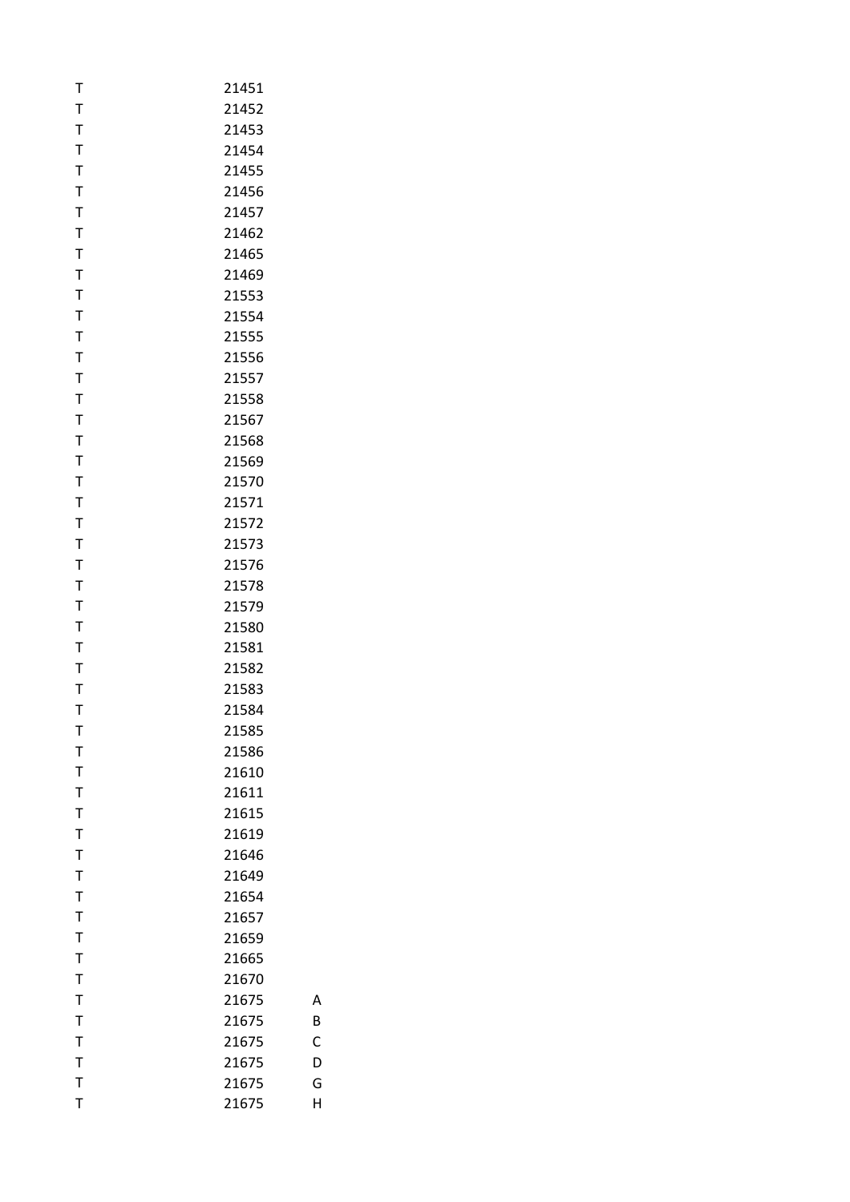| | | |
|---|---|---|
| T | 21451 | |
| T | 21452 | |
| T | 21453 | |
| T | 21454 | |
| T | 21455 | |
| T | 21456 | |
| T | 21457 | |
| T | 21462 | |
| T | 21465 | |
| T | 21469 | |
| T | 21553 | |
| T | 21554 | |
| T | 21555 | |
| T | 21556 | |
| T | 21557 | |
| T | 21558 | |
| T | 21567 | |
| T | 21568 | |
| T | 21569 | |
| T | 21570 | |
| T | 21571 | |
| T | 21572 | |
| T | 21573 | |
| T | 21576 | |
| T | 21578 | |
| T | 21579 | |
| T | 21580 | |
| T | 21581 | |
| T | 21582 | |
| T | 21583 | |
| T | 21584 | |
| T | 21585 | |
| T | 21586 | |
| T | 21610 | |
| T | 21611 | |
| T | 21615 | |
| T | 21619 | |
| T | 21646 | |
| T | 21649 | |
| T | 21654 | |
| T | 21657 | |
| T | 21659 | |
| T | 21665 | |
| T | 21670 | |
| T | 21675 | A |
| T | 21675 | B |
| T | 21675 | C |
| T | 21675 | D |
| T | 21675 | G |
| T | 21675 | H |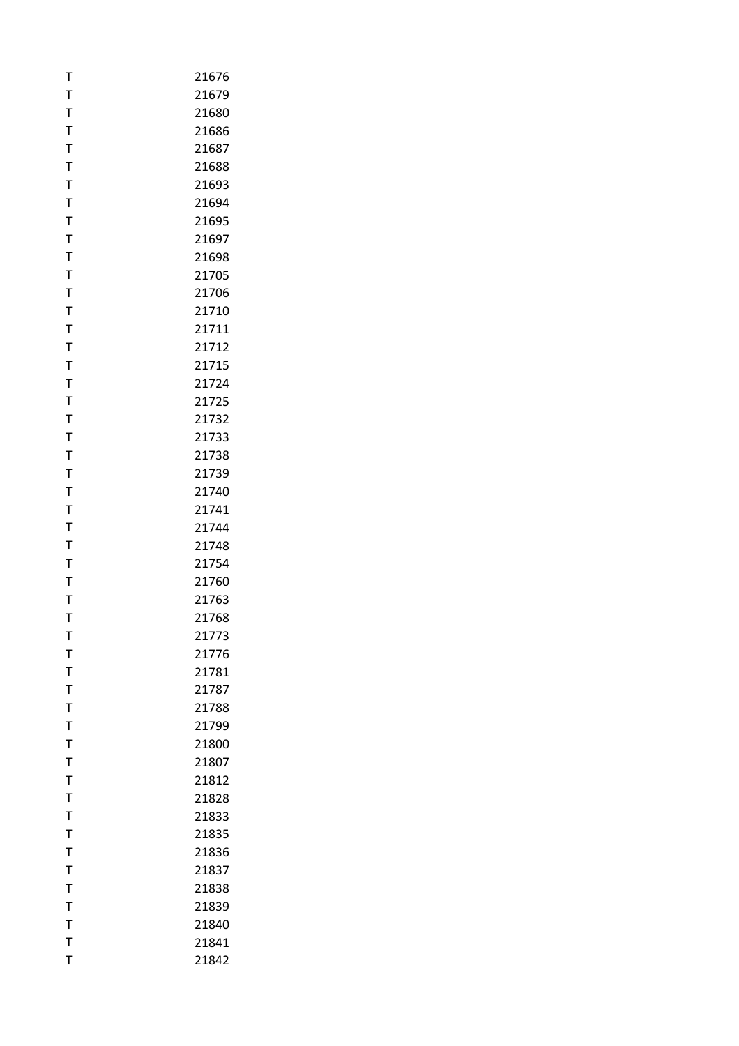| | |
|---|---|
| T | 21676 |
| T | 21679 |
| T | 21680 |
| T | 21686 |
| T | 21687 |
| T | 21688 |
| T | 21693 |
| T | 21694 |
| T | 21695 |
| T | 21697 |
| T | 21698 |
| T | 21705 |
| T | 21706 |
| T | 21710 |
| T | 21711 |
| T | 21712 |
| T | 21715 |
| T | 21724 |
| T | 21725 |
| T | 21732 |
| T | 21733 |
| T | 21738 |
| T | 21739 |
| T | 21740 |
| T | 21741 |
| T | 21744 |
| T | 21748 |
| T | 21754 |
| T | 21760 |
| T | 21763 |
| T | 21768 |
| T | 21773 |
| T | 21776 |
| T | 21781 |
| T | 21787 |
| T | 21788 |
| T | 21799 |
| T | 21800 |
| T | 21807 |
| T | 21812 |
| T | 21828 |
| T | 21833 |
| T | 21835 |
| T | 21836 |
| T | 21837 |
| T | 21838 |
| T | 21839 |
| T | 21840 |
| T | 21841 |
| T | 21842 |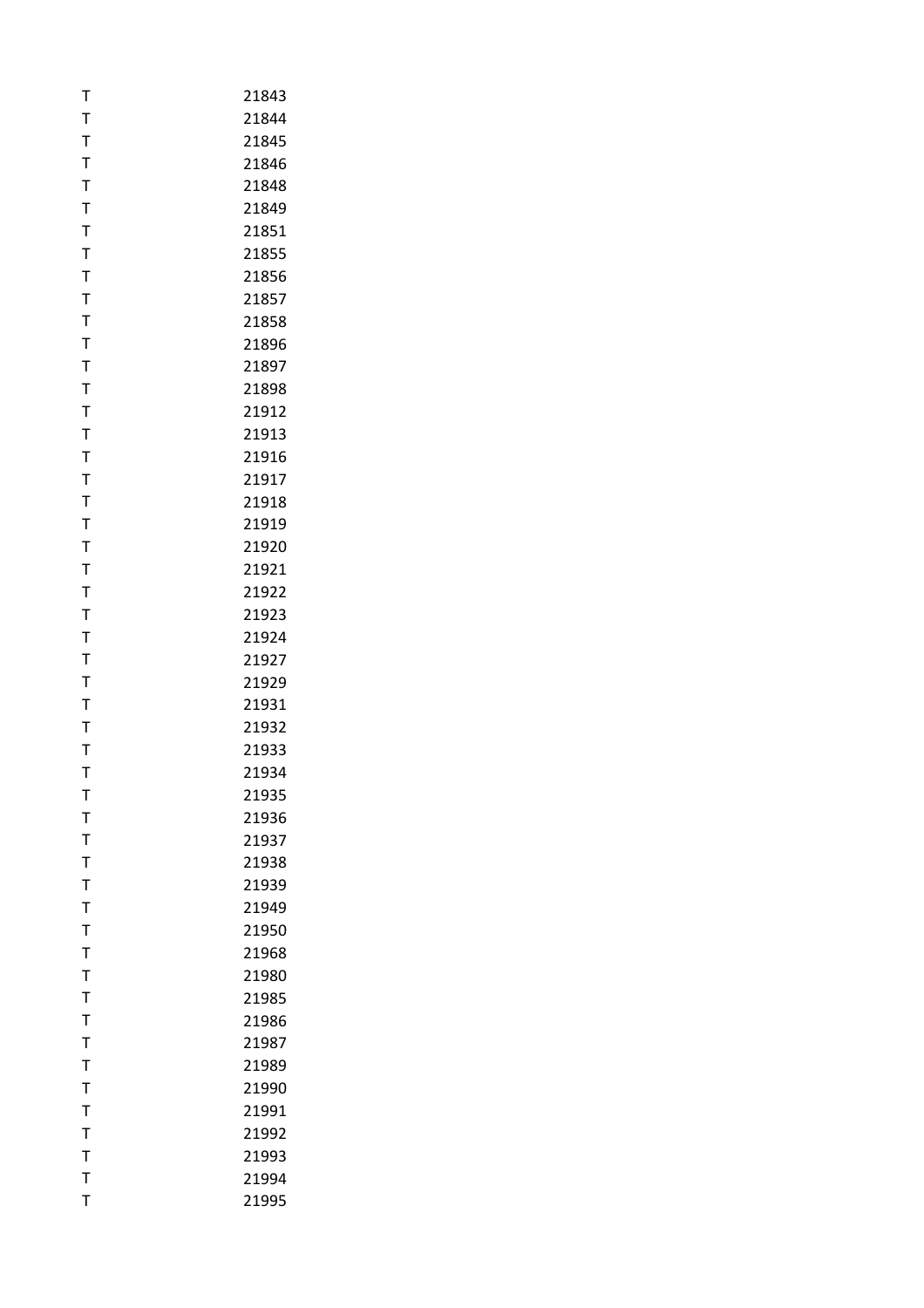| | |
|---|---|
| T | 21843 |
| T | 21844 |
| T | 21845 |
| T | 21846 |
| T | 21848 |
| T | 21849 |
| T | 21851 |
| T | 21855 |
| T | 21856 |
| T | 21857 |
| T | 21858 |
| T | 21896 |
| T | 21897 |
| T | 21898 |
| T | 21912 |
| T | 21913 |
| T | 21916 |
| T | 21917 |
| T | 21918 |
| T | 21919 |
| T | 21920 |
| T | 21921 |
| T | 21922 |
| T | 21923 |
| T | 21924 |
| T | 21927 |
| T | 21929 |
| T | 21931 |
| T | 21932 |
| T | 21933 |
| T | 21934 |
| T | 21935 |
| T | 21936 |
| T | 21937 |
| T | 21938 |
| T | 21939 |
| T | 21949 |
| T | 21950 |
| T | 21968 |
| T | 21980 |
| T | 21985 |
| T | 21986 |
| T | 21987 |
| T | 21989 |
| T | 21990 |
| T | 21991 |
| T | 21992 |
| T | 21993 |
| T | 21994 |
| T | 21995 |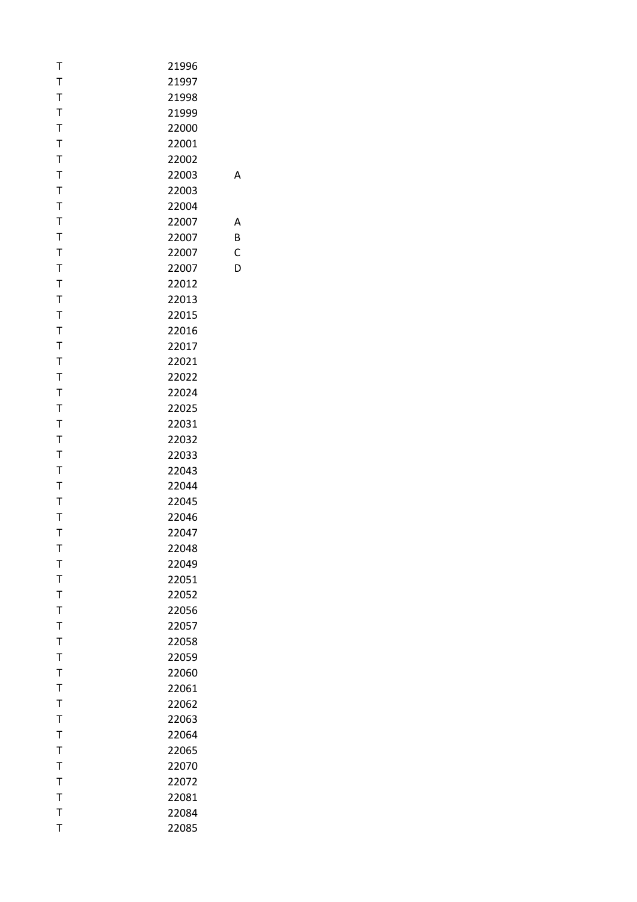| | | |
|---|---|---|
| T | 21996 | |
| T | 21997 | |
| T | 21998 | |
| T | 21999 | |
| T | 22000 | |
| T | 22001 | |
| T | 22002 | |
| T | 22003 | A |
| T | 22003 | |
| T | 22004 | |
| T | 22007 | A |
| T | 22007 | B |
| T | 22007 | C |
| T | 22007 | D |
| T | 22012 | |
| T | 22013 | |
| T | 22015 | |
| T | 22016 | |
| T | 22017 | |
| T | 22021 | |
| T | 22022 | |
| T | 22024 | |
| T | 22025 | |
| T | 22031 | |
| T | 22032 | |
| T | 22033 | |
| T | 22043 | |
| T | 22044 | |
| T | 22045 | |
| T | 22046 | |
| T | 22047 | |
| T | 22048 | |
| T | 22049 | |
| T | 22051 | |
| T | 22052 | |
| T | 22056 | |
| T | 22057 | |
| T | 22058 | |
| T | 22059 | |
| T | 22060 | |
| T | 22061 | |
| T | 22062 | |
| T | 22063 | |
| T | 22064 | |
| T | 22065 | |
| T | 22070 | |
| T | 22072 | |
| T | 22081 | |
| T | 22084 | |
| T | 22085 | |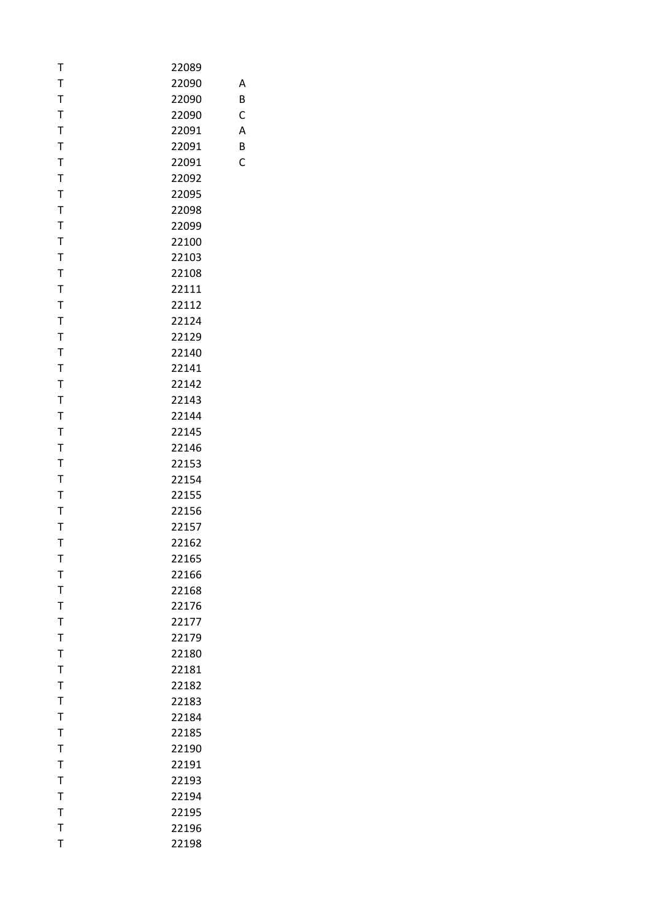| | | |
|---|---|---|
| T | 22089 | |
| T | 22090 | A |
| T | 22090 | B |
| T | 22090 | C |
| T | 22091 | A |
| T | 22091 | B |
| T | 22091 | C |
| T | 22092 | |
| T | 22095 | |
| T | 22098 | |
| T | 22099 | |
| T | 22100 | |
| T | 22103 | |
| T | 22108 | |
| T | 22111 | |
| T | 22112 | |
| T | 22124 | |
| T | 22129 | |
| T | 22140 | |
| T | 22141 | |
| T | 22142 | |
| T | 22143 | |
| T | 22144 | |
| T | 22145 | |
| T | 22146 | |
| T | 22153 | |
| T | 22154 | |
| T | 22155 | |
| T | 22156 | |
| T | 22157 | |
| T | 22162 | |
| T | 22165 | |
| T | 22166 | |
| T | 22168 | |
| T | 22176 | |
| T | 22177 | |
| T | 22179 | |
| T | 22180 | |
| T | 22181 | |
| T | 22182 | |
| T | 22183 | |
| T | 22184 | |
| T | 22185 | |
| T | 22190 | |
| T | 22191 | |
| T | 22193 | |
| T | 22194 | |
| T | 22195 | |
| T | 22196 | |
| T | 22198 | |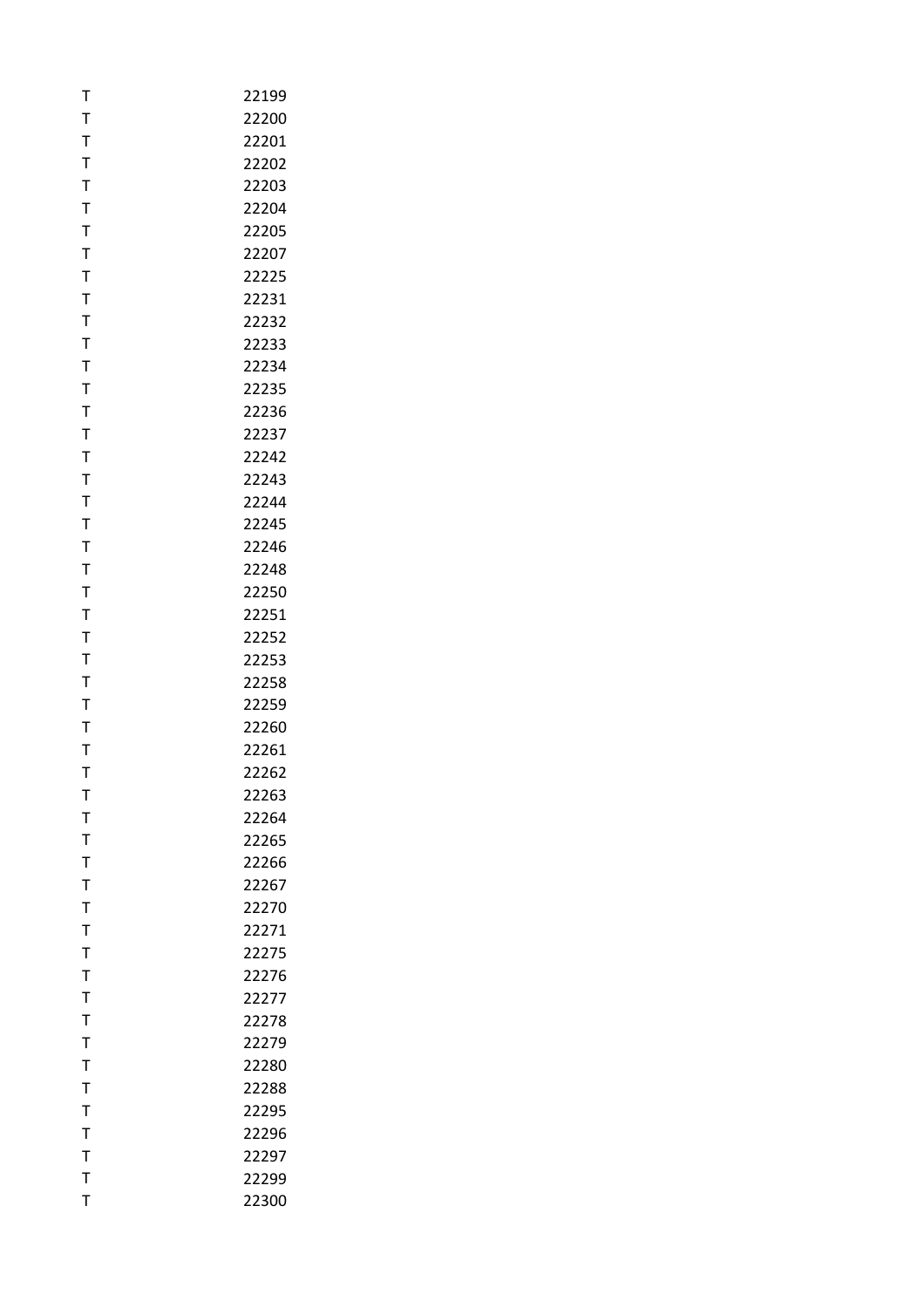| | |
|---|---|
| T | 22199 |
| T | 22200 |
| T | 22201 |
| T | 22202 |
| T | 22203 |
| T | 22204 |
| T | 22205 |
| T | 22207 |
| T | 22225 |
| T | 22231 |
| T | 22232 |
| T | 22233 |
| T | 22234 |
| T | 22235 |
| T | 22236 |
| T | 22237 |
| T | 22242 |
| T | 22243 |
| T | 22244 |
| T | 22245 |
| T | 22246 |
| T | 22248 |
| T | 22250 |
| T | 22251 |
| T | 22252 |
| T | 22253 |
| T | 22258 |
| T | 22259 |
| T | 22260 |
| T | 22261 |
| T | 22262 |
| T | 22263 |
| T | 22264 |
| T | 22265 |
| T | 22266 |
| T | 22267 |
| T | 22270 |
| T | 22271 |
| T | 22275 |
| T | 22276 |
| T | 22277 |
| T | 22278 |
| T | 22279 |
| T | 22280 |
| T | 22288 |
| T | 22295 |
| T | 22296 |
| T | 22297 |
| T | 22299 |
| T | 22300 |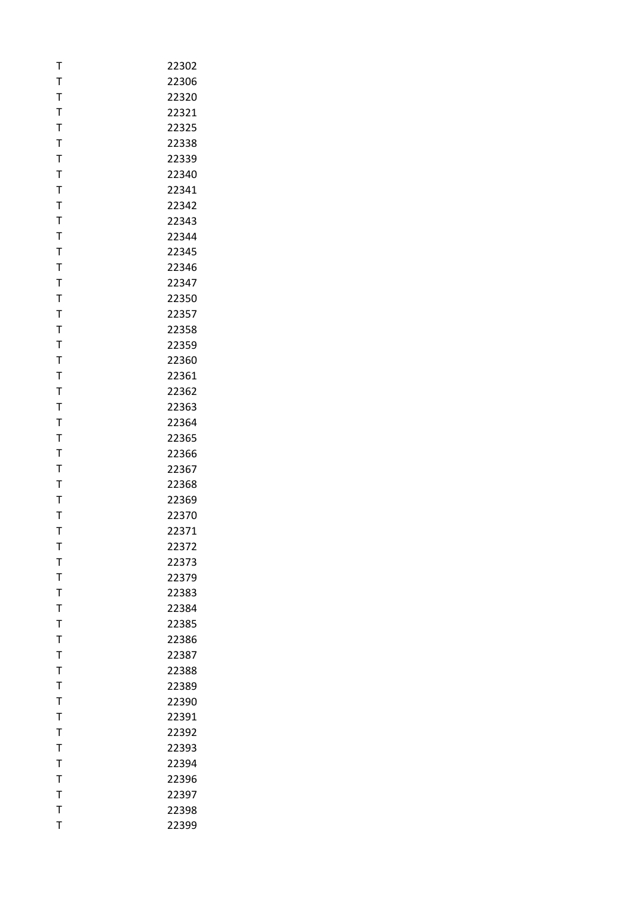| | |
|---|---|
| T | 22302 |
| T | 22306 |
| T | 22320 |
| T | 22321 |
| T | 22325 |
| T | 22338 |
| T | 22339 |
| T | 22340 |
| T | 22341 |
| T | 22342 |
| T | 22343 |
| T | 22344 |
| T | 22345 |
| T | 22346 |
| T | 22347 |
| T | 22350 |
| T | 22357 |
| T | 22358 |
| T | 22359 |
| T | 22360 |
| T | 22361 |
| T | 22362 |
| T | 22363 |
| T | 22364 |
| T | 22365 |
| T | 22366 |
| T | 22367 |
| T | 22368 |
| T | 22369 |
| T | 22370 |
| T | 22371 |
| T | 22372 |
| T | 22373 |
| T | 22379 |
| T | 22383 |
| T | 22384 |
| T | 22385 |
| T | 22386 |
| T | 22387 |
| T | 22388 |
| T | 22389 |
| T | 22390 |
| T | 22391 |
| T | 22392 |
| T | 22393 |
| T | 22394 |
| T | 22396 |
| T | 22397 |
| T | 22398 |
| T | 22399 |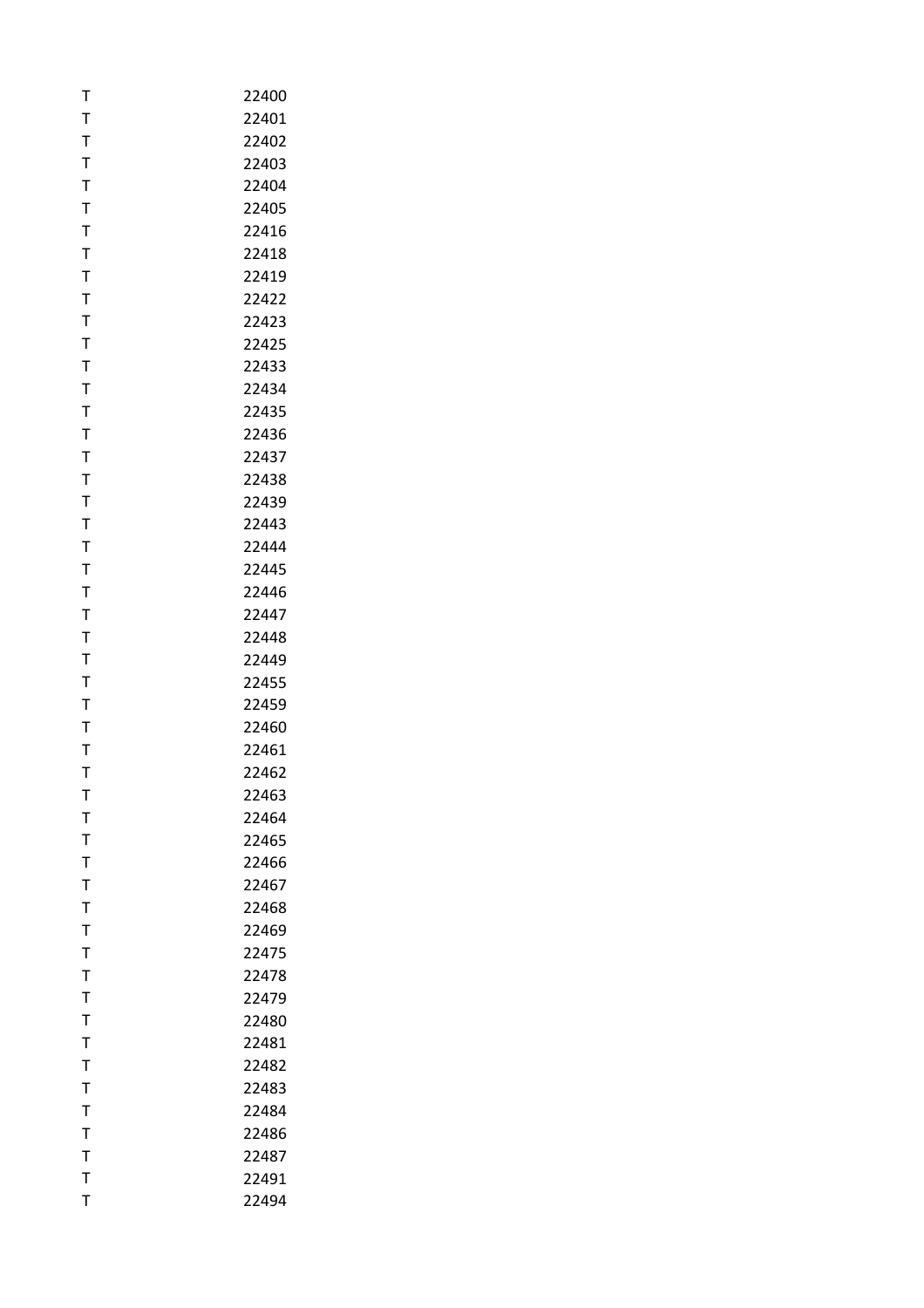| | |
|---|---|
| T | 22400 |
| T | 22401 |
| T | 22402 |
| T | 22403 |
| T | 22404 |
| T | 22405 |
| T | 22416 |
| T | 22418 |
| T | 22419 |
| T | 22422 |
| T | 22423 |
| T | 22425 |
| T | 22433 |
| T | 22434 |
| T | 22435 |
| T | 22436 |
| T | 22437 |
| T | 22438 |
| T | 22439 |
| T | 22443 |
| T | 22444 |
| T | 22445 |
| T | 22446 |
| T | 22447 |
| T | 22448 |
| T | 22449 |
| T | 22455 |
| T | 22459 |
| T | 22460 |
| T | 22461 |
| T | 22462 |
| T | 22463 |
| T | 22464 |
| T | 22465 |
| T | 22466 |
| T | 22467 |
| T | 22468 |
| T | 22469 |
| T | 22475 |
| T | 22478 |
| T | 22479 |
| T | 22480 |
| T | 22481 |
| T | 22482 |
| T | 22483 |
| T | 22484 |
| T | 22486 |
| T | 22487 |
| T | 22491 |
| T | 22494 |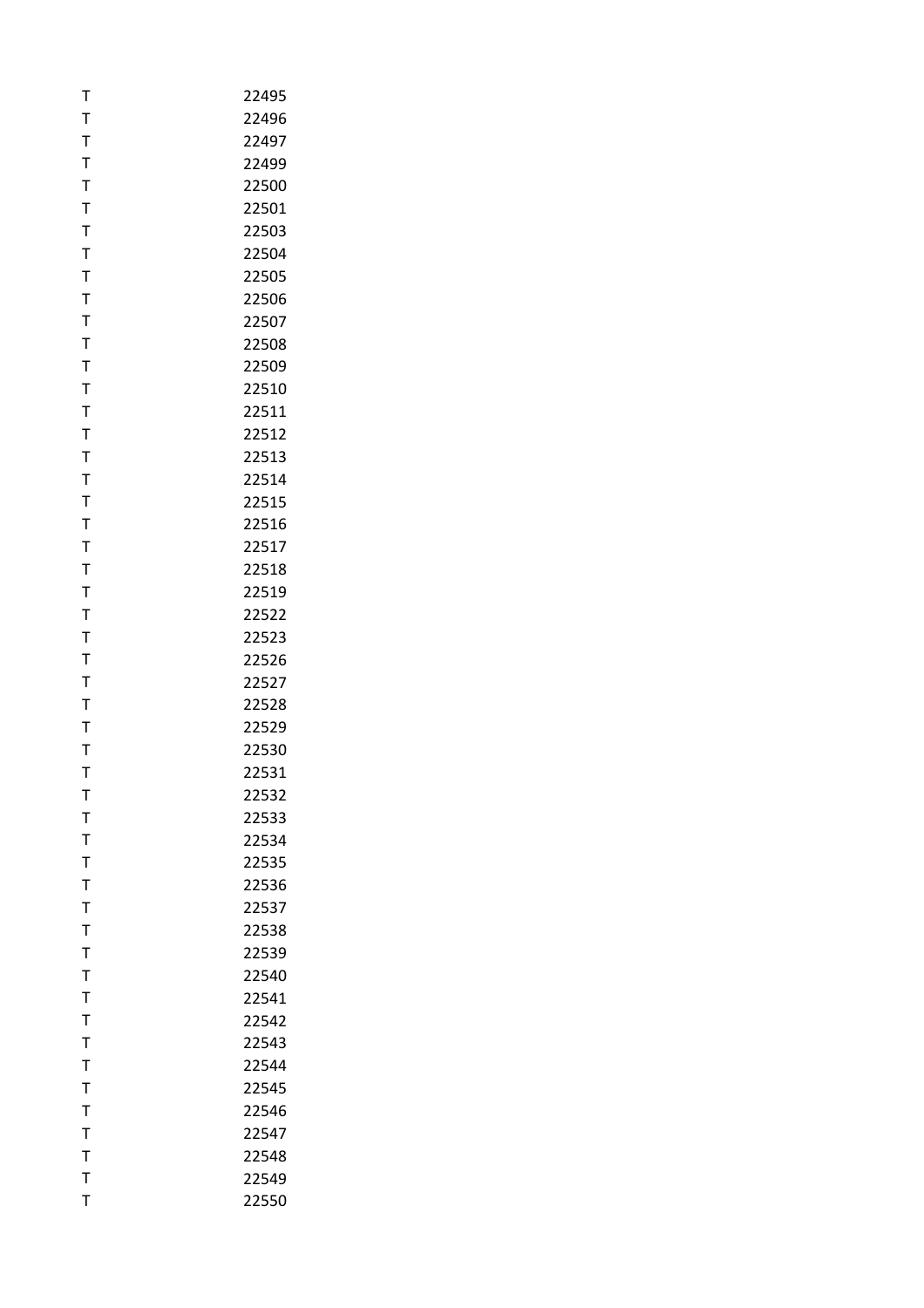| | |
|---|---|
| T | 22495 |
| T | 22496 |
| T | 22497 |
| T | 22499 |
| T | 22500 |
| T | 22501 |
| T | 22503 |
| T | 22504 |
| T | 22505 |
| T | 22506 |
| T | 22507 |
| T | 22508 |
| T | 22509 |
| T | 22510 |
| T | 22511 |
| T | 22512 |
| T | 22513 |
| T | 22514 |
| T | 22515 |
| T | 22516 |
| T | 22517 |
| T | 22518 |
| T | 22519 |
| T | 22522 |
| T | 22523 |
| T | 22526 |
| T | 22527 |
| T | 22528 |
| T | 22529 |
| T | 22530 |
| T | 22531 |
| T | 22532 |
| T | 22533 |
| T | 22534 |
| T | 22535 |
| T | 22536 |
| T | 22537 |
| T | 22538 |
| T | 22539 |
| T | 22540 |
| T | 22541 |
| T | 22542 |
| T | 22543 |
| T | 22544 |
| T | 22545 |
| T | 22546 |
| T | 22547 |
| T | 22548 |
| T | 22549 |
| T | 22550 |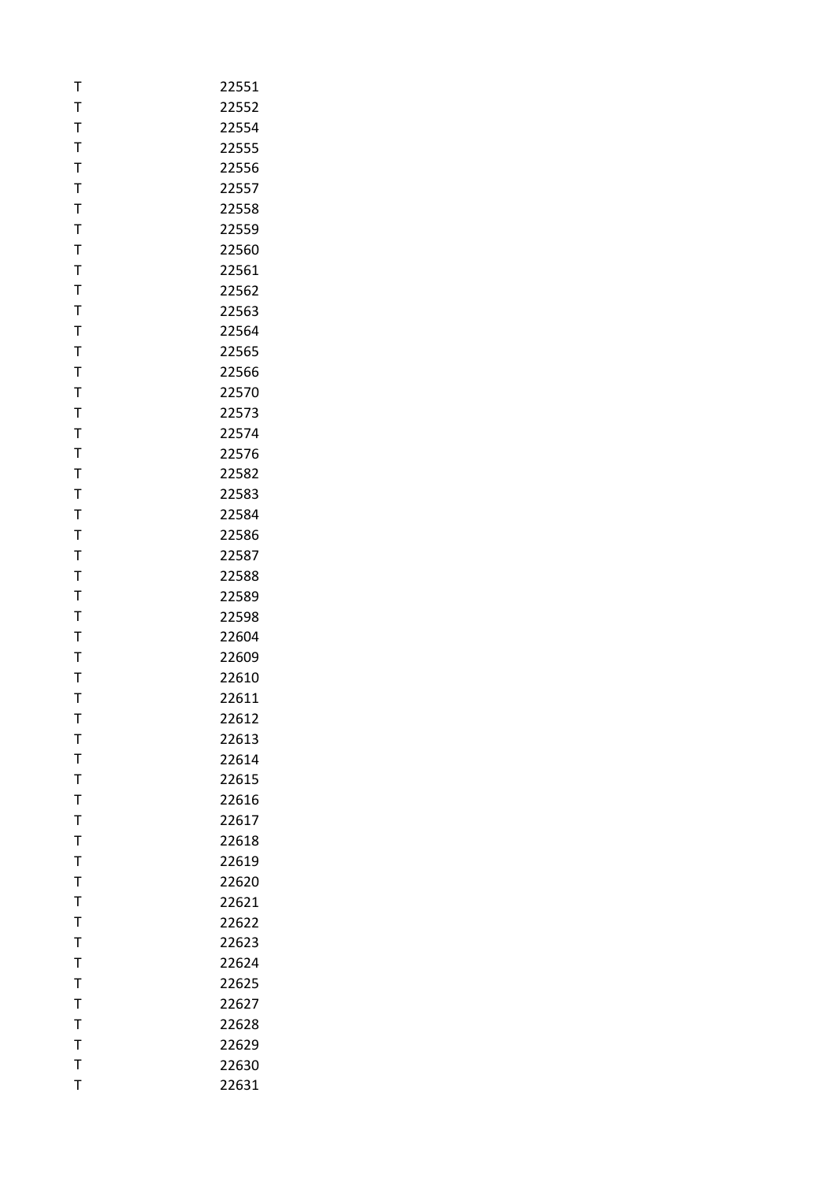| | |
|---|---|
| T | 22551 |
| T | 22552 |
| T | 22554 |
| T | 22555 |
| T | 22556 |
| T | 22557 |
| T | 22558 |
| T | 22559 |
| T | 22560 |
| T | 22561 |
| T | 22562 |
| T | 22563 |
| T | 22564 |
| T | 22565 |
| T | 22566 |
| T | 22570 |
| T | 22573 |
| T | 22574 |
| T | 22576 |
| T | 22582 |
| T | 22583 |
| T | 22584 |
| T | 22586 |
| T | 22587 |
| T | 22588 |
| T | 22589 |
| T | 22598 |
| T | 22604 |
| T | 22609 |
| T | 22610 |
| T | 22611 |
| T | 22612 |
| T | 22613 |
| T | 22614 |
| T | 22615 |
| T | 22616 |
| T | 22617 |
| T | 22618 |
| T | 22619 |
| T | 22620 |
| T | 22621 |
| T | 22622 |
| T | 22623 |
| T | 22624 |
| T | 22625 |
| T | 22627 |
| T | 22628 |
| T | 22629 |
| T | 22630 |
| T | 22631 |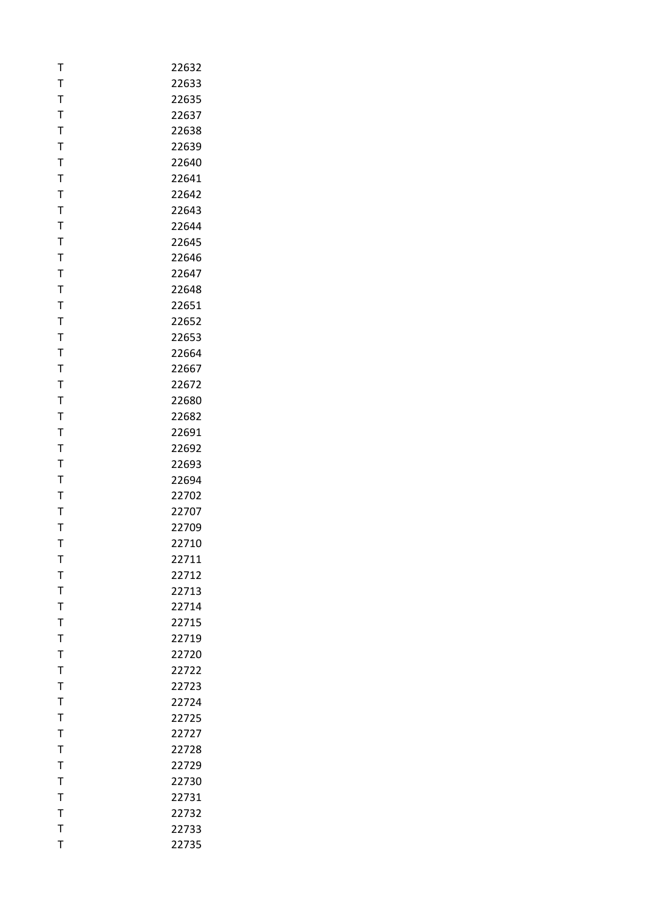| | |
|---|---|
| T | 22632 |
| T | 22633 |
| T | 22635 |
| T | 22637 |
| T | 22638 |
| T | 22639 |
| T | 22640 |
| T | 22641 |
| T | 22642 |
| T | 22643 |
| T | 22644 |
| T | 22645 |
| T | 22646 |
| T | 22647 |
| T | 22648 |
| T | 22651 |
| T | 22652 |
| T | 22653 |
| T | 22664 |
| T | 22667 |
| T | 22672 |
| T | 22680 |
| T | 22682 |
| T | 22691 |
| T | 22692 |
| T | 22693 |
| T | 22694 |
| T | 22702 |
| T | 22707 |
| T | 22709 |
| T | 22710 |
| T | 22711 |
| T | 22712 |
| T | 22713 |
| T | 22714 |
| T | 22715 |
| T | 22719 |
| T | 22720 |
| T | 22722 |
| T | 22723 |
| T | 22724 |
| T | 22725 |
| T | 22727 |
| T | 22728 |
| T | 22729 |
| T | 22730 |
| T | 22731 |
| T | 22732 |
| T | 22733 |
| T | 22735 |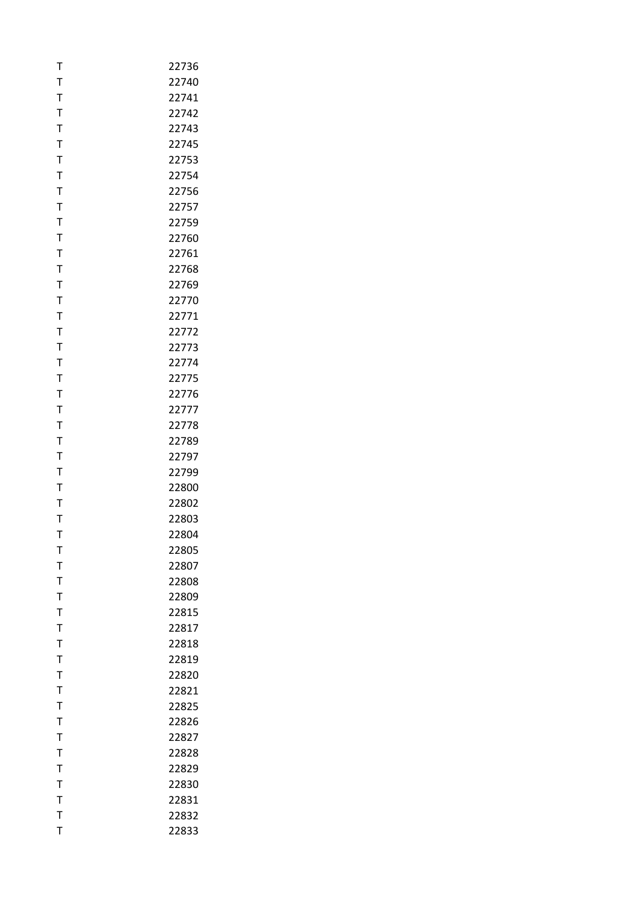| | |
|---|---|
| T | 22736 |
| T | 22740 |
| T | 22741 |
| T | 22742 |
| T | 22743 |
| T | 22745 |
| T | 22753 |
| T | 22754 |
| T | 22756 |
| T | 22757 |
| T | 22759 |
| T | 22760 |
| T | 22761 |
| T | 22768 |
| T | 22769 |
| T | 22770 |
| T | 22771 |
| T | 22772 |
| T | 22773 |
| T | 22774 |
| T | 22775 |
| T | 22776 |
| T | 22777 |
| T | 22778 |
| T | 22789 |
| T | 22797 |
| T | 22799 |
| T | 22800 |
| T | 22802 |
| T | 22803 |
| T | 22804 |
| T | 22805 |
| T | 22807 |
| T | 22808 |
| T | 22809 |
| T | 22815 |
| T | 22817 |
| T | 22818 |
| T | 22819 |
| T | 22820 |
| T | 22821 |
| T | 22825 |
| T | 22826 |
| T | 22827 |
| T | 22828 |
| T | 22829 |
| T | 22830 |
| T | 22831 |
| T | 22832 |
| T | 22833 |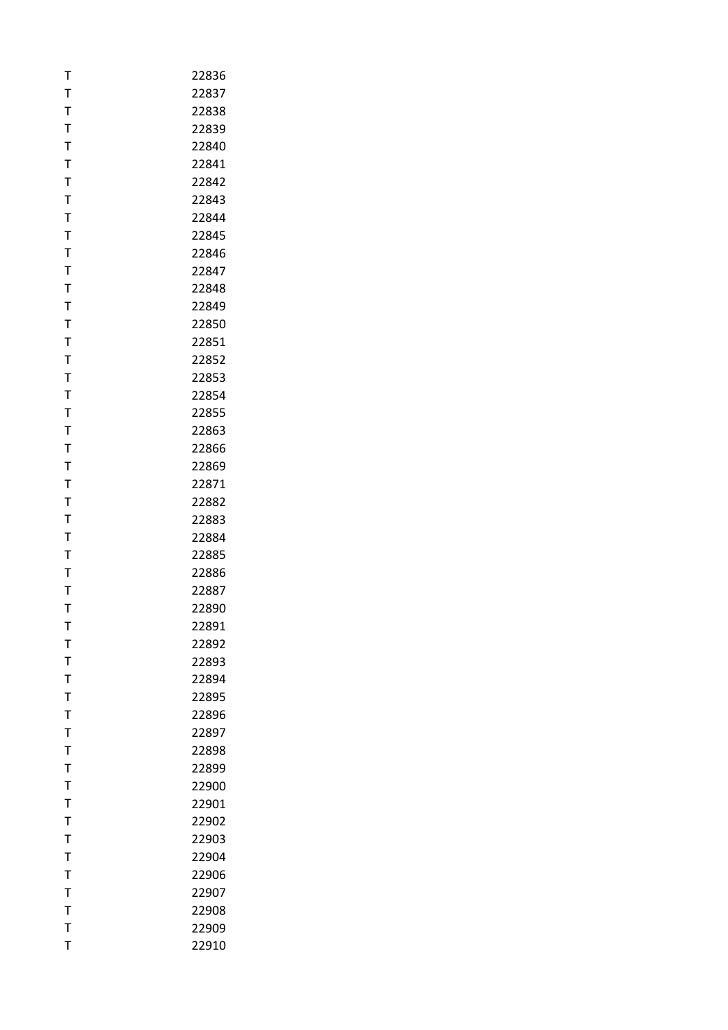| T | 22836 |
|---|---|
| T | 22837 |
| T | 22838 |
| T | 22839 |
| T | 22840 |
| T | 22841 |
| T | 22842 |
| T | 22843 |
| T | 22844 |
| T | 22845 |
| T | 22846 |
| T | 22847 |
| T | 22848 |
| T | 22849 |
| T | 22850 |
| T | 22851 |
| T | 22852 |
| T | 22853 |
| T | 22854 |
| T | 22855 |
| T | 22863 |
| T | 22866 |
| T | 22869 |
| T | 22871 |
| T | 22882 |
| T | 22883 |
| T | 22884 |
| T | 22885 |
| T | 22886 |
| T | 22887 |
| T | 22890 |
| T | 22891 |
| T | 22892 |
| T | 22893 |
| T | 22894 |
| T | 22895 |
| T | 22896 |
| T | 22897 |
| T | 22898 |
| T | 22899 |
| T | 22900 |
| T | 22901 |
| T | 22902 |
| T | 22903 |
| T | 22904 |
| T | 22906 |
| T | 22907 |
| T | 22908 |
| T | 22909 |
| T | 22910 |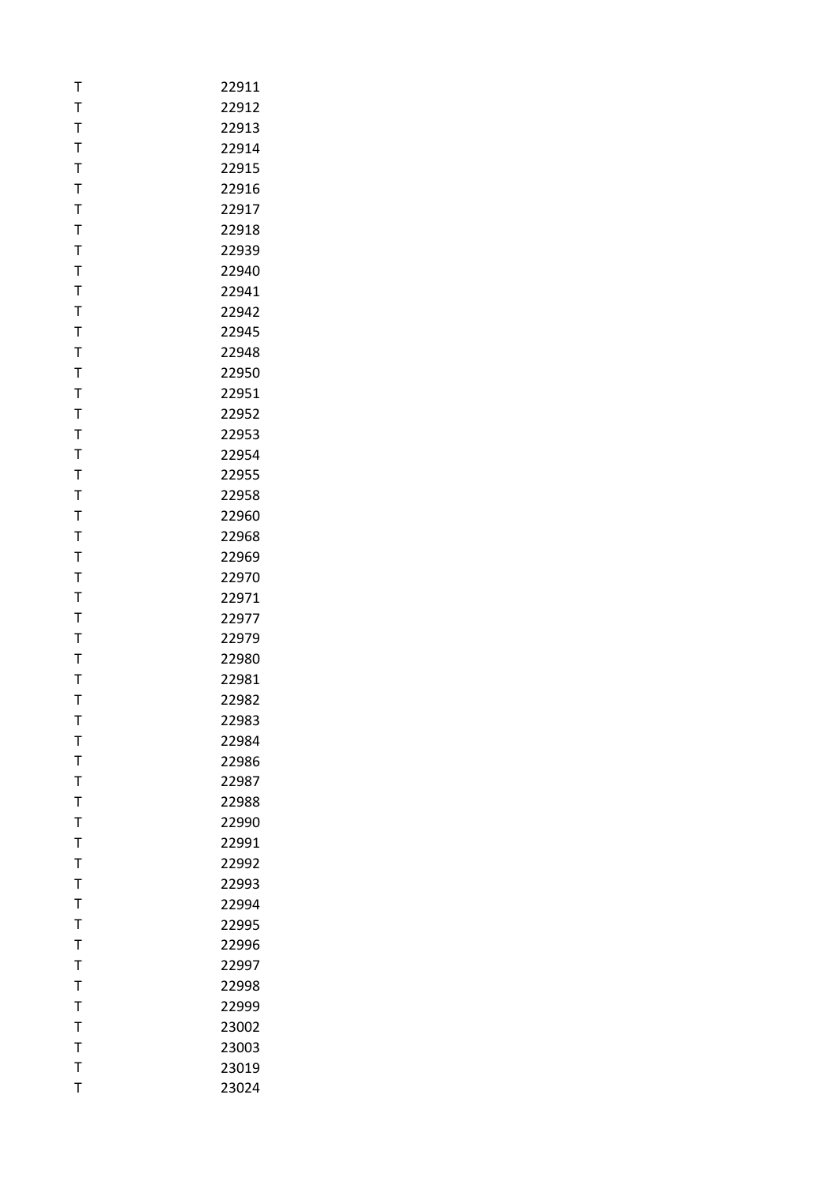| | |
|---|---|
| T | 22911 |
| T | 22912 |
| T | 22913 |
| T | 22914 |
| T | 22915 |
| T | 22916 |
| T | 22917 |
| T | 22918 |
| T | 22939 |
| T | 22940 |
| T | 22941 |
| T | 22942 |
| T | 22945 |
| T | 22948 |
| T | 22950 |
| T | 22951 |
| T | 22952 |
| T | 22953 |
| T | 22954 |
| T | 22955 |
| T | 22958 |
| T | 22960 |
| T | 22968 |
| T | 22969 |
| T | 22970 |
| T | 22971 |
| T | 22977 |
| T | 22979 |
| T | 22980 |
| T | 22981 |
| T | 22982 |
| T | 22983 |
| T | 22984 |
| T | 22986 |
| T | 22987 |
| T | 22988 |
| T | 22990 |
| T | 22991 |
| T | 22992 |
| T | 22993 |
| T | 22994 |
| T | 22995 |
| T | 22996 |
| T | 22997 |
| T | 22998 |
| T | 22999 |
| T | 23002 |
| T | 23003 |
| T | 23019 |
| T | 23024 |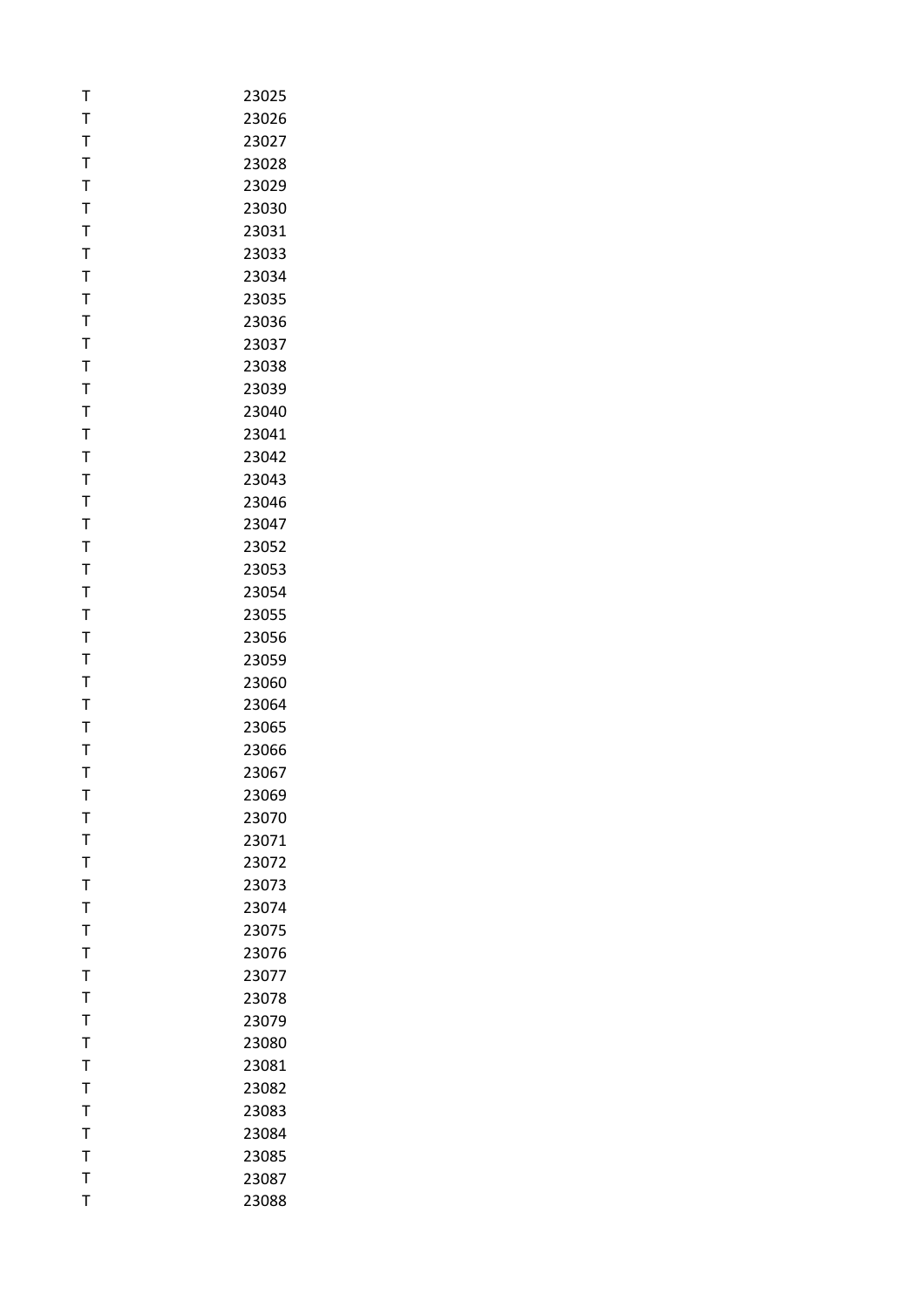| | |
|---|---|
| T | 23025 |
| T | 23026 |
| T | 23027 |
| T | 23028 |
| T | 23029 |
| T | 23030 |
| T | 23031 |
| T | 23033 |
| T | 23034 |
| T | 23035 |
| T | 23036 |
| T | 23037 |
| T | 23038 |
| T | 23039 |
| T | 23040 |
| T | 23041 |
| T | 23042 |
| T | 23043 |
| T | 23046 |
| T | 23047 |
| T | 23052 |
| T | 23053 |
| T | 23054 |
| T | 23055 |
| T | 23056 |
| T | 23059 |
| T | 23060 |
| T | 23064 |
| T | 23065 |
| T | 23066 |
| T | 23067 |
| T | 23069 |
| T | 23070 |
| T | 23071 |
| T | 23072 |
| T | 23073 |
| T | 23074 |
| T | 23075 |
| T | 23076 |
| T | 23077 |
| T | 23078 |
| T | 23079 |
| T | 23080 |
| T | 23081 |
| T | 23082 |
| T | 23083 |
| T | 23084 |
| T | 23085 |
| T | 23087 |
| T | 23088 |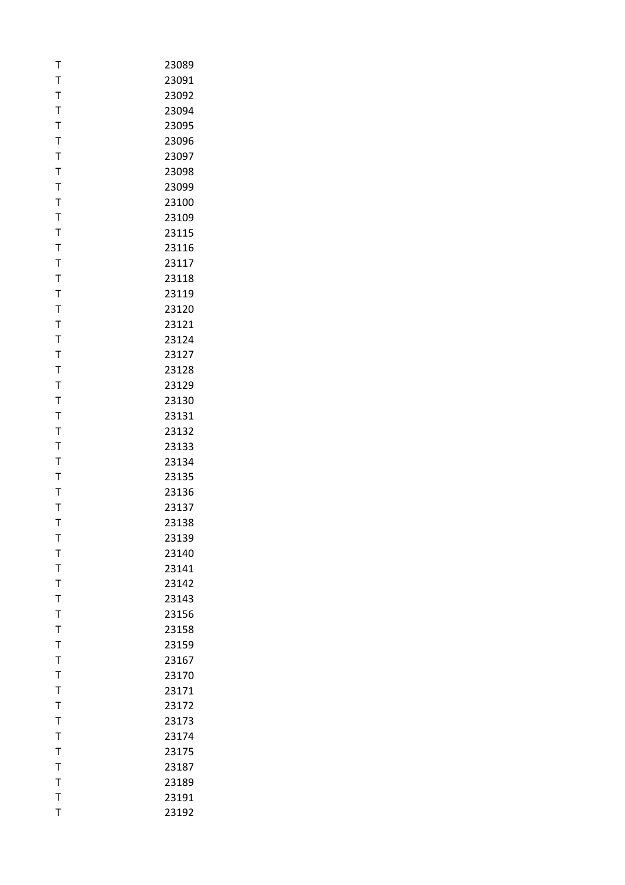| | |
|---|---|
| T | 23089 |
| T | 23091 |
| T | 23092 |
| T | 23094 |
| T | 23095 |
| T | 23096 |
| T | 23097 |
| T | 23098 |
| T | 23099 |
| T | 23100 |
| T | 23109 |
| T | 23115 |
| T | 23116 |
| T | 23117 |
| T | 23118 |
| T | 23119 |
| T | 23120 |
| T | 23121 |
| T | 23124 |
| T | 23127 |
| T | 23128 |
| T | 23129 |
| T | 23130 |
| T | 23131 |
| T | 23132 |
| T | 23133 |
| T | 23134 |
| T | 23135 |
| T | 23136 |
| T | 23137 |
| T | 23138 |
| T | 23139 |
| T | 23140 |
| T | 23141 |
| T | 23142 |
| T | 23143 |
| T | 23156 |
| T | 23158 |
| T | 23159 |
| T | 23167 |
| T | 23170 |
| T | 23171 |
| T | 23172 |
| T | 23173 |
| T | 23174 |
| T | 23175 |
| T | 23187 |
| T | 23189 |
| T | 23191 |
| T | 23192 |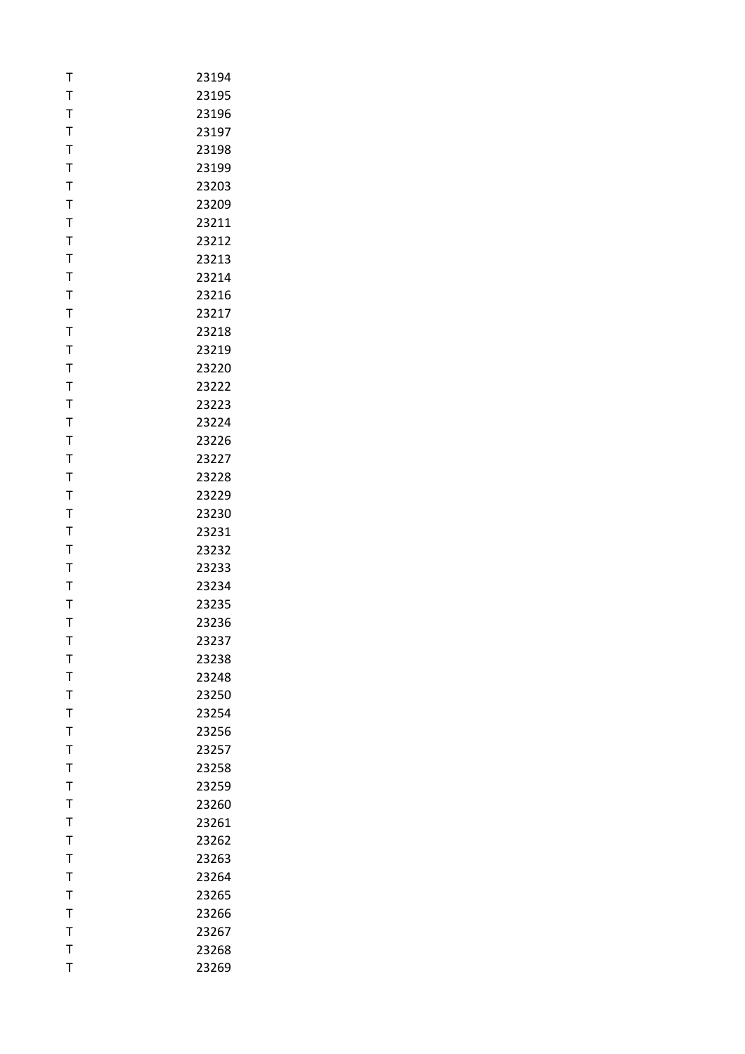| | |
|---|---|
| T | 23194 |
| T | 23195 |
| T | 23196 |
| T | 23197 |
| T | 23198 |
| T | 23199 |
| T | 23203 |
| T | 23209 |
| T | 23211 |
| T | 23212 |
| T | 23213 |
| T | 23214 |
| T | 23216 |
| T | 23217 |
| T | 23218 |
| T | 23219 |
| T | 23220 |
| T | 23222 |
| T | 23223 |
| T | 23224 |
| T | 23226 |
| T | 23227 |
| T | 23228 |
| T | 23229 |
| T | 23230 |
| T | 23231 |
| T | 23232 |
| T | 23233 |
| T | 23234 |
| T | 23235 |
| T | 23236 |
| T | 23237 |
| T | 23238 |
| T | 23248 |
| T | 23250 |
| T | 23254 |
| T | 23256 |
| T | 23257 |
| T | 23258 |
| T | 23259 |
| T | 23260 |
| T | 23261 |
| T | 23262 |
| T | 23263 |
| T | 23264 |
| T | 23265 |
| T | 23266 |
| T | 23267 |
| T | 23268 |
| T | 23269 |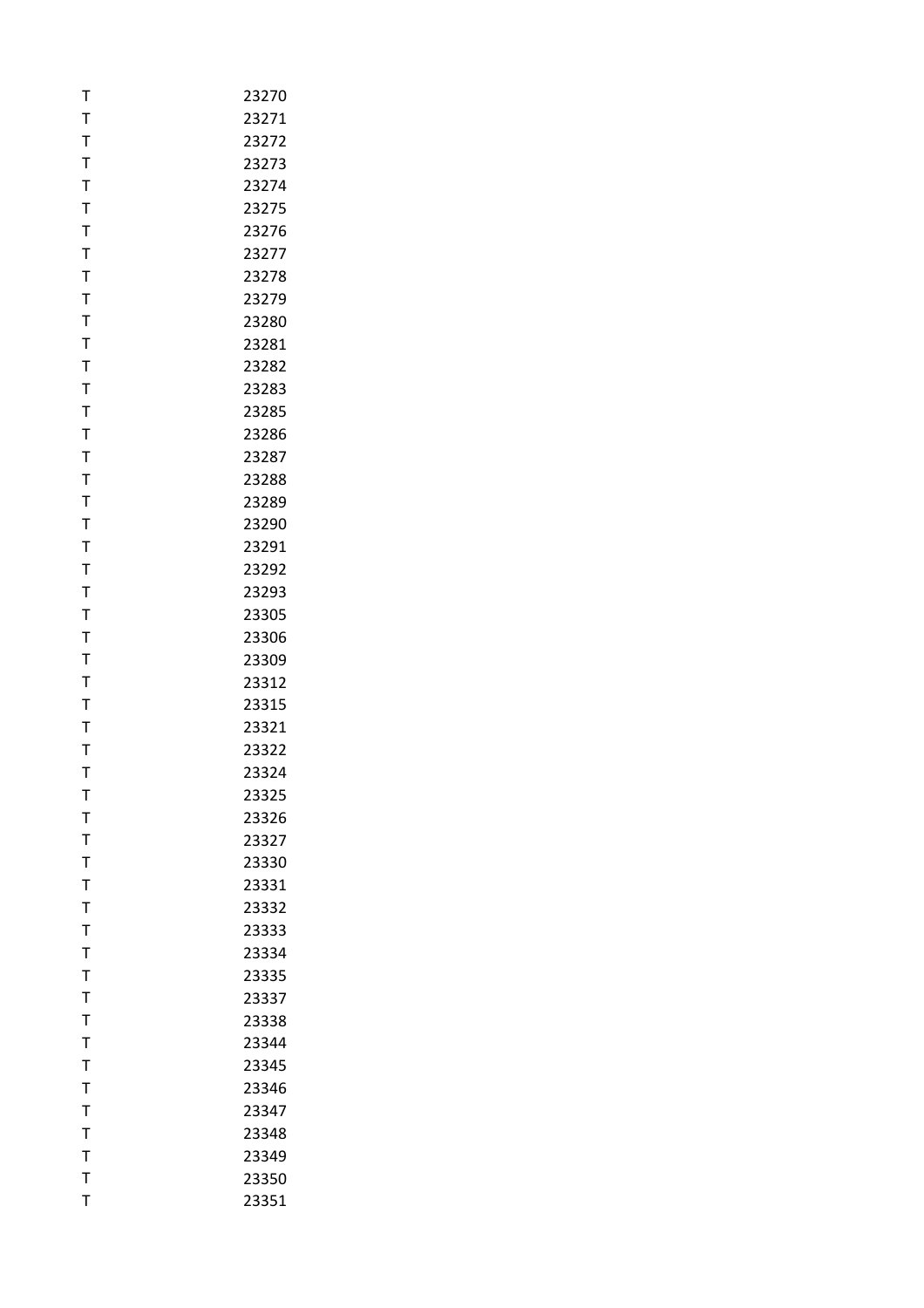| | |
|---|---|
| T | 23270 |
| T | 23271 |
| T | 23272 |
| T | 23273 |
| T | 23274 |
| T | 23275 |
| T | 23276 |
| T | 23277 |
| T | 23278 |
| T | 23279 |
| T | 23280 |
| T | 23281 |
| T | 23282 |
| T | 23283 |
| T | 23285 |
| T | 23286 |
| T | 23287 |
| T | 23288 |
| T | 23289 |
| T | 23290 |
| T | 23291 |
| T | 23292 |
| T | 23293 |
| T | 23305 |
| T | 23306 |
| T | 23309 |
| T | 23312 |
| T | 23315 |
| T | 23321 |
| T | 23322 |
| T | 23324 |
| T | 23325 |
| T | 23326 |
| T | 23327 |
| T | 23330 |
| T | 23331 |
| T | 23332 |
| T | 23333 |
| T | 23334 |
| T | 23335 |
| T | 23337 |
| T | 23338 |
| T | 23344 |
| T | 23345 |
| T | 23346 |
| T | 23347 |
| T | 23348 |
| T | 23349 |
| T | 23350 |
| T | 23351 |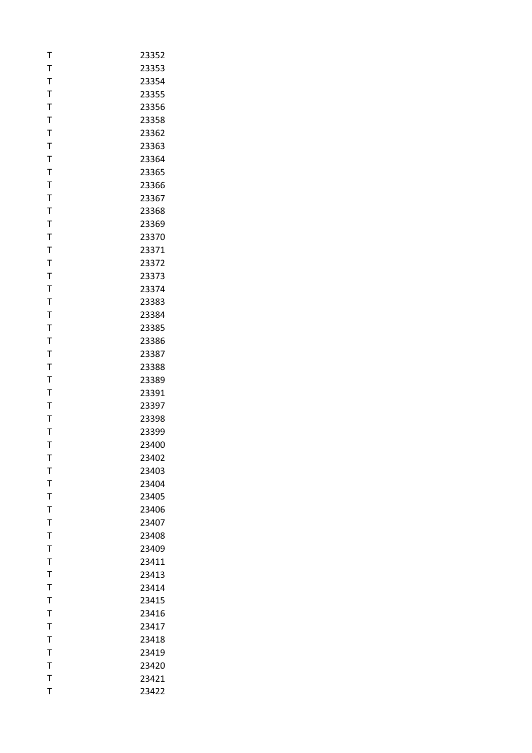| | |
|---|---|
| T | 23352 |
| T | 23353 |
| T | 23354 |
| T | 23355 |
| T | 23356 |
| T | 23358 |
| T | 23362 |
| T | 23363 |
| T | 23364 |
| T | 23365 |
| T | 23366 |
| T | 23367 |
| T | 23368 |
| T | 23369 |
| T | 23370 |
| T | 23371 |
| T | 23372 |
| T | 23373 |
| T | 23374 |
| T | 23383 |
| T | 23384 |
| T | 23385 |
| T | 23386 |
| T | 23387 |
| T | 23388 |
| T | 23389 |
| T | 23391 |
| T | 23397 |
| T | 23398 |
| T | 23399 |
| T | 23400 |
| T | 23402 |
| T | 23403 |
| T | 23404 |
| T | 23405 |
| T | 23406 |
| T | 23407 |
| T | 23408 |
| T | 23409 |
| T | 23411 |
| T | 23413 |
| T | 23414 |
| T | 23415 |
| T | 23416 |
| T | 23417 |
| T | 23418 |
| T | 23419 |
| T | 23420 |
| T | 23421 |
| T | 23422 |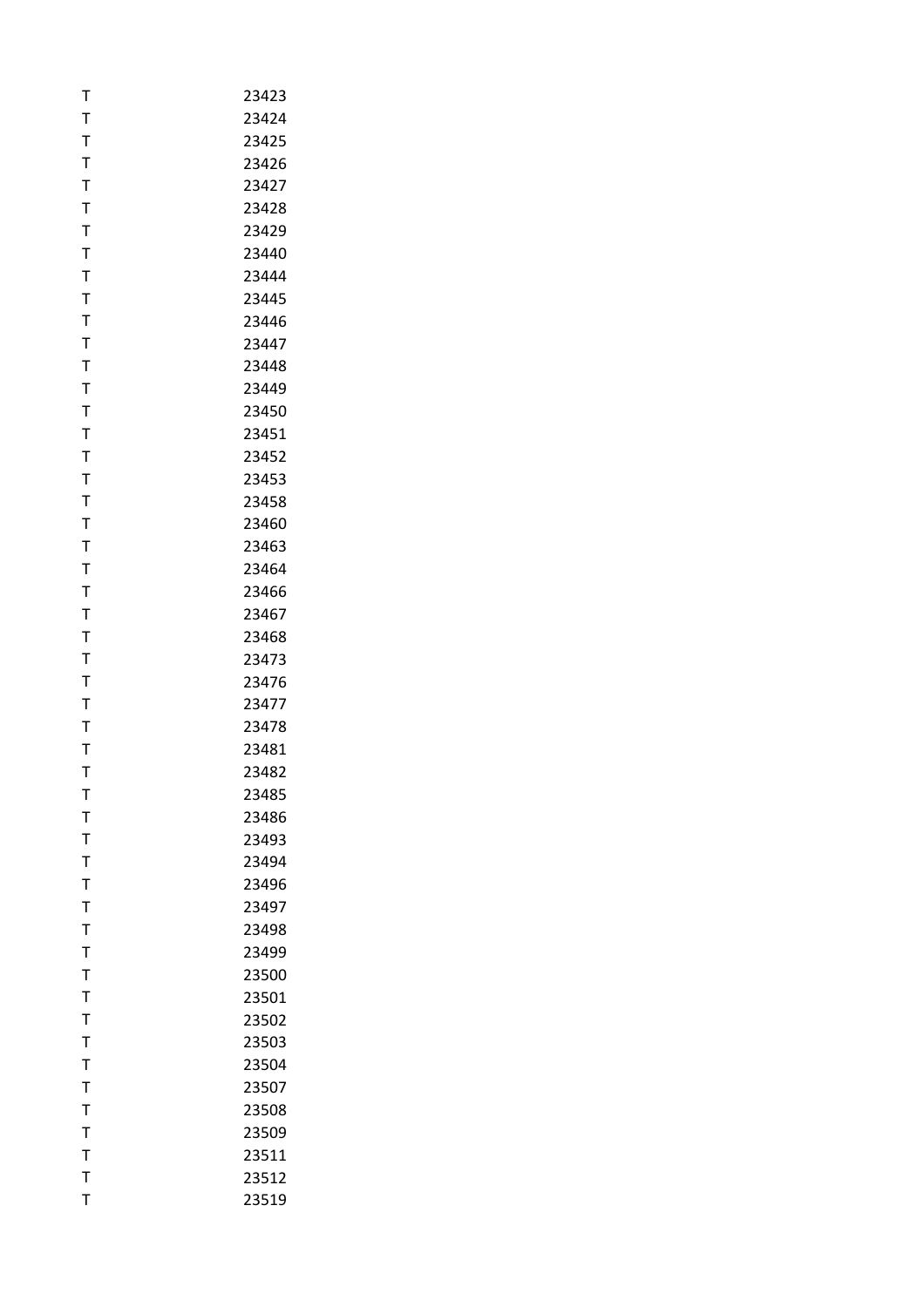| | |
|---|---|
| T | 23423 |
| T | 23424 |
| T | 23425 |
| T | 23426 |
| T | 23427 |
| T | 23428 |
| T | 23429 |
| T | 23440 |
| T | 23444 |
| T | 23445 |
| T | 23446 |
| T | 23447 |
| T | 23448 |
| T | 23449 |
| T | 23450 |
| T | 23451 |
| T | 23452 |
| T | 23453 |
| T | 23458 |
| T | 23460 |
| T | 23463 |
| T | 23464 |
| T | 23466 |
| T | 23467 |
| T | 23468 |
| T | 23473 |
| T | 23476 |
| T | 23477 |
| T | 23478 |
| T | 23481 |
| T | 23482 |
| T | 23485 |
| T | 23486 |
| T | 23493 |
| T | 23494 |
| T | 23496 |
| T | 23497 |
| T | 23498 |
| T | 23499 |
| T | 23500 |
| T | 23501 |
| T | 23502 |
| T | 23503 |
| T | 23504 |
| T | 23507 |
| T | 23508 |
| T | 23509 |
| T | 23511 |
| T | 23512 |
| T | 23519 |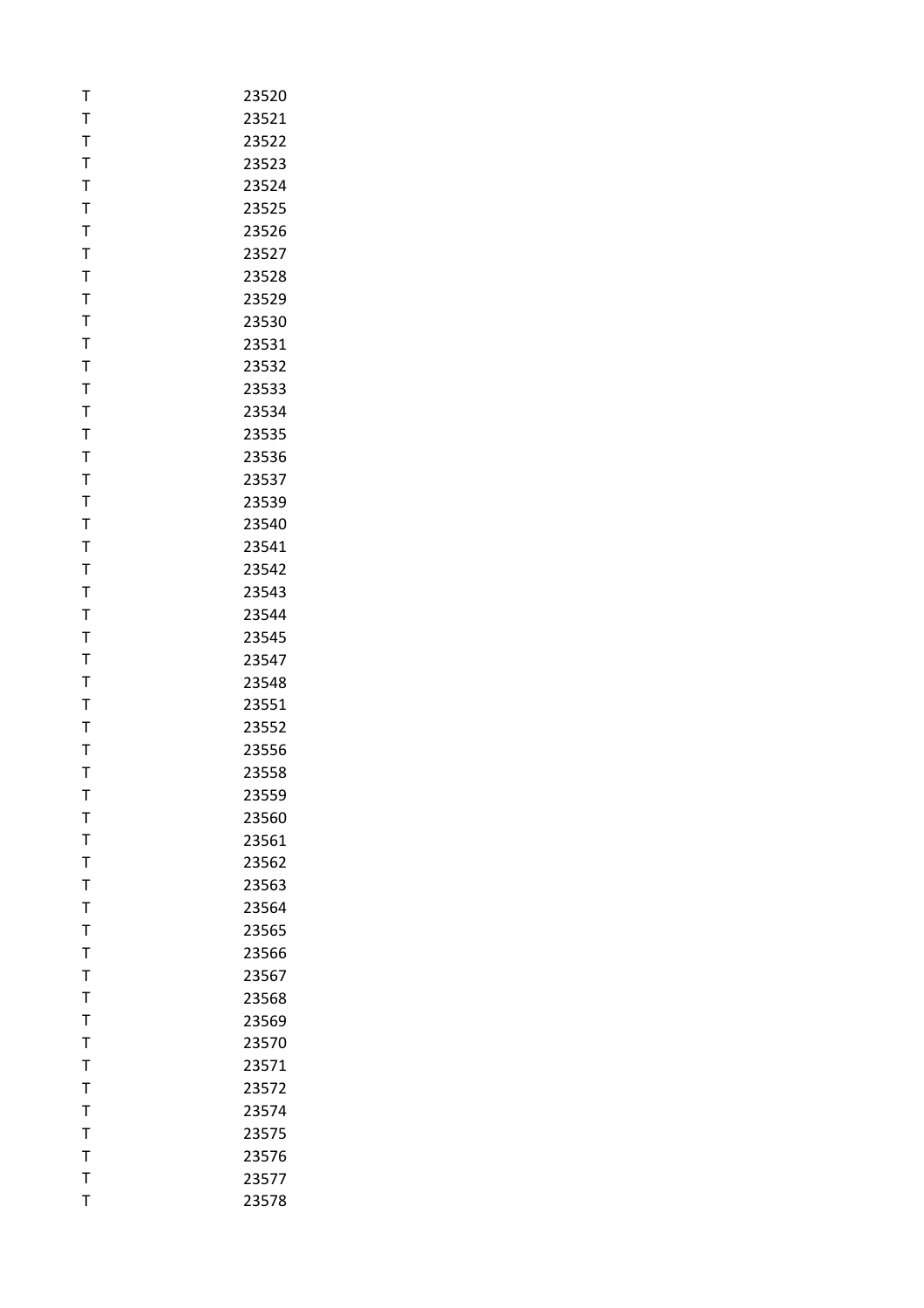| | |
|---|---|
| T | 23520 |
| T | 23521 |
| T | 23522 |
| T | 23523 |
| T | 23524 |
| T | 23525 |
| T | 23526 |
| T | 23527 |
| T | 23528 |
| T | 23529 |
| T | 23530 |
| T | 23531 |
| T | 23532 |
| T | 23533 |
| T | 23534 |
| T | 23535 |
| T | 23536 |
| T | 23537 |
| T | 23539 |
| T | 23540 |
| T | 23541 |
| T | 23542 |
| T | 23543 |
| T | 23544 |
| T | 23545 |
| T | 23547 |
| T | 23548 |
| T | 23551 |
| T | 23552 |
| T | 23556 |
| T | 23558 |
| T | 23559 |
| T | 23560 |
| T | 23561 |
| T | 23562 |
| T | 23563 |
| T | 23564 |
| T | 23565 |
| T | 23566 |
| T | 23567 |
| T | 23568 |
| T | 23569 |
| T | 23570 |
| T | 23571 |
| T | 23572 |
| T | 23574 |
| T | 23575 |
| T | 23576 |
| T | 23577 |
| T | 23578 |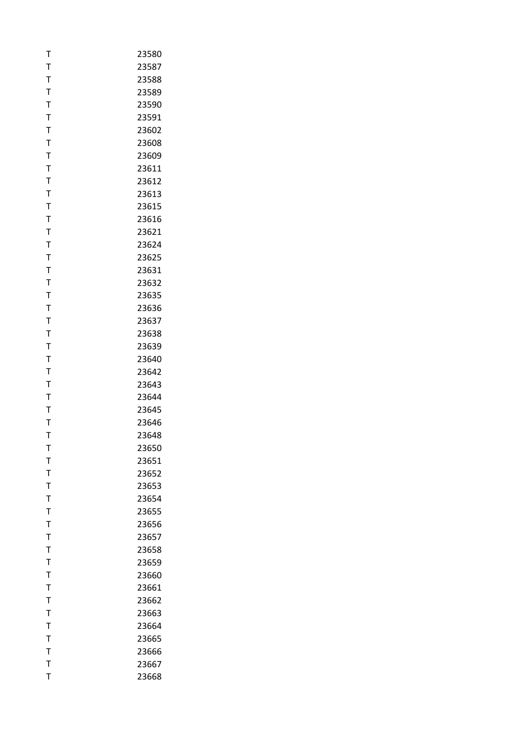| T | 23580 |
|---|---|
| T | 23587 |
| T | 23588 |
| T | 23589 |
| T | 23590 |
| T | 23591 |
| T | 23602 |
| T | 23608 |
| T | 23609 |
| T | 23611 |
| T | 23612 |
| T | 23613 |
| T | 23615 |
| T | 23616 |
| T | 23621 |
| T | 23624 |
| T | 23625 |
| T | 23631 |
| T | 23632 |
| T | 23635 |
| T | 23636 |
| T | 23637 |
| T | 23638 |
| T | 23639 |
| T | 23640 |
| T | 23642 |
| T | 23643 |
| T | 23644 |
| T | 23645 |
| T | 23646 |
| T | 23648 |
| T | 23650 |
| T | 23651 |
| T | 23652 |
| T | 23653 |
| T | 23654 |
| T | 23655 |
| T | 23656 |
| T | 23657 |
| T | 23658 |
| T | 23659 |
| T | 23660 |
| T | 23661 |
| T | 23662 |
| T | 23663 |
| T | 23664 |
| T | 23665 |
| T | 23666 |
| T | 23667 |
| T | 23668 |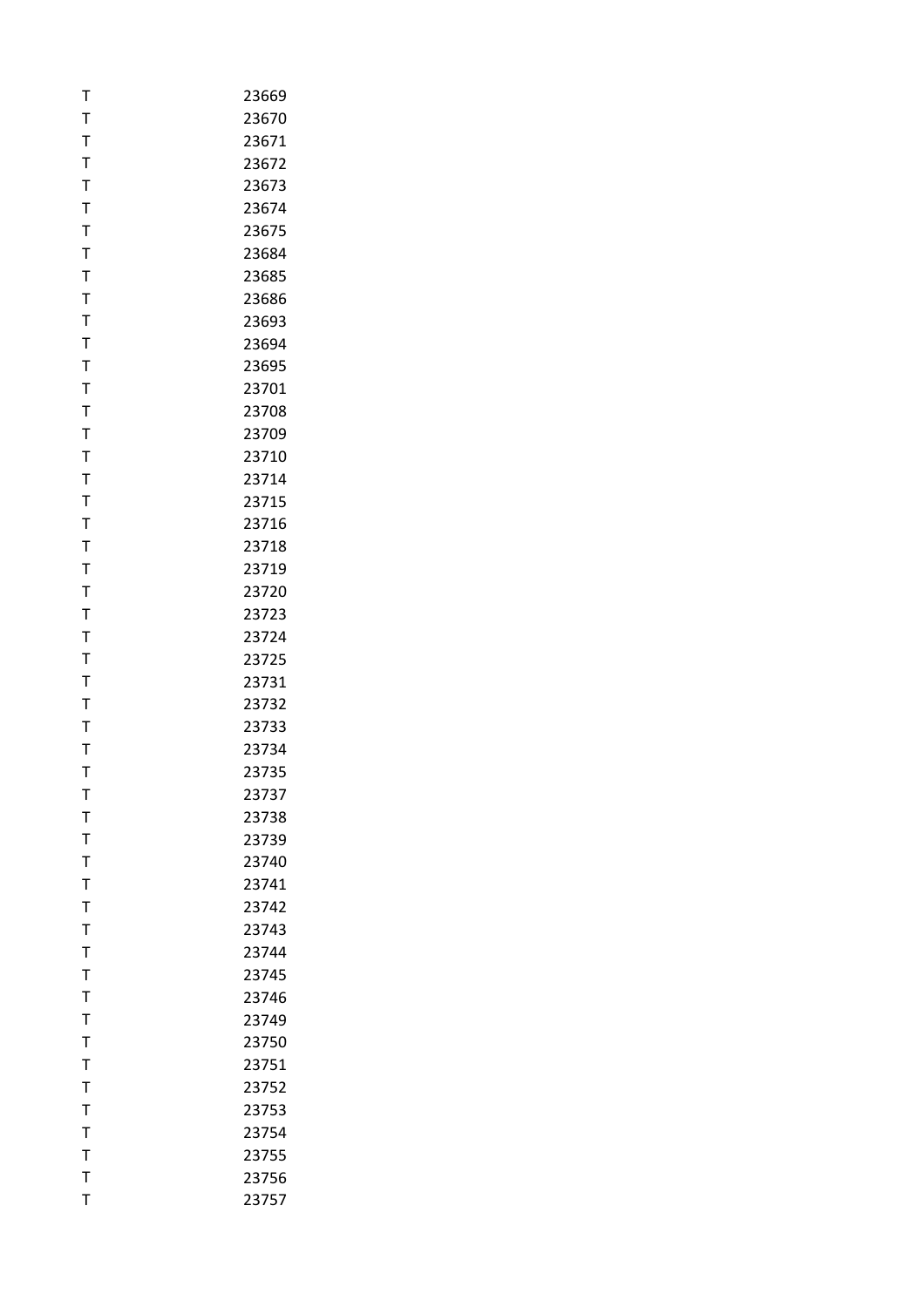| | |
|---|---|
| T | 23669 |
| T | 23670 |
| T | 23671 |
| T | 23672 |
| T | 23673 |
| T | 23674 |
| T | 23675 |
| T | 23684 |
| T | 23685 |
| T | 23686 |
| T | 23693 |
| T | 23694 |
| T | 23695 |
| T | 23701 |
| T | 23708 |
| T | 23709 |
| T | 23710 |
| T | 23714 |
| T | 23715 |
| T | 23716 |
| T | 23718 |
| T | 23719 |
| T | 23720 |
| T | 23723 |
| T | 23724 |
| T | 23725 |
| T | 23731 |
| T | 23732 |
| T | 23733 |
| T | 23734 |
| T | 23735 |
| T | 23737 |
| T | 23738 |
| T | 23739 |
| T | 23740 |
| T | 23741 |
| T | 23742 |
| T | 23743 |
| T | 23744 |
| T | 23745 |
| T | 23746 |
| T | 23749 |
| T | 23750 |
| T | 23751 |
| T | 23752 |
| T | 23753 |
| T | 23754 |
| T | 23755 |
| T | 23756 |
| T | 23757 |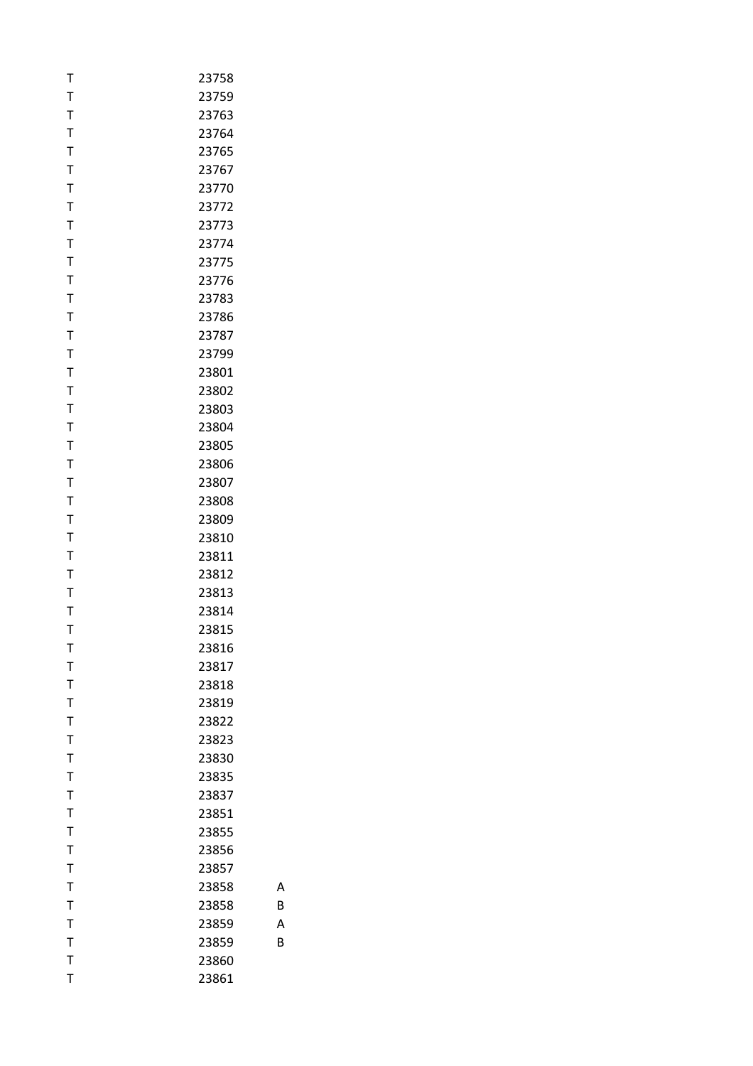| | | |
|---|---|---|
| T | 23758 | |
| T | 23759 | |
| T | 23763 | |
| T | 23764 | |
| T | 23765 | |
| T | 23767 | |
| T | 23770 | |
| T | 23772 | |
| T | 23773 | |
| T | 23774 | |
| T | 23775 | |
| T | 23776 | |
| T | 23783 | |
| T | 23786 | |
| T | 23787 | |
| T | 23799 | |
| T | 23801 | |
| T | 23802 | |
| T | 23803 | |
| T | 23804 | |
| T | 23805 | |
| T | 23806 | |
| T | 23807 | |
| T | 23808 | |
| T | 23809 | |
| T | 23810 | |
| T | 23811 | |
| T | 23812 | |
| T | 23813 | |
| T | 23814 | |
| T | 23815 | |
| T | 23816 | |
| T | 23817 | |
| T | 23818 | |
| T | 23819 | |
| T | 23822 | |
| T | 23823 | |
| T | 23830 | |
| T | 23835 | |
| T | 23837 | |
| T | 23851 | |
| T | 23855 | |
| T | 23856 | |
| T | 23857 | |
| T | 23858 | A |
| T | 23858 | B |
| T | 23859 | A |
| T | 23859 | B |
| T | 23860 | |
| T | 23861 | |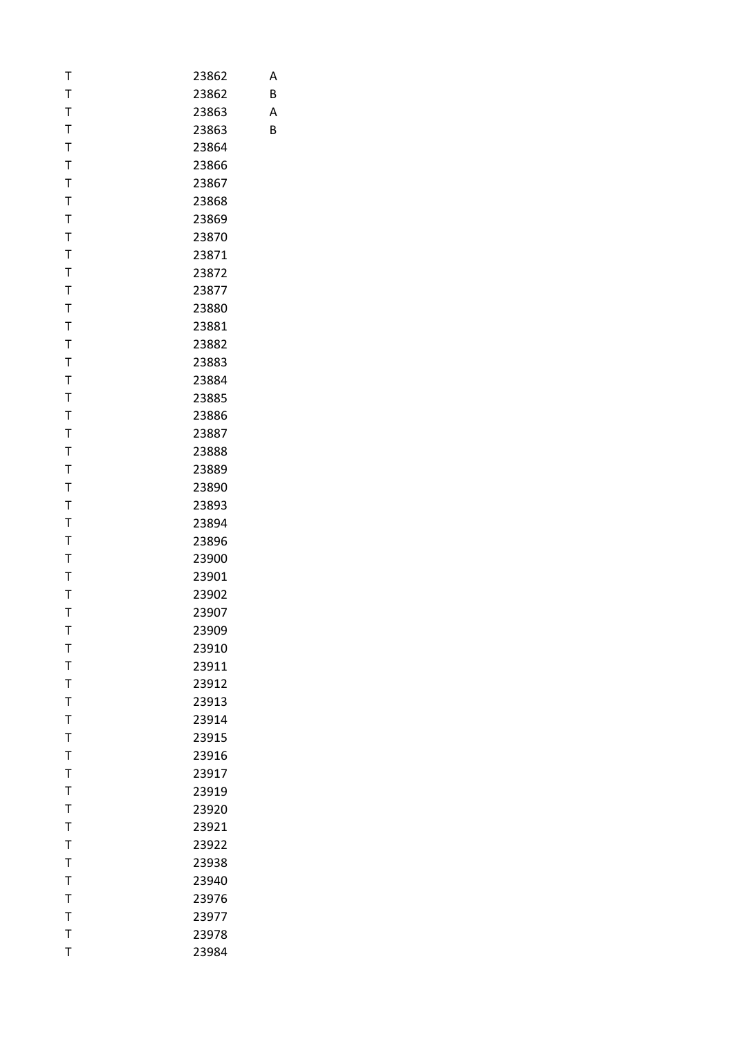| | | |
|---|---|---|
| T | 23862 | A |
| T | 23862 | B |
| T | 23863 | A |
| T | 23863 | B |
| T | 23864 | |
| T | 23866 | |
| T | 23867 | |
| T | 23868 | |
| T | 23869 | |
| T | 23870 | |
| T | 23871 | |
| T | 23872 | |
| T | 23877 | |
| T | 23880 | |
| T | 23881 | |
| T | 23882 | |
| T | 23883 | |
| T | 23884 | |
| T | 23885 | |
| T | 23886 | |
| T | 23887 | |
| T | 23888 | |
| T | 23889 | |
| T | 23890 | |
| T | 23893 | |
| T | 23894 | |
| T | 23896 | |
| T | 23900 | |
| T | 23901 | |
| T | 23902 | |
| T | 23907 | |
| T | 23909 | |
| T | 23910 | |
| T | 23911 | |
| T | 23912 | |
| T | 23913 | |
| T | 23914 | |
| T | 23915 | |
| T | 23916 | |
| T | 23917 | |
| T | 23919 | |
| T | 23920 | |
| T | 23921 | |
| T | 23922 | |
| T | 23938 | |
| T | 23940 | |
| T | 23976 | |
| T | 23977 | |
| T | 23978 | |
| T | 23984 | |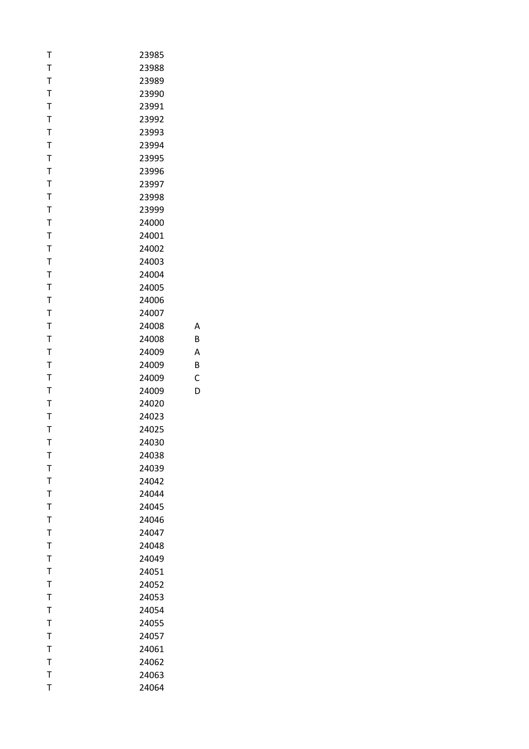| | | |
|---|---|---|
| T | 23985 | |
| T | 23988 | |
| T | 23989 | |
| T | 23990 | |
| T | 23991 | |
| T | 23992 | |
| T | 23993 | |
| T | 23994 | |
| T | 23995 | |
| T | 23996 | |
| T | 23997 | |
| T | 23998 | |
| T | 23999 | |
| T | 24000 | |
| T | 24001 | |
| T | 24002 | |
| T | 24003 | |
| T | 24004 | |
| T | 24005 | |
| T | 24006 | |
| T | 24007 | |
| T | 24008 | A |
| T | 24008 | B |
| T | 24009 | A |
| T | 24009 | B |
| T | 24009 | C |
| T | 24009 | D |
| T | 24020 | |
| T | 24023 | |
| T | 24025 | |
| T | 24030 | |
| T | 24038 | |
| T | 24039 | |
| T | 24042 | |
| T | 24044 | |
| T | 24045 | |
| T | 24046 | |
| T | 24047 | |
| T | 24048 | |
| T | 24049 | |
| T | 24051 | |
| T | 24052 | |
| T | 24053 | |
| T | 24054 | |
| T | 24055 | |
| T | 24057 | |
| T | 24061 | |
| T | 24062 | |
| T | 24063 | |
| T | 24064 | |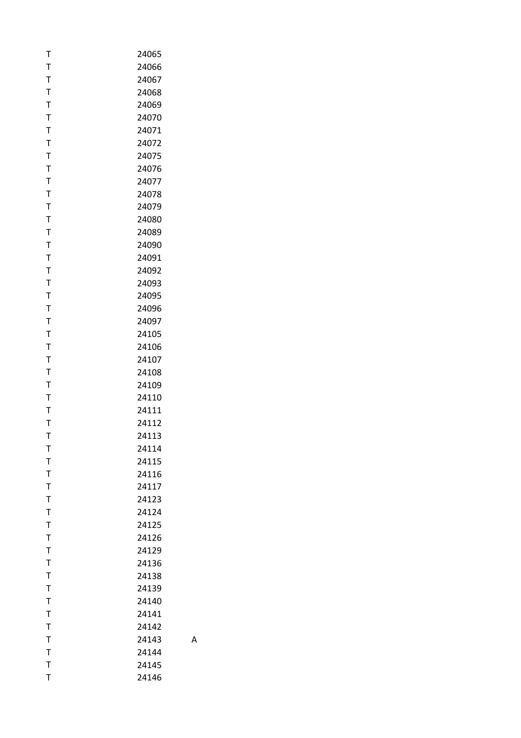| | | |
|---|---|---|
| T | 24065 | |
| T | 24066 | |
| T | 24067 | |
| T | 24068 | |
| T | 24069 | |
| T | 24070 | |
| T | 24071 | |
| T | 24072 | |
| T | 24075 | |
| T | 24076 | |
| T | 24077 | |
| T | 24078 | |
| T | 24079 | |
| T | 24080 | |
| T | 24089 | |
| T | 24090 | |
| T | 24091 | |
| T | 24092 | |
| T | 24093 | |
| T | 24095 | |
| T | 24096 | |
| T | 24097 | |
| T | 24105 | |
| T | 24106 | |
| T | 24107 | |
| T | 24108 | |
| T | 24109 | |
| T | 24110 | |
| T | 24111 | |
| T | 24112 | |
| T | 24113 | |
| T | 24114 | |
| T | 24115 | |
| T | 24116 | |
| T | 24117 | |
| T | 24123 | |
| T | 24124 | |
| T | 24125 | |
| T | 24126 | |
| T | 24129 | |
| T | 24136 | |
| T | 24138 | |
| T | 24139 | |
| T | 24140 | |
| T | 24141 | |
| T | 24142 | |
| T | 24143 | A |
| T | 24144 | |
| T | 24145 | |
| T | 24146 | |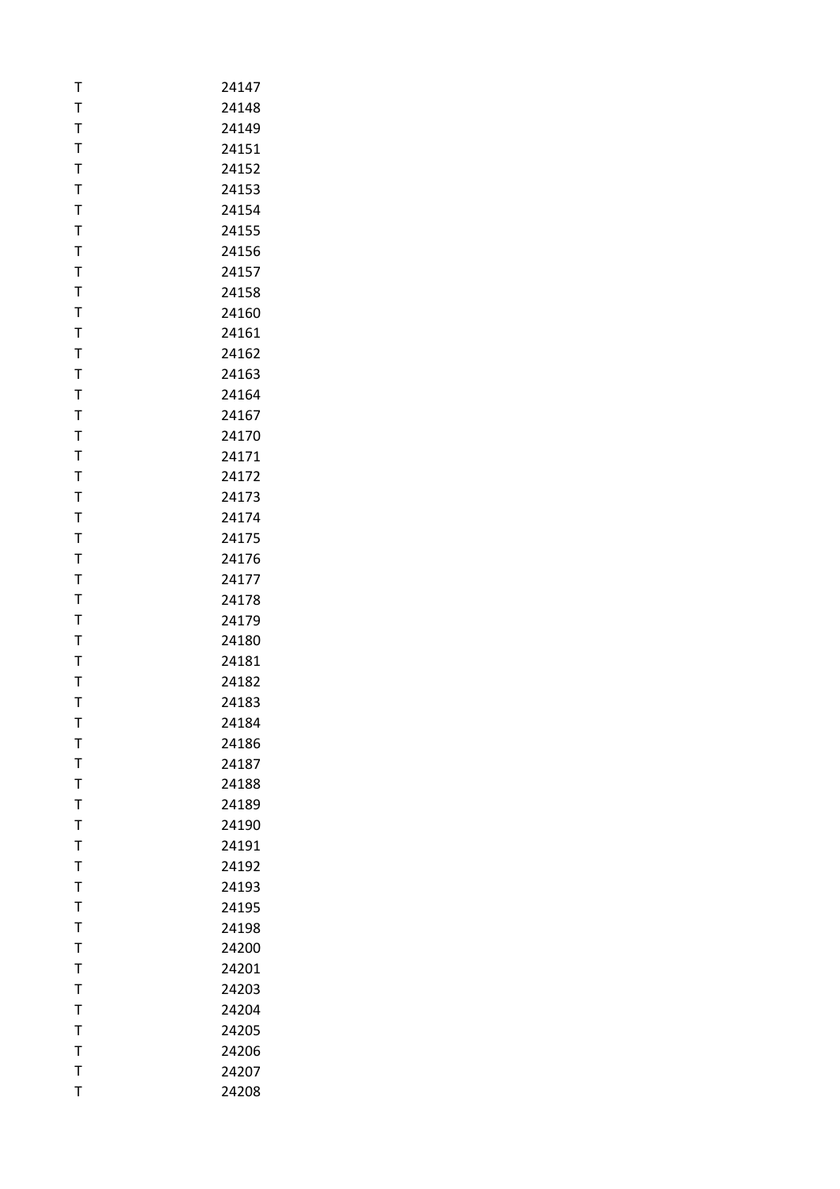| | |
|---|---|
| T | 24147 |
| T | 24148 |
| T | 24149 |
| T | 24151 |
| T | 24152 |
| T | 24153 |
| T | 24154 |
| T | 24155 |
| T | 24156 |
| T | 24157 |
| T | 24158 |
| T | 24160 |
| T | 24161 |
| T | 24162 |
| T | 24163 |
| T | 24164 |
| T | 24167 |
| T | 24170 |
| T | 24171 |
| T | 24172 |
| T | 24173 |
| T | 24174 |
| T | 24175 |
| T | 24176 |
| T | 24177 |
| T | 24178 |
| T | 24179 |
| T | 24180 |
| T | 24181 |
| T | 24182 |
| T | 24183 |
| T | 24184 |
| T | 24186 |
| T | 24187 |
| T | 24188 |
| T | 24189 |
| T | 24190 |
| T | 24191 |
| T | 24192 |
| T | 24193 |
| T | 24195 |
| T | 24198 |
| T | 24200 |
| T | 24201 |
| T | 24203 |
| T | 24204 |
| T | 24205 |
| T | 24206 |
| T | 24207 |
| T | 24208 |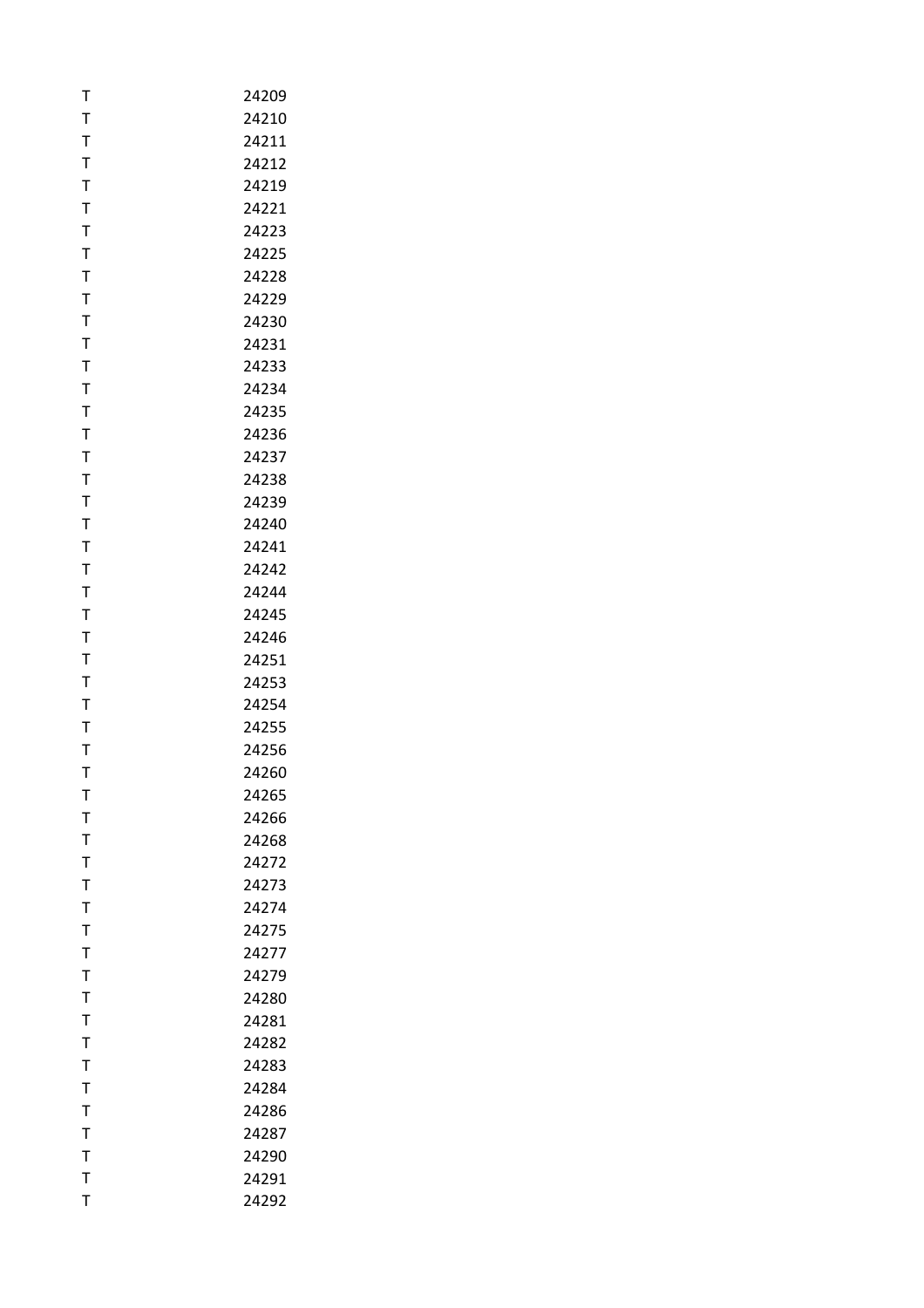| | |
|---|---|
| T | 24209 |
| T | 24210 |
| T | 24211 |
| T | 24212 |
| T | 24219 |
| T | 24221 |
| T | 24223 |
| T | 24225 |
| T | 24228 |
| T | 24229 |
| T | 24230 |
| T | 24231 |
| T | 24233 |
| T | 24234 |
| T | 24235 |
| T | 24236 |
| T | 24237 |
| T | 24238 |
| T | 24239 |
| T | 24240 |
| T | 24241 |
| T | 24242 |
| T | 24244 |
| T | 24245 |
| T | 24246 |
| T | 24251 |
| T | 24253 |
| T | 24254 |
| T | 24255 |
| T | 24256 |
| T | 24260 |
| T | 24265 |
| T | 24266 |
| T | 24268 |
| T | 24272 |
| T | 24273 |
| T | 24274 |
| T | 24275 |
| T | 24277 |
| T | 24279 |
| T | 24280 |
| T | 24281 |
| T | 24282 |
| T | 24283 |
| T | 24284 |
| T | 24286 |
| T | 24287 |
| T | 24290 |
| T | 24291 |
| T | 24292 |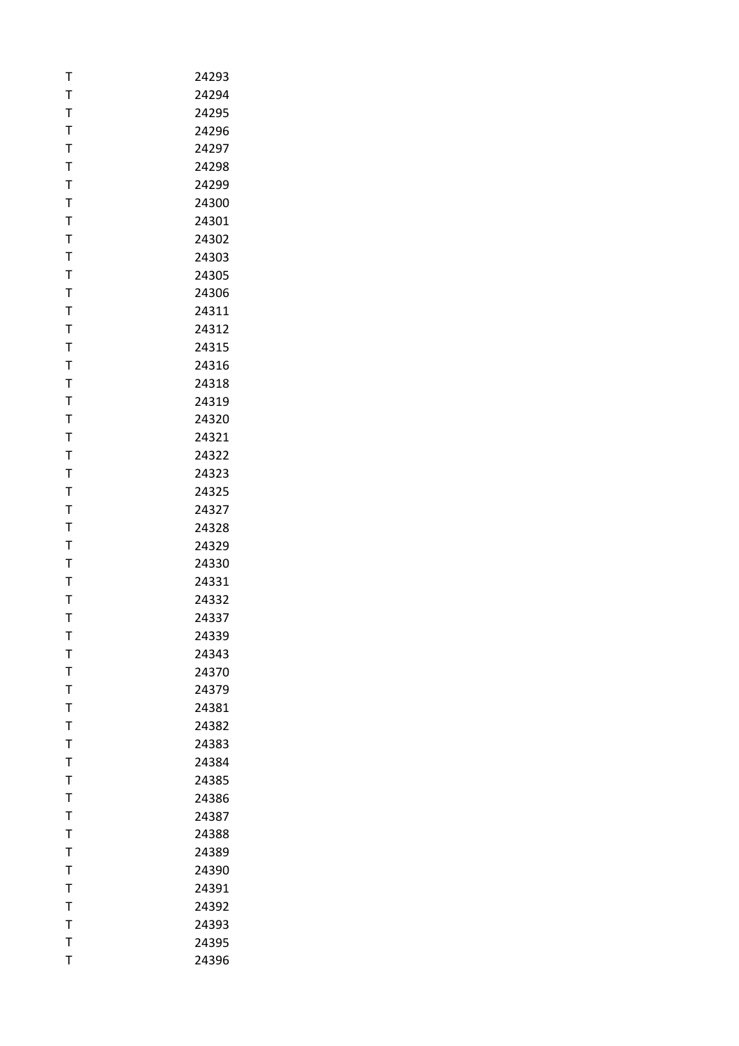| | |
|---|---|
| T | 24293 |
| T | 24294 |
| T | 24295 |
| T | 24296 |
| T | 24297 |
| T | 24298 |
| T | 24299 |
| T | 24300 |
| T | 24301 |
| T | 24302 |
| T | 24303 |
| T | 24305 |
| T | 24306 |
| T | 24311 |
| T | 24312 |
| T | 24315 |
| T | 24316 |
| T | 24318 |
| T | 24319 |
| T | 24320 |
| T | 24321 |
| T | 24322 |
| T | 24323 |
| T | 24325 |
| T | 24327 |
| T | 24328 |
| T | 24329 |
| T | 24330 |
| T | 24331 |
| T | 24332 |
| T | 24337 |
| T | 24339 |
| T | 24343 |
| T | 24370 |
| T | 24379 |
| T | 24381 |
| T | 24382 |
| T | 24383 |
| T | 24384 |
| T | 24385 |
| T | 24386 |
| T | 24387 |
| T | 24388 |
| T | 24389 |
| T | 24390 |
| T | 24391 |
| T | 24392 |
| T | 24393 |
| T | 24395 |
| T | 24396 |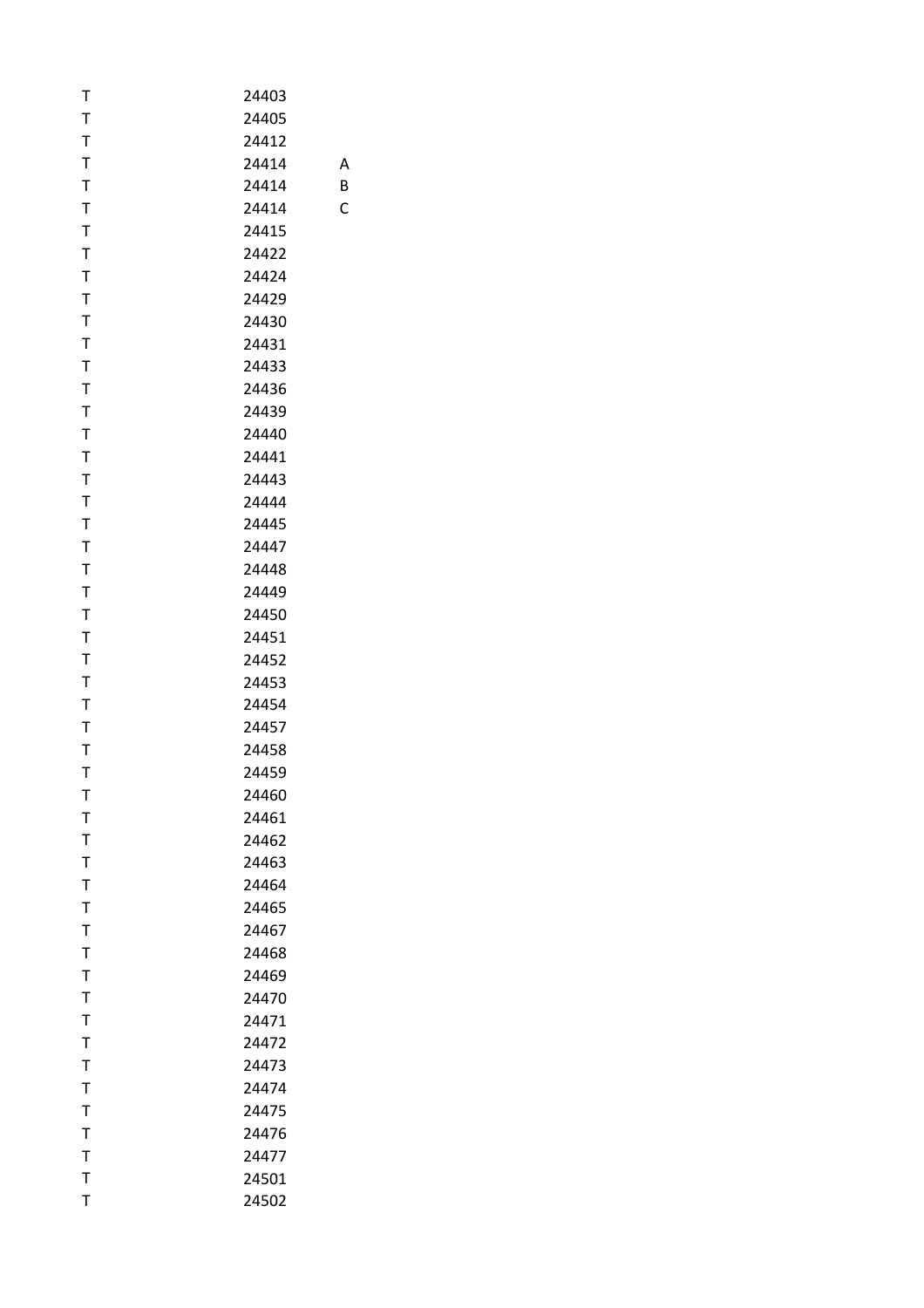| | | |
|---|---|---|
| T | 24403 | |
| T | 24405 | |
| T | 24412 | |
| T | 24414 | A |
| T | 24414 | B |
| T | 24414 | C |
| T | 24415 | |
| T | 24422 | |
| T | 24424 | |
| T | 24429 | |
| T | 24430 | |
| T | 24431 | |
| T | 24433 | |
| T | 24436 | |
| T | 24439 | |
| T | 24440 | |
| T | 24441 | |
| T | 24443 | |
| T | 24444 | |
| T | 24445 | |
| T | 24447 | |
| T | 24448 | |
| T | 24449 | |
| T | 24450 | |
| T | 24451 | |
| T | 24452 | |
| T | 24453 | |
| T | 24454 | |
| T | 24457 | |
| T | 24458 | |
| T | 24459 | |
| T | 24460 | |
| T | 24461 | |
| T | 24462 | |
| T | 24463 | |
| T | 24464 | |
| T | 24465 | |
| T | 24467 | |
| T | 24468 | |
| T | 24469 | |
| T | 24470 | |
| T | 24471 | |
| T | 24472 | |
| T | 24473 | |
| T | 24474 | |
| T | 24475 | |
| T | 24476 | |
| T | 24477 | |
| T | 24501 | |
| T | 24502 | |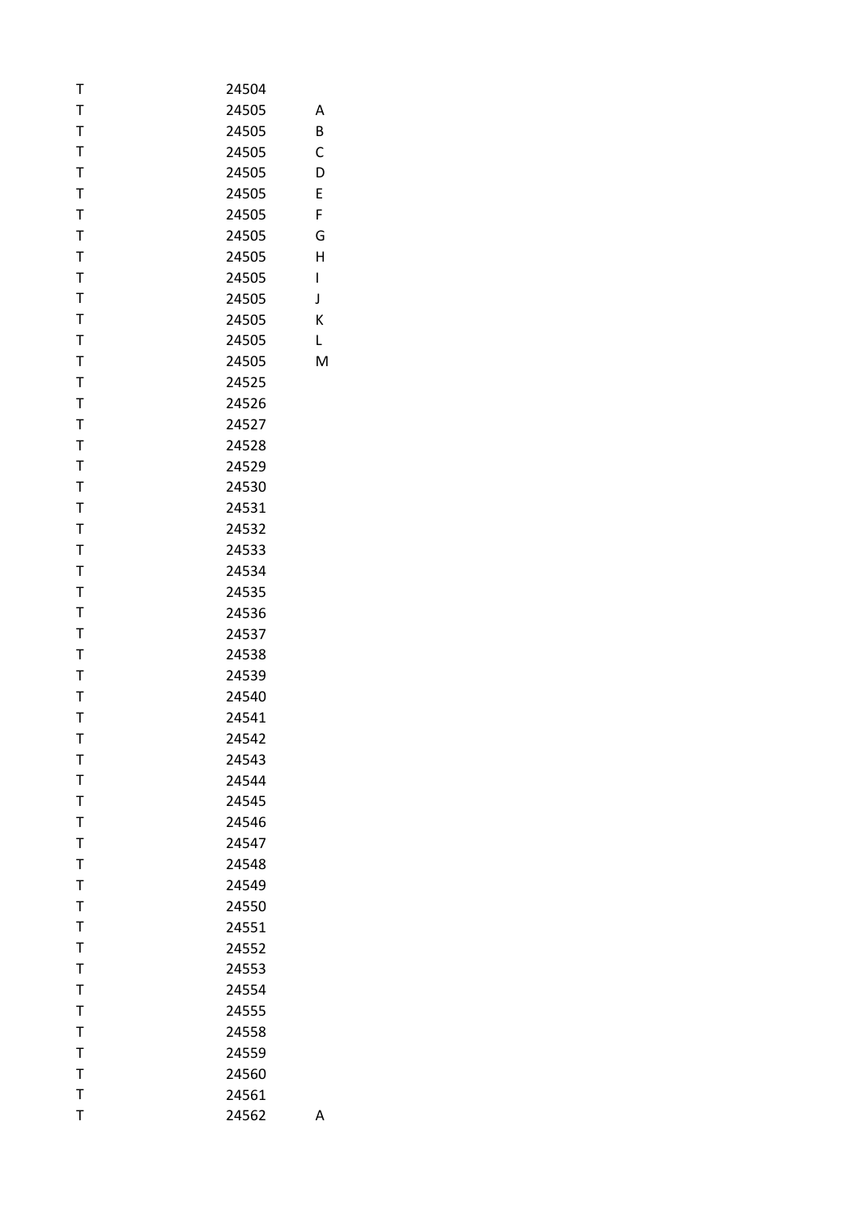| | | |
|---|---|---|
| T | 24504 | |
| T | 24505 | A |
| T | 24505 | B |
| T | 24505 | C |
| T | 24505 | D |
| T | 24505 | E |
| T | 24505 | F |
| T | 24505 | G |
| T | 24505 | H |
| T | 24505 | I |
| T | 24505 | J |
| T | 24505 | K |
| T | 24505 | L |
| T | 24505 | M |
| T | 24525 | |
| T | 24526 | |
| T | 24527 | |
| T | 24528 | |
| T | 24529 | |
| T | 24530 | |
| T | 24531 | |
| T | 24532 | |
| T | 24533 | |
| T | 24534 | |
| T | 24535 | |
| T | 24536 | |
| T | 24537 | |
| T | 24538 | |
| T | 24539 | |
| T | 24540 | |
| T | 24541 | |
| T | 24542 | |
| T | 24543 | |
| T | 24544 | |
| T | 24545 | |
| T | 24546 | |
| T | 24547 | |
| T | 24548 | |
| T | 24549 | |
| T | 24550 | |
| T | 24551 | |
| T | 24552 | |
| T | 24553 | |
| T | 24554 | |
| T | 24555 | |
| T | 24558 | |
| T | 24559 | |
| T | 24560 | |
| T | 24561 | |
| T | 24562 | A |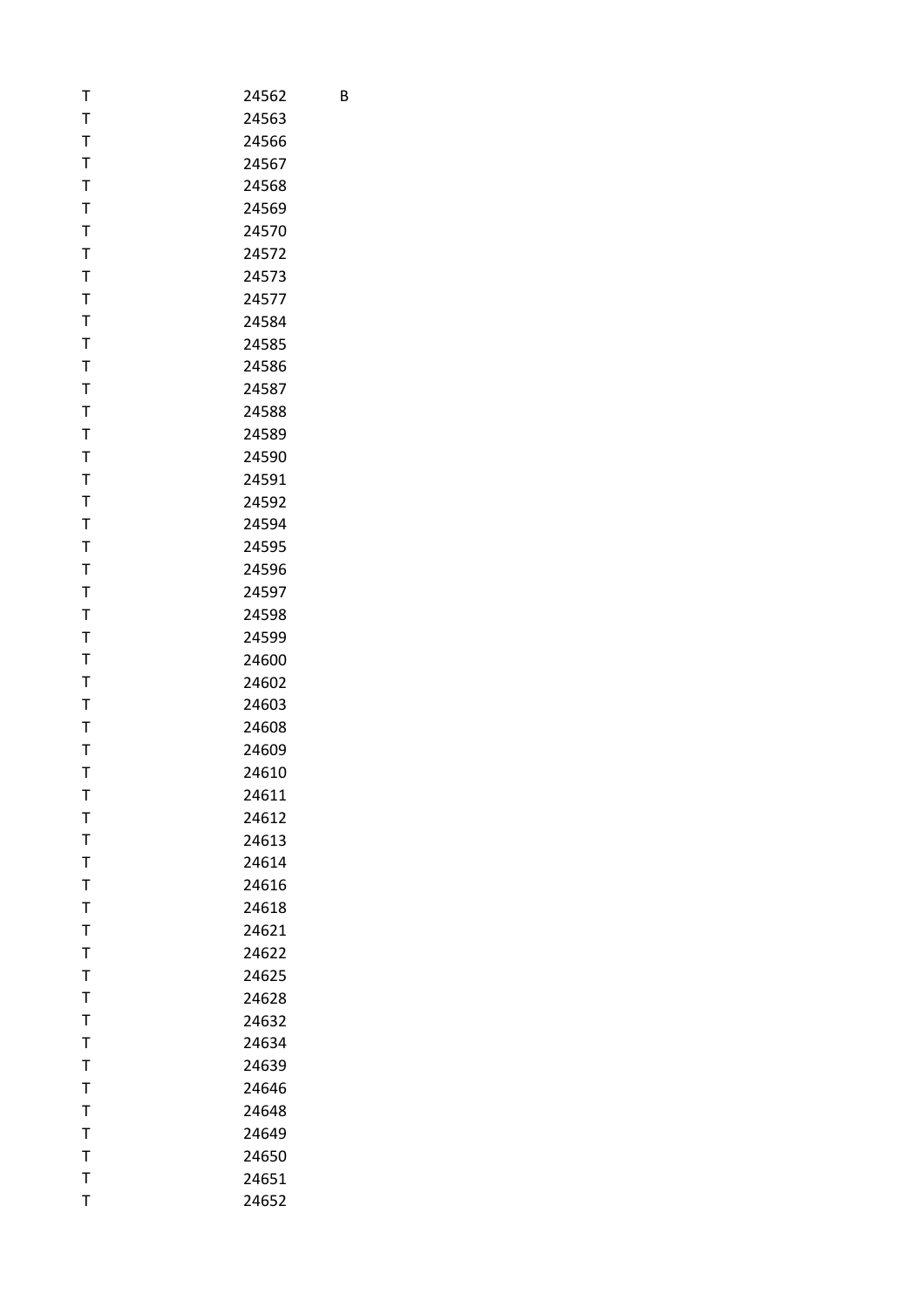| | | |
|---|---|---|
| T | 24562 | B |
| T | 24563 | |
| T | 24566 | |
| T | 24567 | |
| T | 24568 | |
| T | 24569 | |
| T | 24570 | |
| T | 24572 | |
| T | 24573 | |
| T | 24577 | |
| T | 24584 | |
| T | 24585 | |
| T | 24586 | |
| T | 24587 | |
| T | 24588 | |
| T | 24589 | |
| T | 24590 | |
| T | 24591 | |
| T | 24592 | |
| T | 24594 | |
| T | 24595 | |
| T | 24596 | |
| T | 24597 | |
| T | 24598 | |
| T | 24599 | |
| T | 24600 | |
| T | 24602 | |
| T | 24603 | |
| T | 24608 | |
| T | 24609 | |
| T | 24610 | |
| T | 24611 | |
| T | 24612 | |
| T | 24613 | |
| T | 24614 | |
| T | 24616 | |
| T | 24618 | |
| T | 24621 | |
| T | 24622 | |
| T | 24625 | |
| T | 24628 | |
| T | 24632 | |
| T | 24634 | |
| T | 24639 | |
| T | 24646 | |
| T | 24648 | |
| T | 24649 | |
| T | 24650 | |
| T | 24651 | |
| T | 24652 | |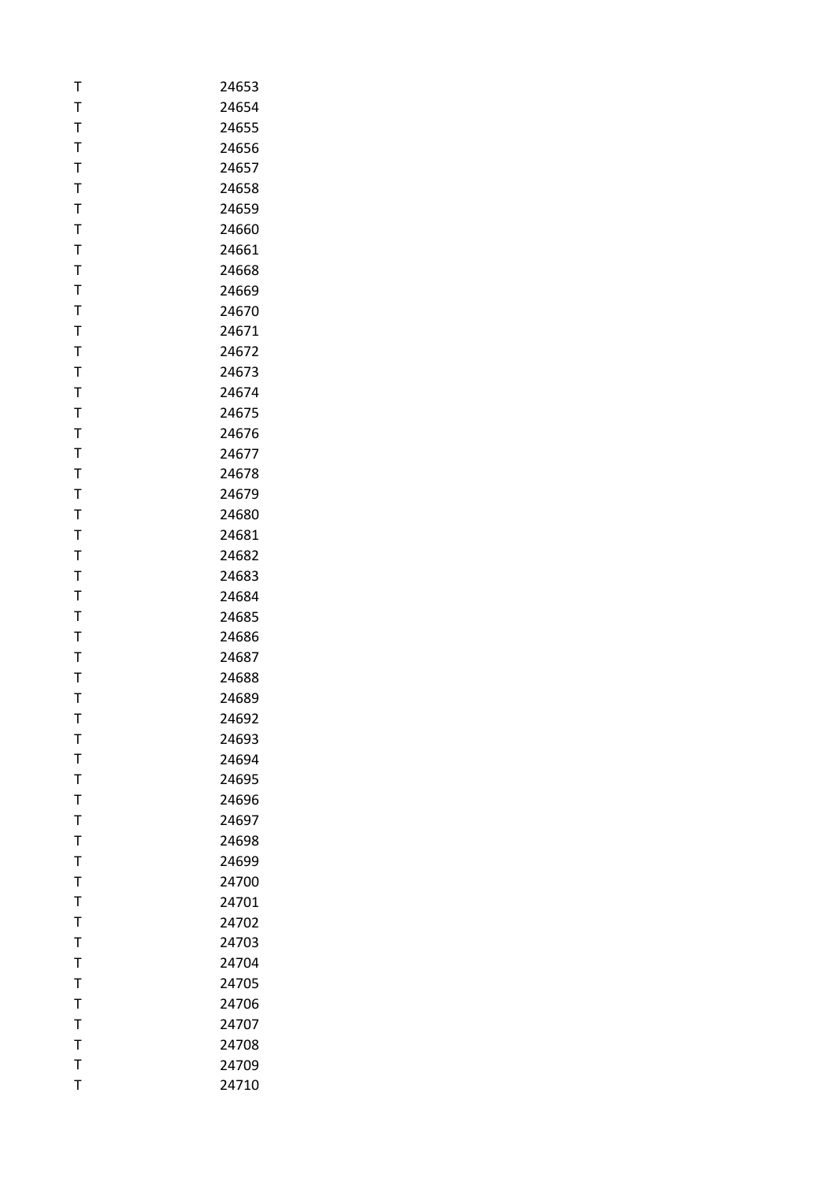| T | 24653 |
|---|---|
| T | 24654 |
| T | 24655 |
| T | 24656 |
| T | 24657 |
| T | 24658 |
| T | 24659 |
| T | 24660 |
| T | 24661 |
| T | 24668 |
| T | 24669 |
| T | 24670 |
| T | 24671 |
| T | 24672 |
| T | 24673 |
| T | 24674 |
| T | 24675 |
| T | 24676 |
| T | 24677 |
| T | 24678 |
| T | 24679 |
| T | 24680 |
| T | 24681 |
| T | 24682 |
| T | 24683 |
| T | 24684 |
| T | 24685 |
| T | 24686 |
| T | 24687 |
| T | 24688 |
| T | 24689 |
| T | 24692 |
| T | 24693 |
| T | 24694 |
| T | 24695 |
| T | 24696 |
| T | 24697 |
| T | 24698 |
| T | 24699 |
| T | 24700 |
| T | 24701 |
| T | 24702 |
| T | 24703 |
| T | 24704 |
| T | 24705 |
| T | 24706 |
| T | 24707 |
| T | 24708 |
| T | 24709 |
| T | 24710 |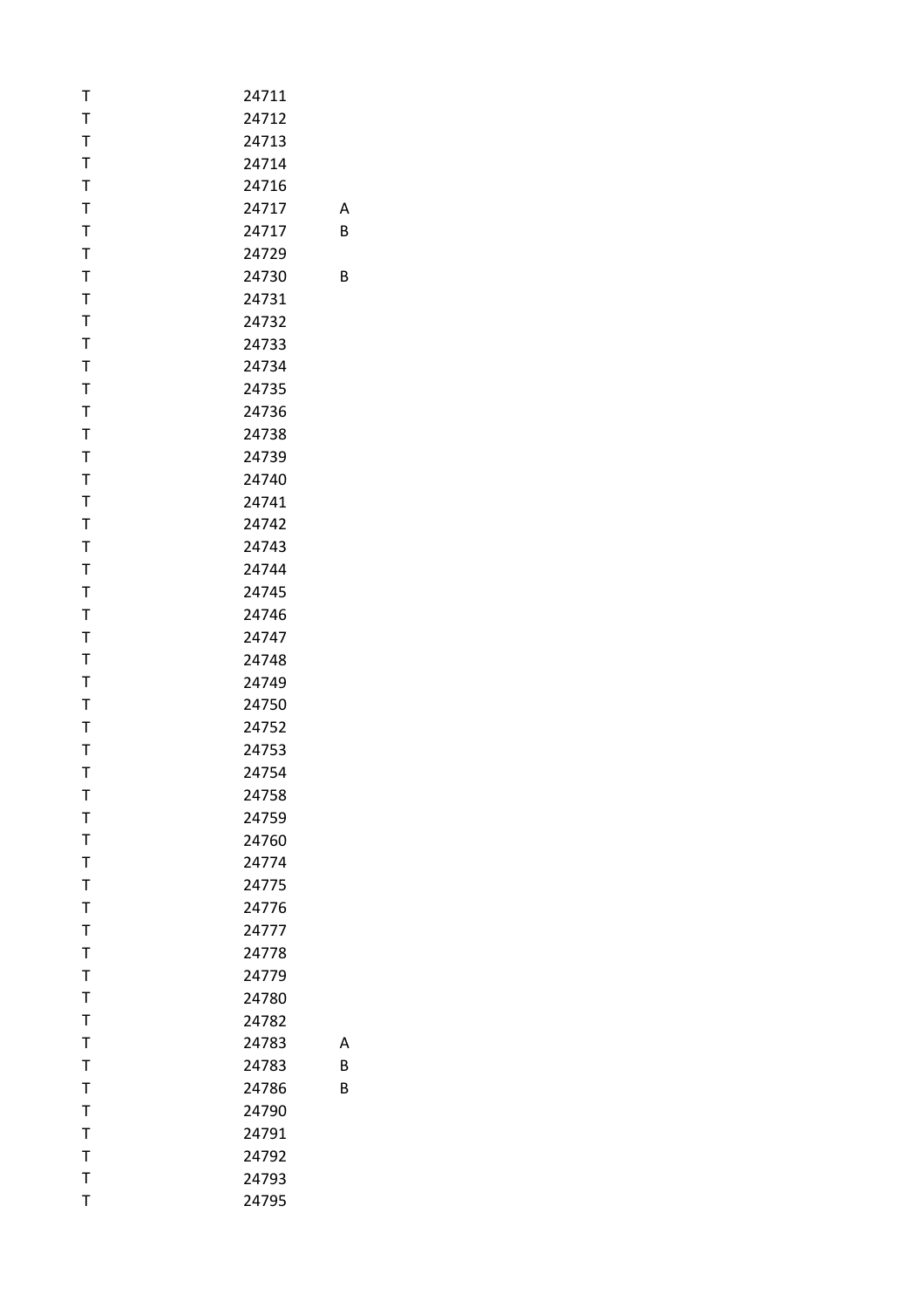| | | |
|---|---|---|
| T | 24711 | |
| T | 24712 | |
| T | 24713 | |
| T | 24714 | |
| T | 24716 | |
| T | 24717 | A |
| T | 24717 | B |
| T | 24729 | |
| T | 24730 | B |
| T | 24731 | |
| T | 24732 | |
| T | 24733 | |
| T | 24734 | |
| T | 24735 | |
| T | 24736 | |
| T | 24738 | |
| T | 24739 | |
| T | 24740 | |
| T | 24741 | |
| T | 24742 | |
| T | 24743 | |
| T | 24744 | |
| T | 24745 | |
| T | 24746 | |
| T | 24747 | |
| T | 24748 | |
| T | 24749 | |
| T | 24750 | |
| T | 24752 | |
| T | 24753 | |
| T | 24754 | |
| T | 24758 | |
| T | 24759 | |
| T | 24760 | |
| T | 24774 | |
| T | 24775 | |
| T | 24776 | |
| T | 24777 | |
| T | 24778 | |
| T | 24779 | |
| T | 24780 | |
| T | 24782 | |
| T | 24783 | A |
| T | 24783 | B |
| T | 24786 | B |
| T | 24790 | |
| T | 24791 | |
| T | 24792 | |
| T | 24793 | |
| T | 24795 | |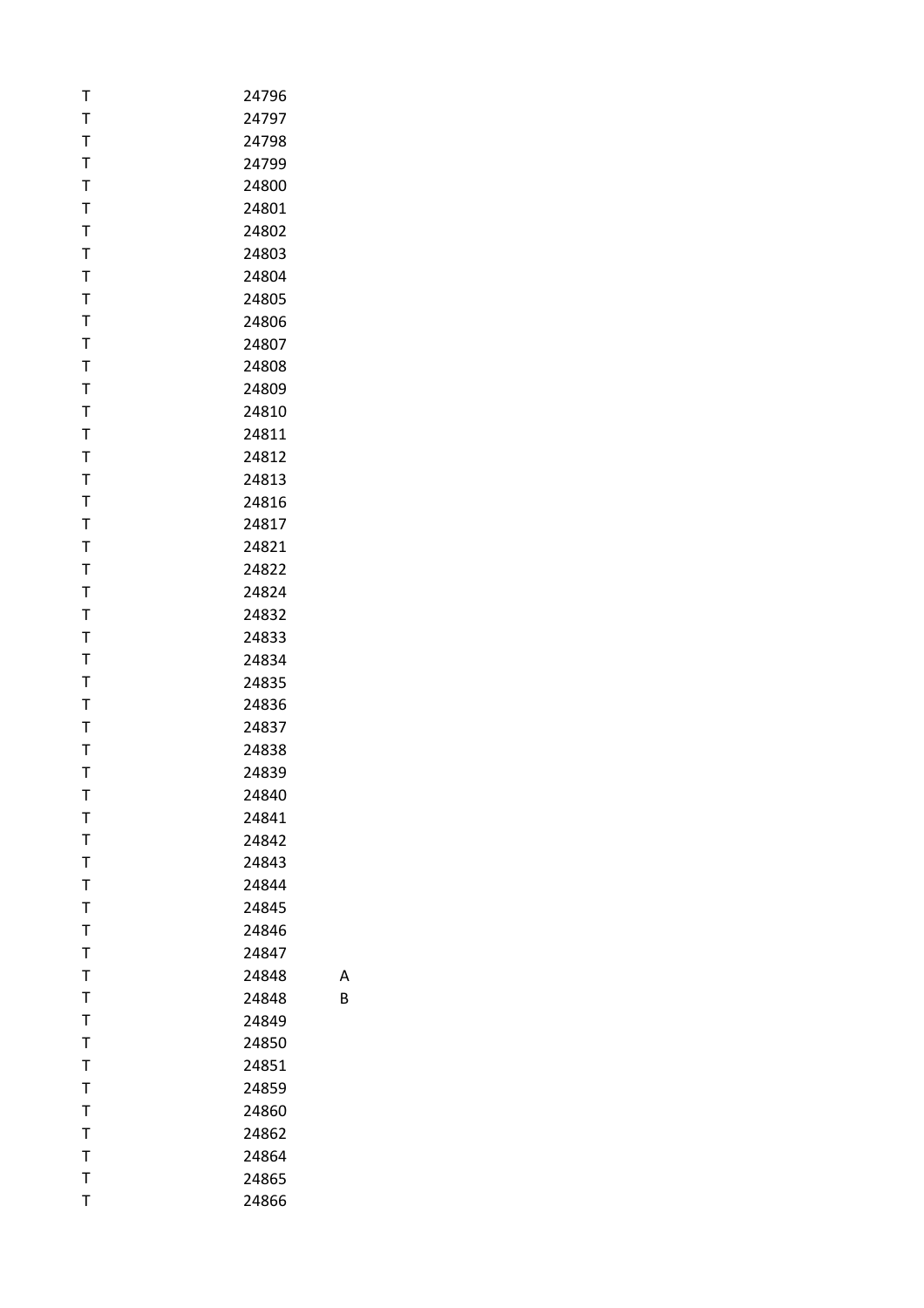| | | |
|---|---|---|
| T | 24796 | |
| T | 24797 | |
| T | 24798 | |
| T | 24799 | |
| T | 24800 | |
| T | 24801 | |
| T | 24802 | |
| T | 24803 | |
| T | 24804 | |
| T | 24805 | |
| T | 24806 | |
| T | 24807 | |
| T | 24808 | |
| T | 24809 | |
| T | 24810 | |
| T | 24811 | |
| T | 24812 | |
| T | 24813 | |
| T | 24816 | |
| T | 24817 | |
| T | 24821 | |
| T | 24822 | |
| T | 24824 | |
| T | 24832 | |
| T | 24833 | |
| T | 24834 | |
| T | 24835 | |
| T | 24836 | |
| T | 24837 | |
| T | 24838 | |
| T | 24839 | |
| T | 24840 | |
| T | 24841 | |
| T | 24842 | |
| T | 24843 | |
| T | 24844 | |
| T | 24845 | |
| T | 24846 | |
| T | 24847 | |
| T | 24848 | A |
| T | 24848 | B |
| T | 24849 | |
| T | 24850 | |
| T | 24851 | |
| T | 24859 | |
| T | 24860 | |
| T | 24862 | |
| T | 24864 | |
| T | 24865 | |
| T | 24866 | |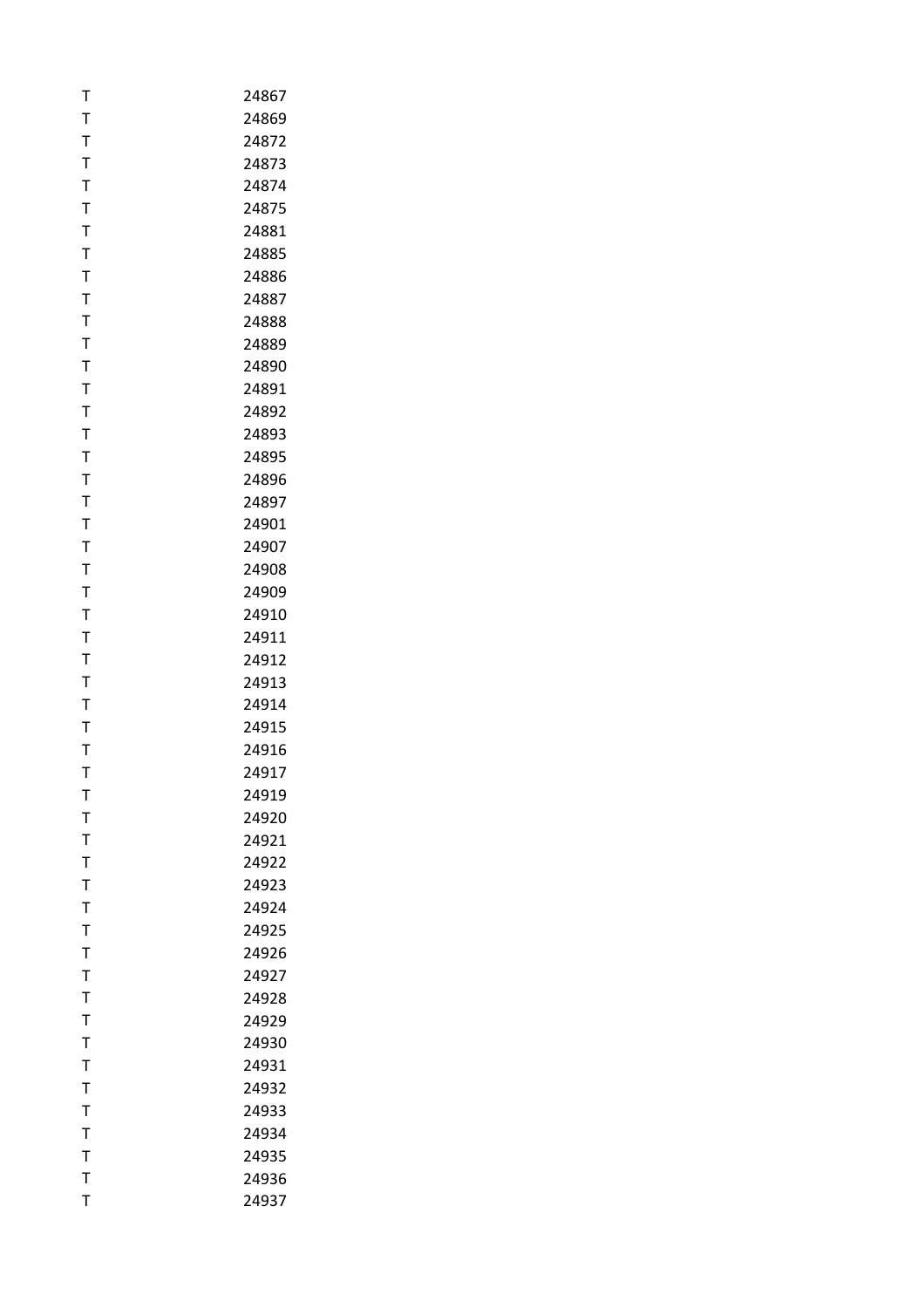| | |
|---|---|
| T | 24867 |
| T | 24869 |
| T | 24872 |
| T | 24873 |
| T | 24874 |
| T | 24875 |
| T | 24881 |
| T | 24885 |
| T | 24886 |
| T | 24887 |
| T | 24888 |
| T | 24889 |
| T | 24890 |
| T | 24891 |
| T | 24892 |
| T | 24893 |
| T | 24895 |
| T | 24896 |
| T | 24897 |
| T | 24901 |
| T | 24907 |
| T | 24908 |
| T | 24909 |
| T | 24910 |
| T | 24911 |
| T | 24912 |
| T | 24913 |
| T | 24914 |
| T | 24915 |
| T | 24916 |
| T | 24917 |
| T | 24919 |
| T | 24920 |
| T | 24921 |
| T | 24922 |
| T | 24923 |
| T | 24924 |
| T | 24925 |
| T | 24926 |
| T | 24927 |
| T | 24928 |
| T | 24929 |
| T | 24930 |
| T | 24931 |
| T | 24932 |
| T | 24933 |
| T | 24934 |
| T | 24935 |
| T | 24936 |
| T | 24937 |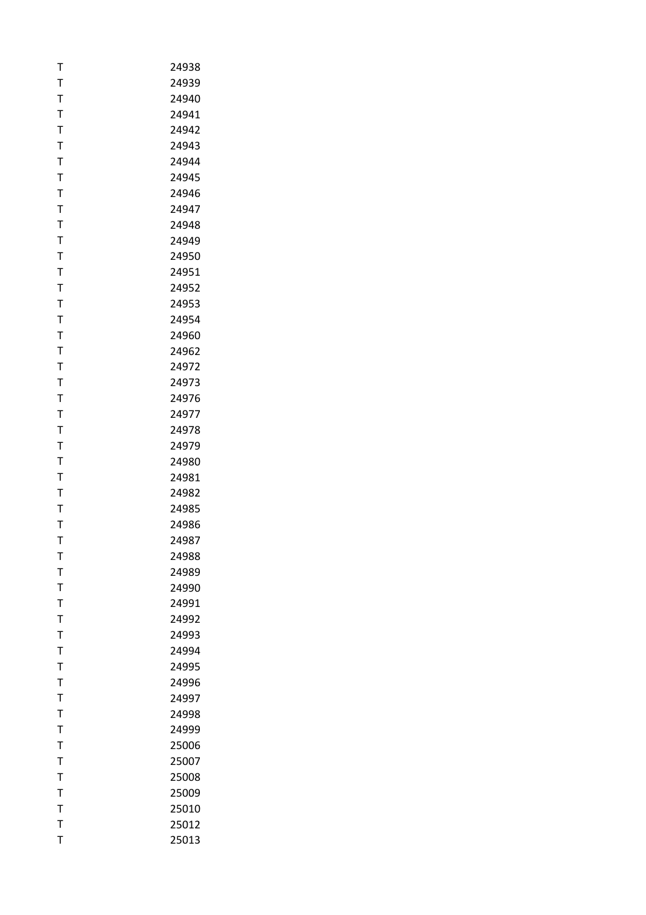| | |
|---|---|
| T | 24938 |
| T | 24939 |
| T | 24940 |
| T | 24941 |
| T | 24942 |
| T | 24943 |
| T | 24944 |
| T | 24945 |
| T | 24946 |
| T | 24947 |
| T | 24948 |
| T | 24949 |
| T | 24950 |
| T | 24951 |
| T | 24952 |
| T | 24953 |
| T | 24954 |
| T | 24960 |
| T | 24962 |
| T | 24972 |
| T | 24973 |
| T | 24976 |
| T | 24977 |
| T | 24978 |
| T | 24979 |
| T | 24980 |
| T | 24981 |
| T | 24982 |
| T | 24985 |
| T | 24986 |
| T | 24987 |
| T | 24988 |
| T | 24989 |
| T | 24990 |
| T | 24991 |
| T | 24992 |
| T | 24993 |
| T | 24994 |
| T | 24995 |
| T | 24996 |
| T | 24997 |
| T | 24998 |
| T | 24999 |
| T | 25006 |
| T | 25007 |
| T | 25008 |
| T | 25009 |
| T | 25010 |
| T | 25012 |
| T | 25013 |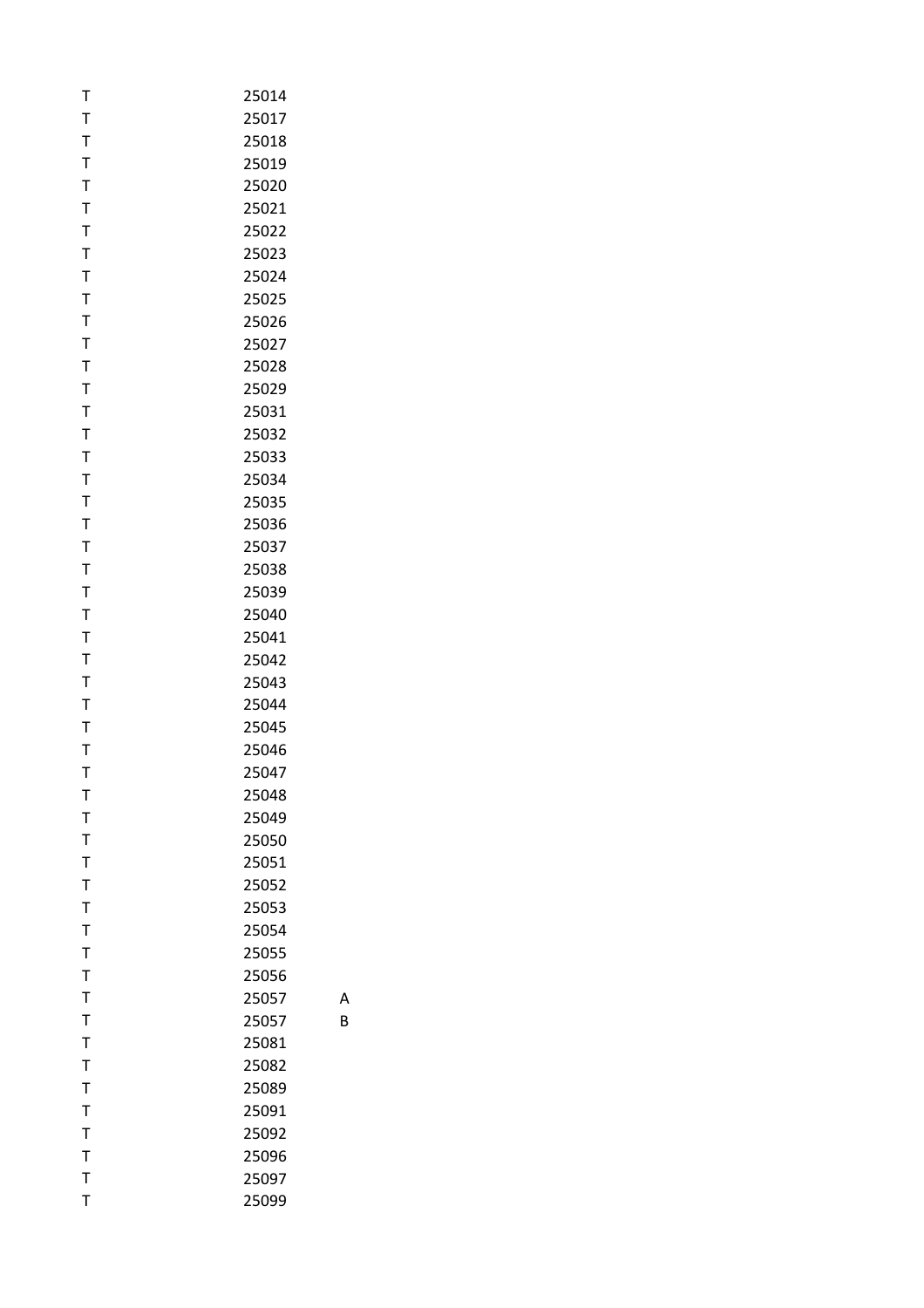| | | |
|---|---|---|
| T | 25014 | |
| T | 25017 | |
| T | 25018 | |
| T | 25019 | |
| T | 25020 | |
| T | 25021 | |
| T | 25022 | |
| T | 25023 | |
| T | 25024 | |
| T | 25025 | |
| T | 25026 | |
| T | 25027 | |
| T | 25028 | |
| T | 25029 | |
| T | 25031 | |
| T | 25032 | |
| T | 25033 | |
| T | 25034 | |
| T | 25035 | |
| T | 25036 | |
| T | 25037 | |
| T | 25038 | |
| T | 25039 | |
| T | 25040 | |
| T | 25041 | |
| T | 25042 | |
| T | 25043 | |
| T | 25044 | |
| T | 25045 | |
| T | 25046 | |
| T | 25047 | |
| T | 25048 | |
| T | 25049 | |
| T | 25050 | |
| T | 25051 | |
| T | 25052 | |
| T | 25053 | |
| T | 25054 | |
| T | 25055 | |
| T | 25056 | |
| T | 25057 | A |
| T | 25057 | B |
| T | 25081 | |
| T | 25082 | |
| T | 25089 | |
| T | 25091 | |
| T | 25092 | |
| T | 25096 | |
| T | 25097 | |
| T | 25099 | |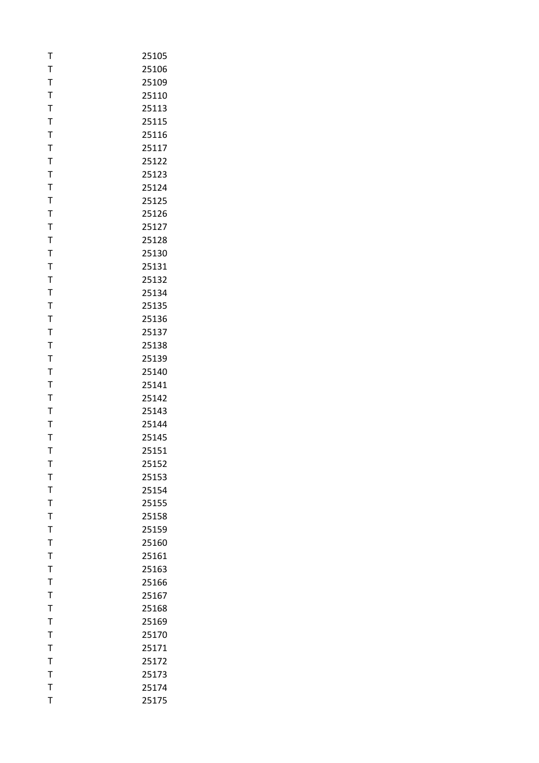| | |
|---|---|
| T | 25105 |
| T | 25106 |
| T | 25109 |
| T | 25110 |
| T | 25113 |
| T | 25115 |
| T | 25116 |
| T | 25117 |
| T | 25122 |
| T | 25123 |
| T | 25124 |
| T | 25125 |
| T | 25126 |
| T | 25127 |
| T | 25128 |
| T | 25130 |
| T | 25131 |
| T | 25132 |
| T | 25134 |
| T | 25135 |
| T | 25136 |
| T | 25137 |
| T | 25138 |
| T | 25139 |
| T | 25140 |
| T | 25141 |
| T | 25142 |
| T | 25143 |
| T | 25144 |
| T | 25145 |
| T | 25151 |
| T | 25152 |
| T | 25153 |
| T | 25154 |
| T | 25155 |
| T | 25158 |
| T | 25159 |
| T | 25160 |
| T | 25161 |
| T | 25163 |
| T | 25166 |
| T | 25167 |
| T | 25168 |
| T | 25169 |
| T | 25170 |
| T | 25171 |
| T | 25172 |
| T | 25173 |
| T | 25174 |
| T | 25175 |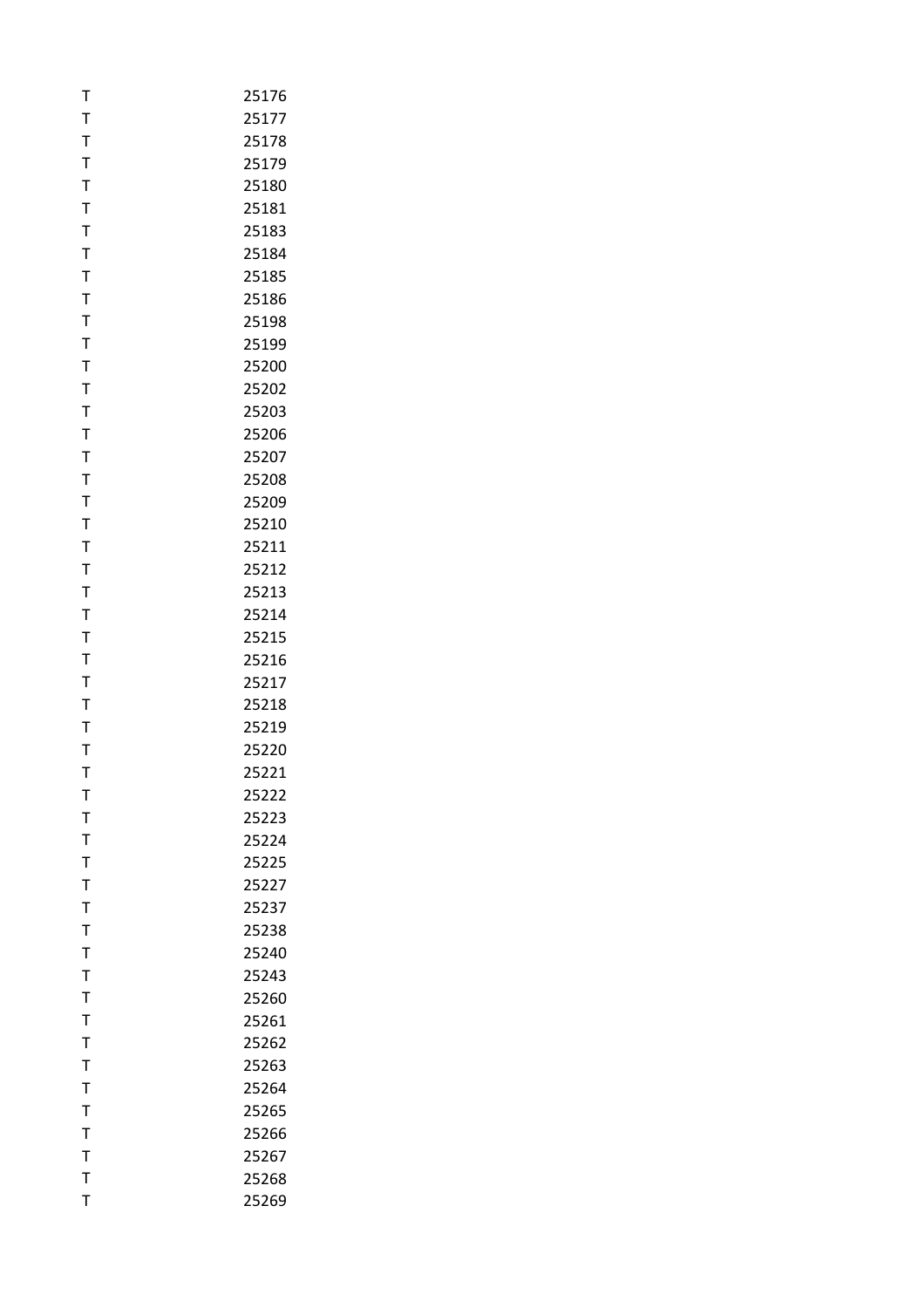| | |
|---|---|
| T | 25176 |
| T | 25177 |
| T | 25178 |
| T | 25179 |
| T | 25180 |
| T | 25181 |
| T | 25183 |
| T | 25184 |
| T | 25185 |
| T | 25186 |
| T | 25198 |
| T | 25199 |
| T | 25200 |
| T | 25202 |
| T | 25203 |
| T | 25206 |
| T | 25207 |
| T | 25208 |
| T | 25209 |
| T | 25210 |
| T | 25211 |
| T | 25212 |
| T | 25213 |
| T | 25214 |
| T | 25215 |
| T | 25216 |
| T | 25217 |
| T | 25218 |
| T | 25219 |
| T | 25220 |
| T | 25221 |
| T | 25222 |
| T | 25223 |
| T | 25224 |
| T | 25225 |
| T | 25227 |
| T | 25237 |
| T | 25238 |
| T | 25240 |
| T | 25243 |
| T | 25260 |
| T | 25261 |
| T | 25262 |
| T | 25263 |
| T | 25264 |
| T | 25265 |
| T | 25266 |
| T | 25267 |
| T | 25268 |
| T | 25269 |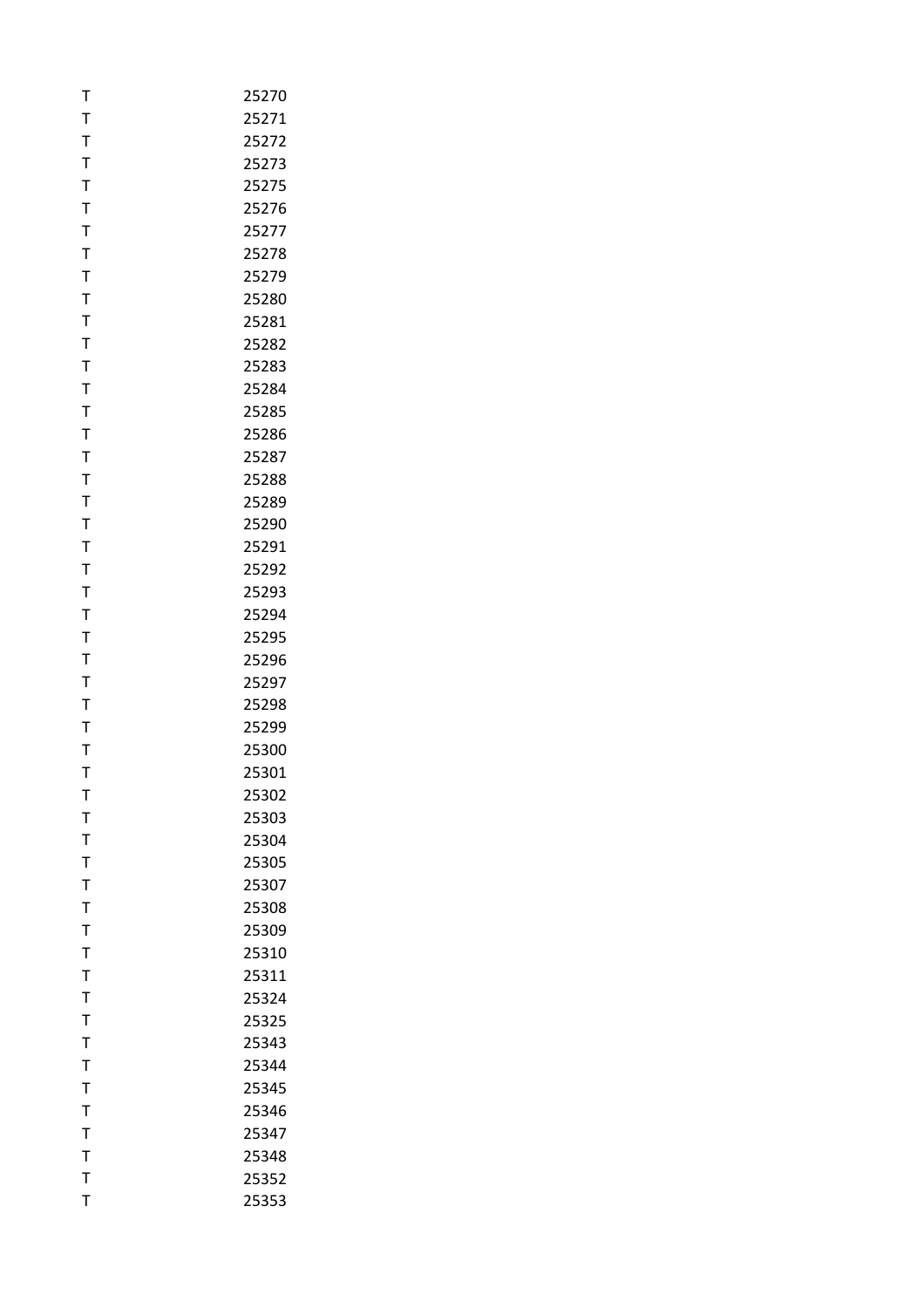| | |
|---|---|
| T | 25270 |
| T | 25271 |
| T | 25272 |
| T | 25273 |
| T | 25275 |
| T | 25276 |
| T | 25277 |
| T | 25278 |
| T | 25279 |
| T | 25280 |
| T | 25281 |
| T | 25282 |
| T | 25283 |
| T | 25284 |
| T | 25285 |
| T | 25286 |
| T | 25287 |
| T | 25288 |
| T | 25289 |
| T | 25290 |
| T | 25291 |
| T | 25292 |
| T | 25293 |
| T | 25294 |
| T | 25295 |
| T | 25296 |
| T | 25297 |
| T | 25298 |
| T | 25299 |
| T | 25300 |
| T | 25301 |
| T | 25302 |
| T | 25303 |
| T | 25304 |
| T | 25305 |
| T | 25307 |
| T | 25308 |
| T | 25309 |
| T | 25310 |
| T | 25311 |
| T | 25324 |
| T | 25325 |
| T | 25343 |
| T | 25344 |
| T | 25345 |
| T | 25346 |
| T | 25347 |
| T | 25348 |
| T | 25352 |
| T | 25353 |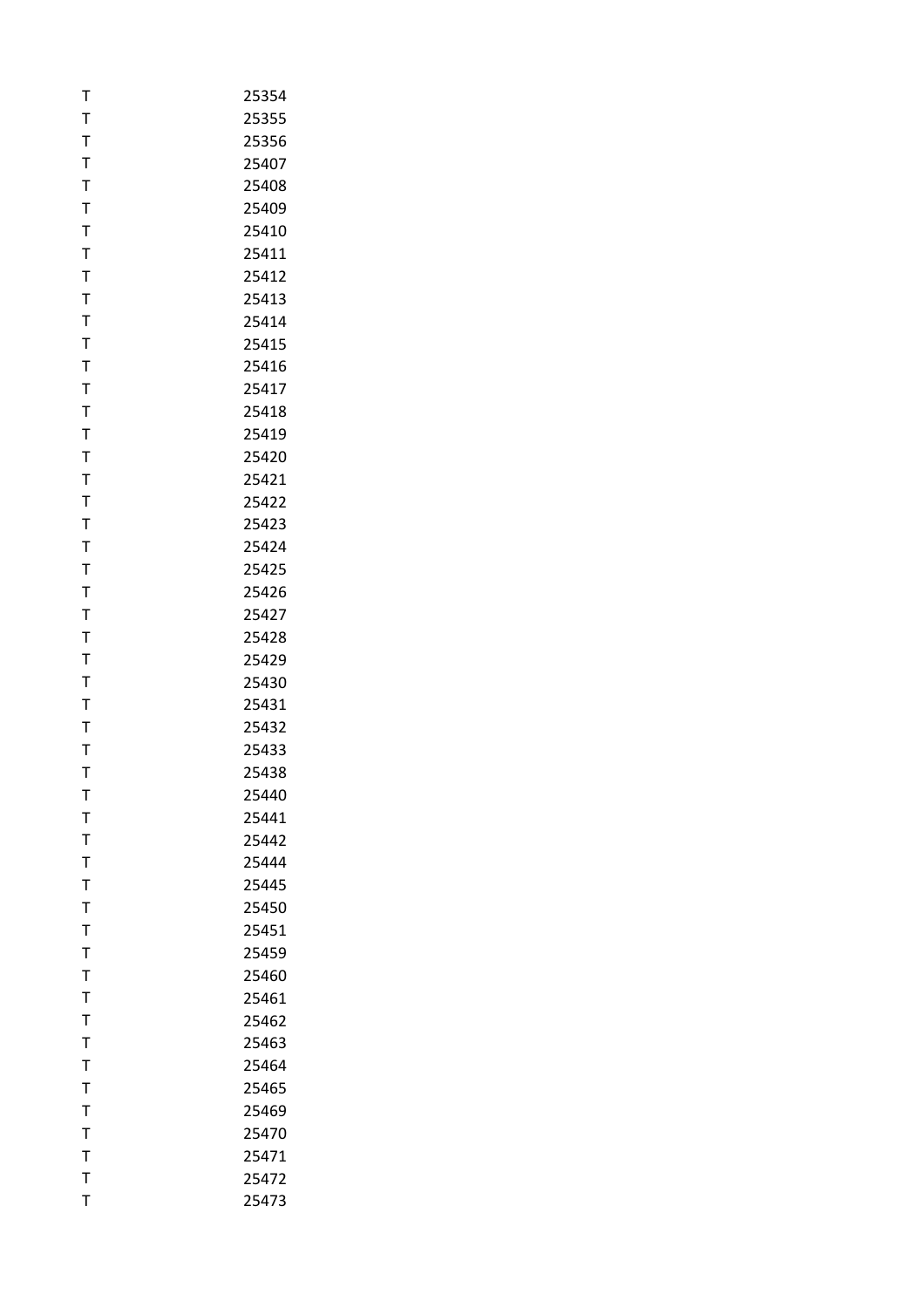| | |
|---|---|
| T | 25354 |
| T | 25355 |
| T | 25356 |
| T | 25407 |
| T | 25408 |
| T | 25409 |
| T | 25410 |
| T | 25411 |
| T | 25412 |
| T | 25413 |
| T | 25414 |
| T | 25415 |
| T | 25416 |
| T | 25417 |
| T | 25418 |
| T | 25419 |
| T | 25420 |
| T | 25421 |
| T | 25422 |
| T | 25423 |
| T | 25424 |
| T | 25425 |
| T | 25426 |
| T | 25427 |
| T | 25428 |
| T | 25429 |
| T | 25430 |
| T | 25431 |
| T | 25432 |
| T | 25433 |
| T | 25438 |
| T | 25440 |
| T | 25441 |
| T | 25442 |
| T | 25444 |
| T | 25445 |
| T | 25450 |
| T | 25451 |
| T | 25459 |
| T | 25460 |
| T | 25461 |
| T | 25462 |
| T | 25463 |
| T | 25464 |
| T | 25465 |
| T | 25469 |
| T | 25470 |
| T | 25471 |
| T | 25472 |
| T | 25473 |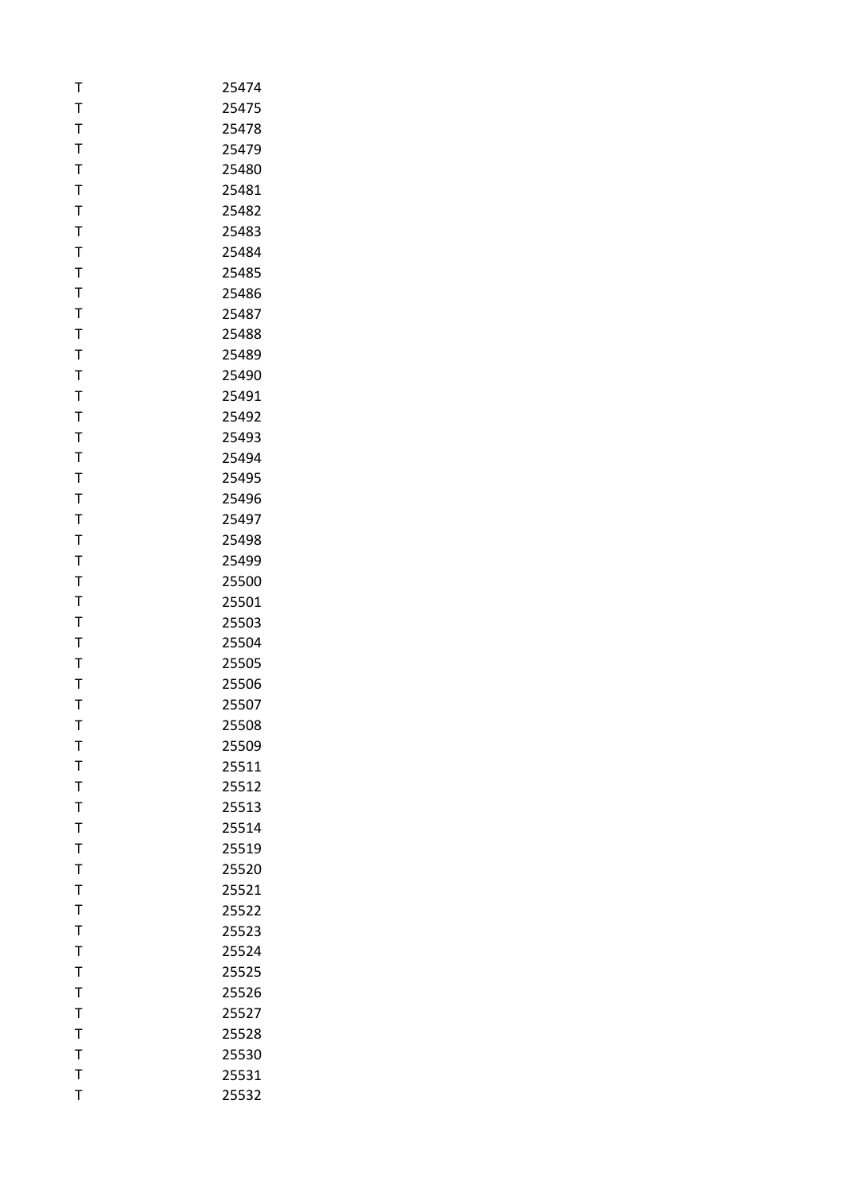| | |
|---|---|
| T | 25474 |
| T | 25475 |
| T | 25478 |
| T | 25479 |
| T | 25480 |
| T | 25481 |
| T | 25482 |
| T | 25483 |
| T | 25484 |
| T | 25485 |
| T | 25486 |
| T | 25487 |
| T | 25488 |
| T | 25489 |
| T | 25490 |
| T | 25491 |
| T | 25492 |
| T | 25493 |
| T | 25494 |
| T | 25495 |
| T | 25496 |
| T | 25497 |
| T | 25498 |
| T | 25499 |
| T | 25500 |
| T | 25501 |
| T | 25503 |
| T | 25504 |
| T | 25505 |
| T | 25506 |
| T | 25507 |
| T | 25508 |
| T | 25509 |
| T | 25511 |
| T | 25512 |
| T | 25513 |
| T | 25514 |
| T | 25519 |
| T | 25520 |
| T | 25521 |
| T | 25522 |
| T | 25523 |
| T | 25524 |
| T | 25525 |
| T | 25526 |
| T | 25527 |
| T | 25528 |
| T | 25530 |
| T | 25531 |
| T | 25532 |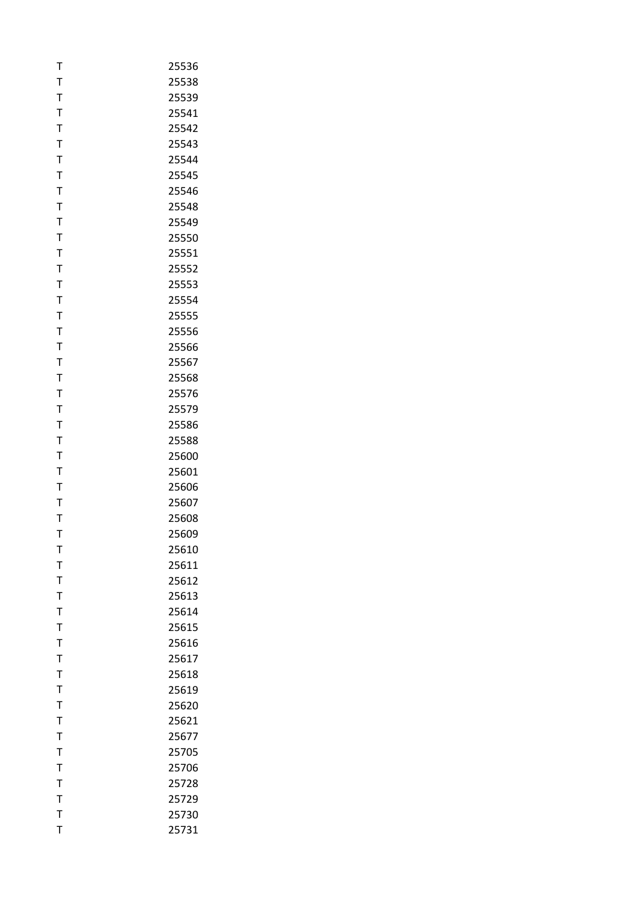| | |
|---|---|
| T | 25536 |
| T | 25538 |
| T | 25539 |
| T | 25541 |
| T | 25542 |
| T | 25543 |
| T | 25544 |
| T | 25545 |
| T | 25546 |
| T | 25548 |
| T | 25549 |
| T | 25550 |
| T | 25551 |
| T | 25552 |
| T | 25553 |
| T | 25554 |
| T | 25555 |
| T | 25556 |
| T | 25566 |
| T | 25567 |
| T | 25568 |
| T | 25576 |
| T | 25579 |
| T | 25586 |
| T | 25588 |
| T | 25600 |
| T | 25601 |
| T | 25606 |
| T | 25607 |
| T | 25608 |
| T | 25609 |
| T | 25610 |
| T | 25611 |
| T | 25612 |
| T | 25613 |
| T | 25614 |
| T | 25615 |
| T | 25616 |
| T | 25617 |
| T | 25618 |
| T | 25619 |
| T | 25620 |
| T | 25621 |
| T | 25677 |
| T | 25705 |
| T | 25706 |
| T | 25728 |
| T | 25729 |
| T | 25730 |
| T | 25731 |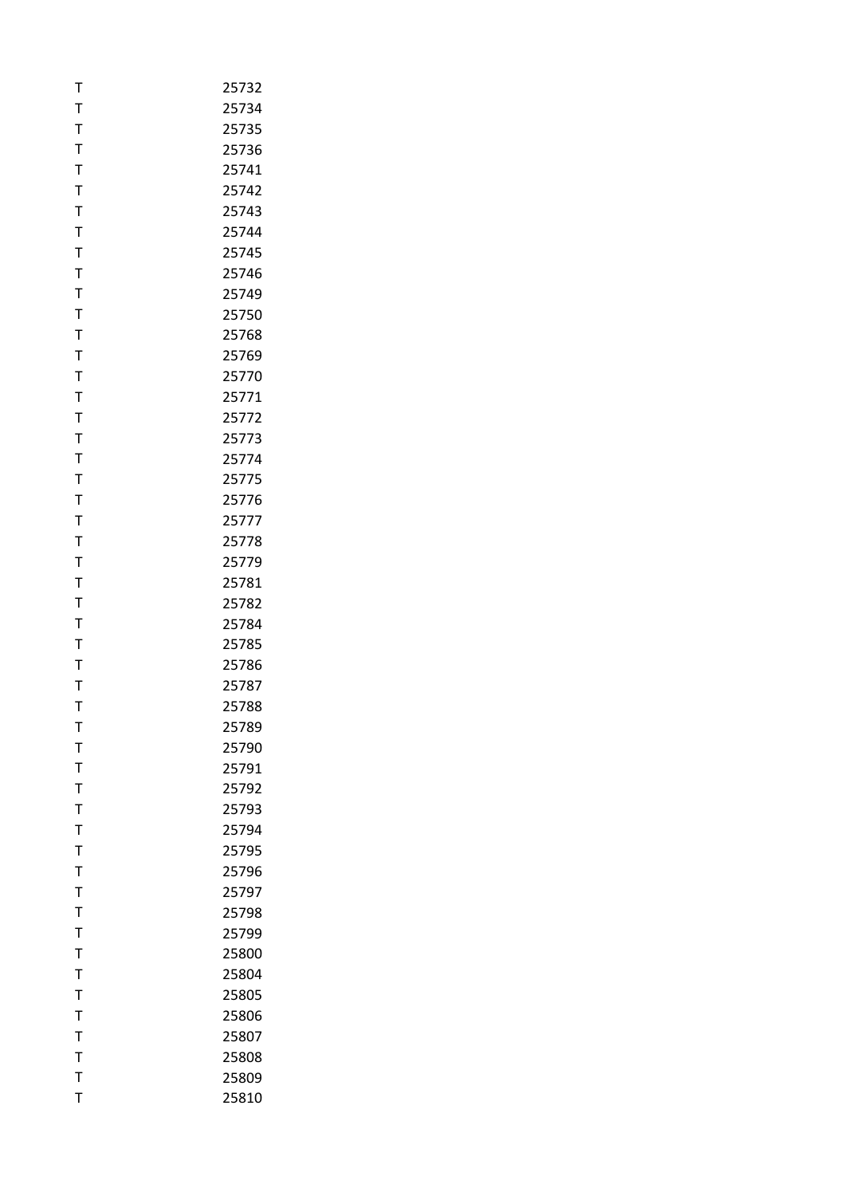| | |
|---|---|
| T | 25732 |
| T | 25734 |
| T | 25735 |
| T | 25736 |
| T | 25741 |
| T | 25742 |
| T | 25743 |
| T | 25744 |
| T | 25745 |
| T | 25746 |
| T | 25749 |
| T | 25750 |
| T | 25768 |
| T | 25769 |
| T | 25770 |
| T | 25771 |
| T | 25772 |
| T | 25773 |
| T | 25774 |
| T | 25775 |
| T | 25776 |
| T | 25777 |
| T | 25778 |
| T | 25779 |
| T | 25781 |
| T | 25782 |
| T | 25784 |
| T | 25785 |
| T | 25786 |
| T | 25787 |
| T | 25788 |
| T | 25789 |
| T | 25790 |
| T | 25791 |
| T | 25792 |
| T | 25793 |
| T | 25794 |
| T | 25795 |
| T | 25796 |
| T | 25797 |
| T | 25798 |
| T | 25799 |
| T | 25800 |
| T | 25804 |
| T | 25805 |
| T | 25806 |
| T | 25807 |
| T | 25808 |
| T | 25809 |
| T | 25810 |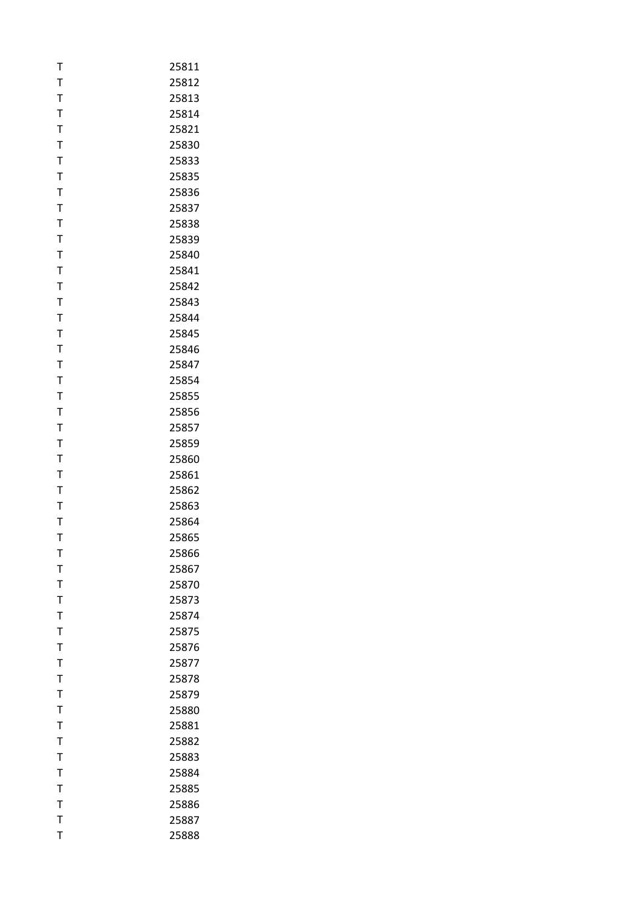| | |
|---|---|
| T | 25811 |
| T | 25812 |
| T | 25813 |
| T | 25814 |
| T | 25821 |
| T | 25830 |
| T | 25833 |
| T | 25835 |
| T | 25836 |
| T | 25837 |
| T | 25838 |
| T | 25839 |
| T | 25840 |
| T | 25841 |
| T | 25842 |
| T | 25843 |
| T | 25844 |
| T | 25845 |
| T | 25846 |
| T | 25847 |
| T | 25854 |
| T | 25855 |
| T | 25856 |
| T | 25857 |
| T | 25859 |
| T | 25860 |
| T | 25861 |
| T | 25862 |
| T | 25863 |
| T | 25864 |
| T | 25865 |
| T | 25866 |
| T | 25867 |
| T | 25870 |
| T | 25873 |
| T | 25874 |
| T | 25875 |
| T | 25876 |
| T | 25877 |
| T | 25878 |
| T | 25879 |
| T | 25880 |
| T | 25881 |
| T | 25882 |
| T | 25883 |
| T | 25884 |
| T | 25885 |
| T | 25886 |
| T | 25887 |
| T | 25888 |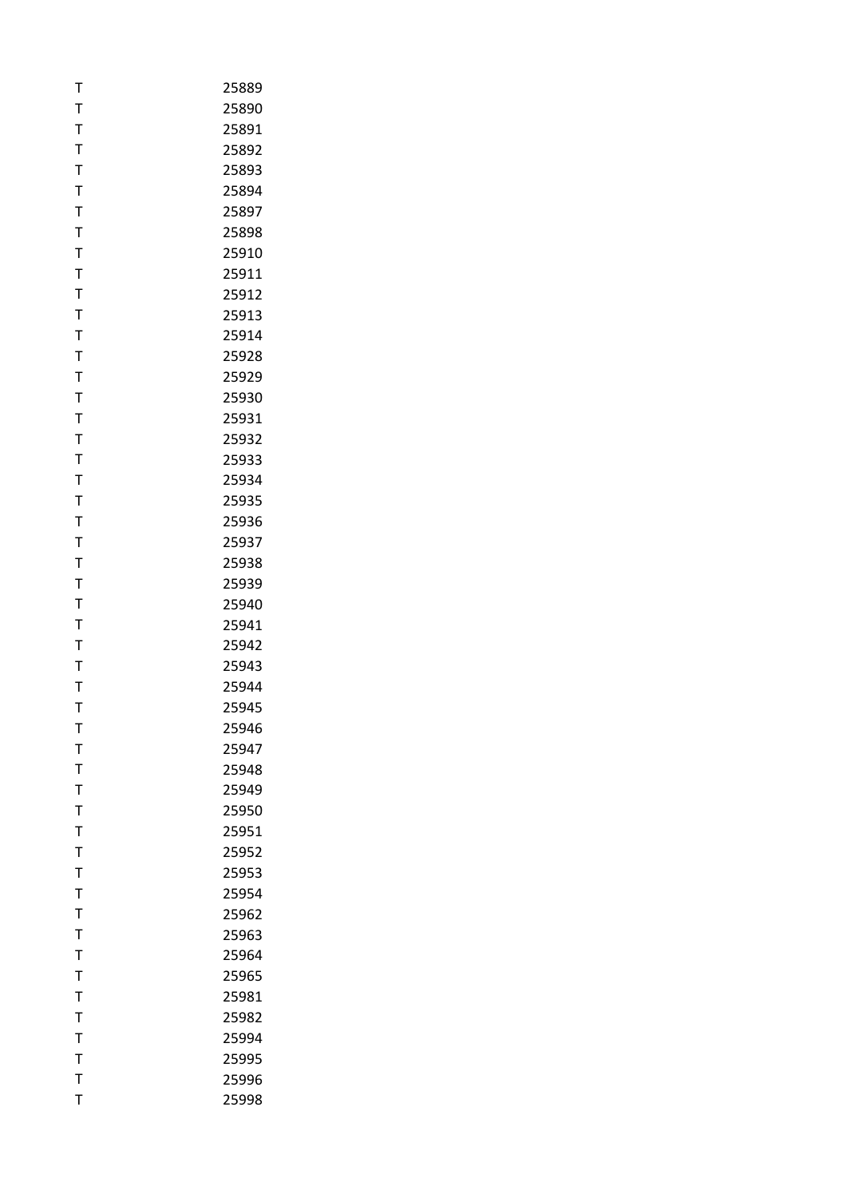| | |
|---|---|
| T | 25889 |
| T | 25890 |
| T | 25891 |
| T | 25892 |
| T | 25893 |
| T | 25894 |
| T | 25897 |
| T | 25898 |
| T | 25910 |
| T | 25911 |
| T | 25912 |
| T | 25913 |
| T | 25914 |
| T | 25928 |
| T | 25929 |
| T | 25930 |
| T | 25931 |
| T | 25932 |
| T | 25933 |
| T | 25934 |
| T | 25935 |
| T | 25936 |
| T | 25937 |
| T | 25938 |
| T | 25939 |
| T | 25940 |
| T | 25941 |
| T | 25942 |
| T | 25943 |
| T | 25944 |
| T | 25945 |
| T | 25946 |
| T | 25947 |
| T | 25948 |
| T | 25949 |
| T | 25950 |
| T | 25951 |
| T | 25952 |
| T | 25953 |
| T | 25954 |
| T | 25962 |
| T | 25963 |
| T | 25964 |
| T | 25965 |
| T | 25981 |
| T | 25982 |
| T | 25994 |
| T | 25995 |
| T | 25996 |
| T | 25998 |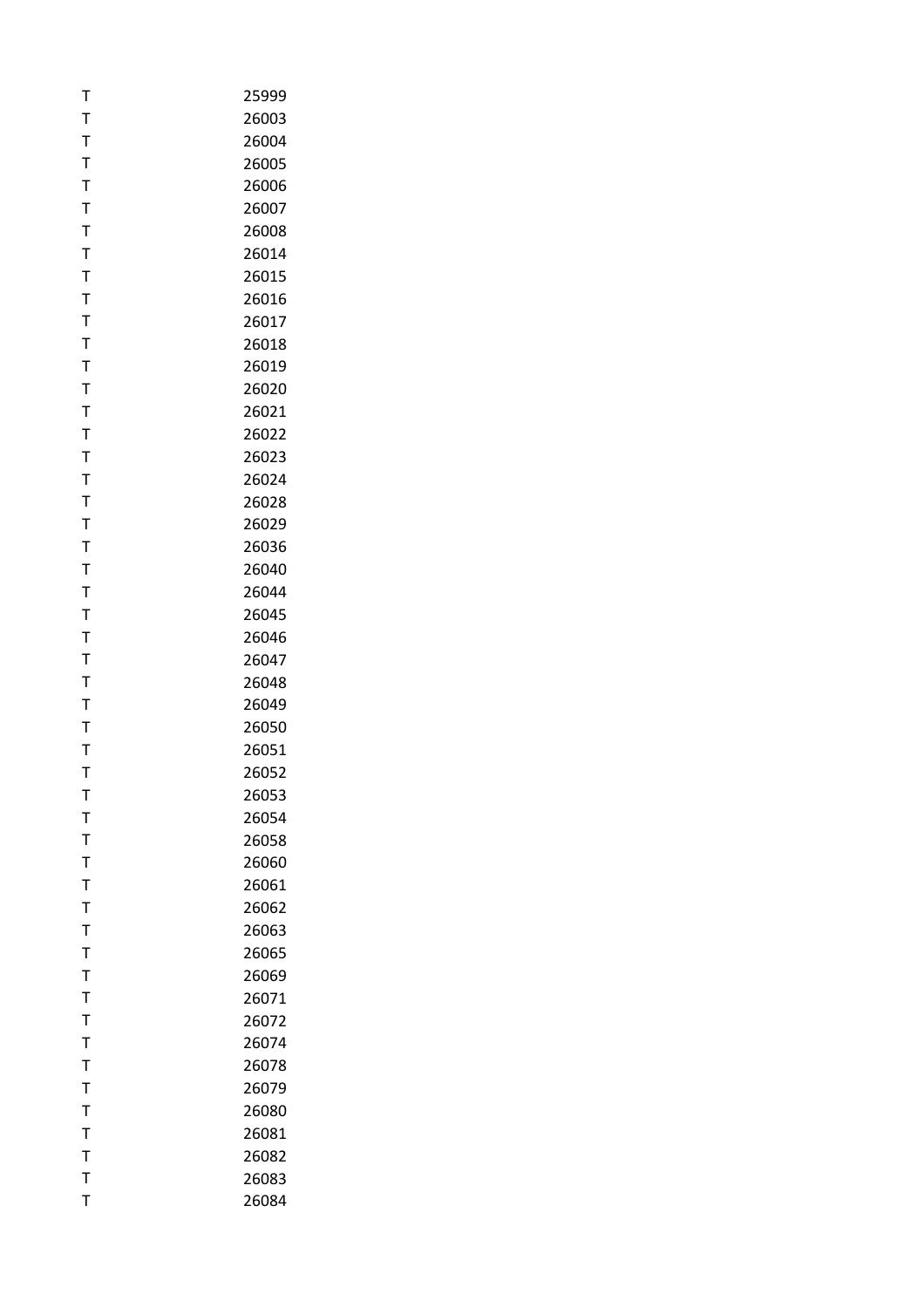| T | 25999 |
|---|---|
| T | 26003 |
| T | 26004 |
| T | 26005 |
| T | 26006 |
| T | 26007 |
| T | 26008 |
| T | 26014 |
| T | 26015 |
| T | 26016 |
| T | 26017 |
| T | 26018 |
| T | 26019 |
| T | 26020 |
| T | 26021 |
| T | 26022 |
| T | 26023 |
| T | 26024 |
| T | 26028 |
| T | 26029 |
| T | 26036 |
| T | 26040 |
| T | 26044 |
| T | 26045 |
| T | 26046 |
| T | 26047 |
| T | 26048 |
| T | 26049 |
| T | 26050 |
| T | 26051 |
| T | 26052 |
| T | 26053 |
| T | 26054 |
| T | 26058 |
| T | 26060 |
| T | 26061 |
| T | 26062 |
| T | 26063 |
| T | 26065 |
| T | 26069 |
| T | 26071 |
| T | 26072 |
| T | 26074 |
| T | 26078 |
| T | 26079 |
| T | 26080 |
| T | 26081 |
| T | 26082 |
| T | 26083 |
| T | 26084 |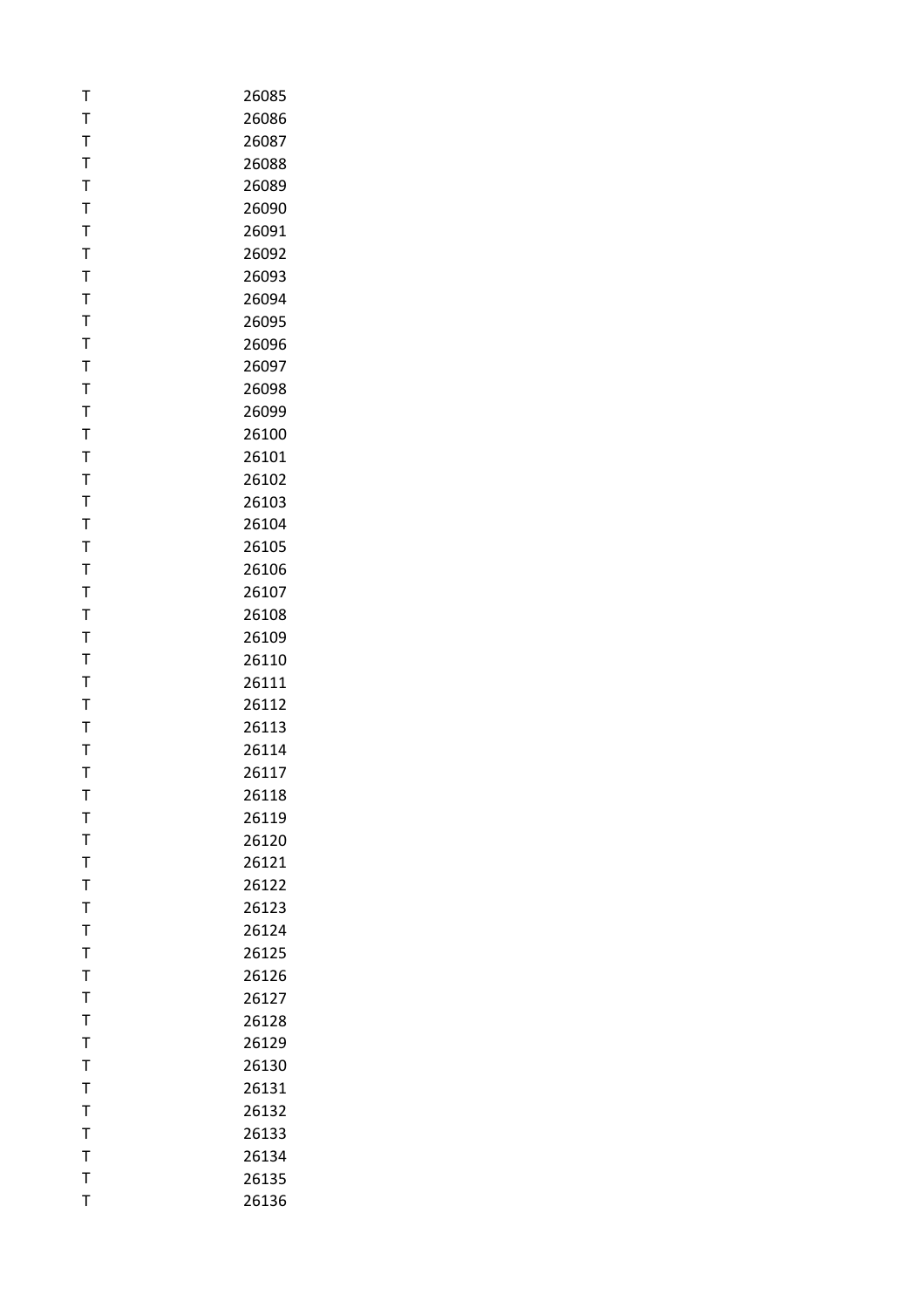| | |
|---|---|
| T | 26085 |
| T | 26086 |
| T | 26087 |
| T | 26088 |
| T | 26089 |
| T | 26090 |
| T | 26091 |
| T | 26092 |
| T | 26093 |
| T | 26094 |
| T | 26095 |
| T | 26096 |
| T | 26097 |
| T | 26098 |
| T | 26099 |
| T | 26100 |
| T | 26101 |
| T | 26102 |
| T | 26103 |
| T | 26104 |
| T | 26105 |
| T | 26106 |
| T | 26107 |
| T | 26108 |
| T | 26109 |
| T | 26110 |
| T | 26111 |
| T | 26112 |
| T | 26113 |
| T | 26114 |
| T | 26117 |
| T | 26118 |
| T | 26119 |
| T | 26120 |
| T | 26121 |
| T | 26122 |
| T | 26123 |
| T | 26124 |
| T | 26125 |
| T | 26126 |
| T | 26127 |
| T | 26128 |
| T | 26129 |
| T | 26130 |
| T | 26131 |
| T | 26132 |
| T | 26133 |
| T | 26134 |
| T | 26135 |
| T | 26136 |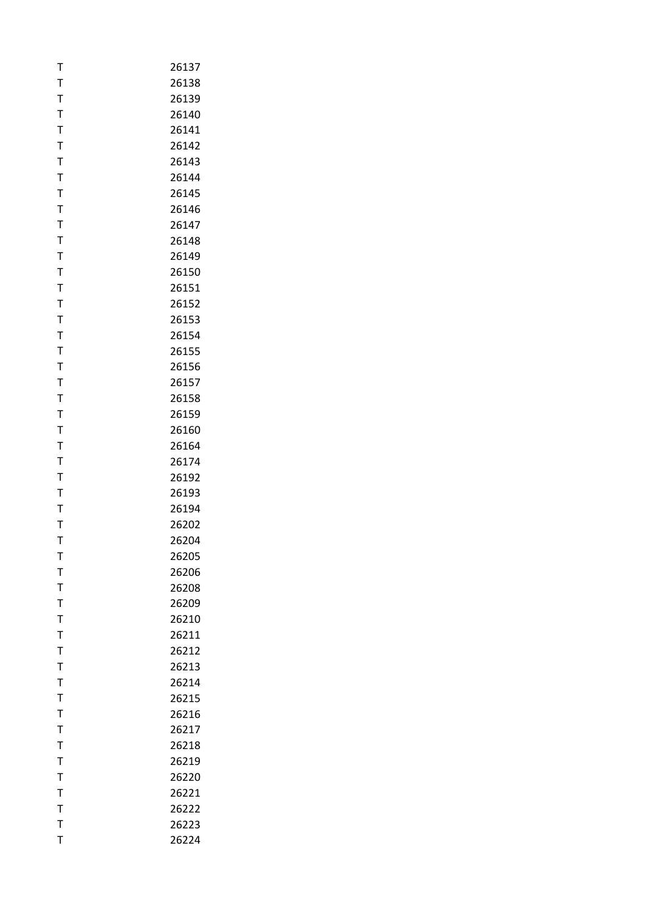| | |
|---|---|
| T | 26137 |
| T | 26138 |
| T | 26139 |
| T | 26140 |
| T | 26141 |
| T | 26142 |
| T | 26143 |
| T | 26144 |
| T | 26145 |
| T | 26146 |
| T | 26147 |
| T | 26148 |
| T | 26149 |
| T | 26150 |
| T | 26151 |
| T | 26152 |
| T | 26153 |
| T | 26154 |
| T | 26155 |
| T | 26156 |
| T | 26157 |
| T | 26158 |
| T | 26159 |
| T | 26160 |
| T | 26164 |
| T | 26174 |
| T | 26192 |
| T | 26193 |
| T | 26194 |
| T | 26202 |
| T | 26204 |
| T | 26205 |
| T | 26206 |
| T | 26208 |
| T | 26209 |
| T | 26210 |
| T | 26211 |
| T | 26212 |
| T | 26213 |
| T | 26214 |
| T | 26215 |
| T | 26216 |
| T | 26217 |
| T | 26218 |
| T | 26219 |
| T | 26220 |
| T | 26221 |
| T | 26222 |
| T | 26223 |
| T | 26224 |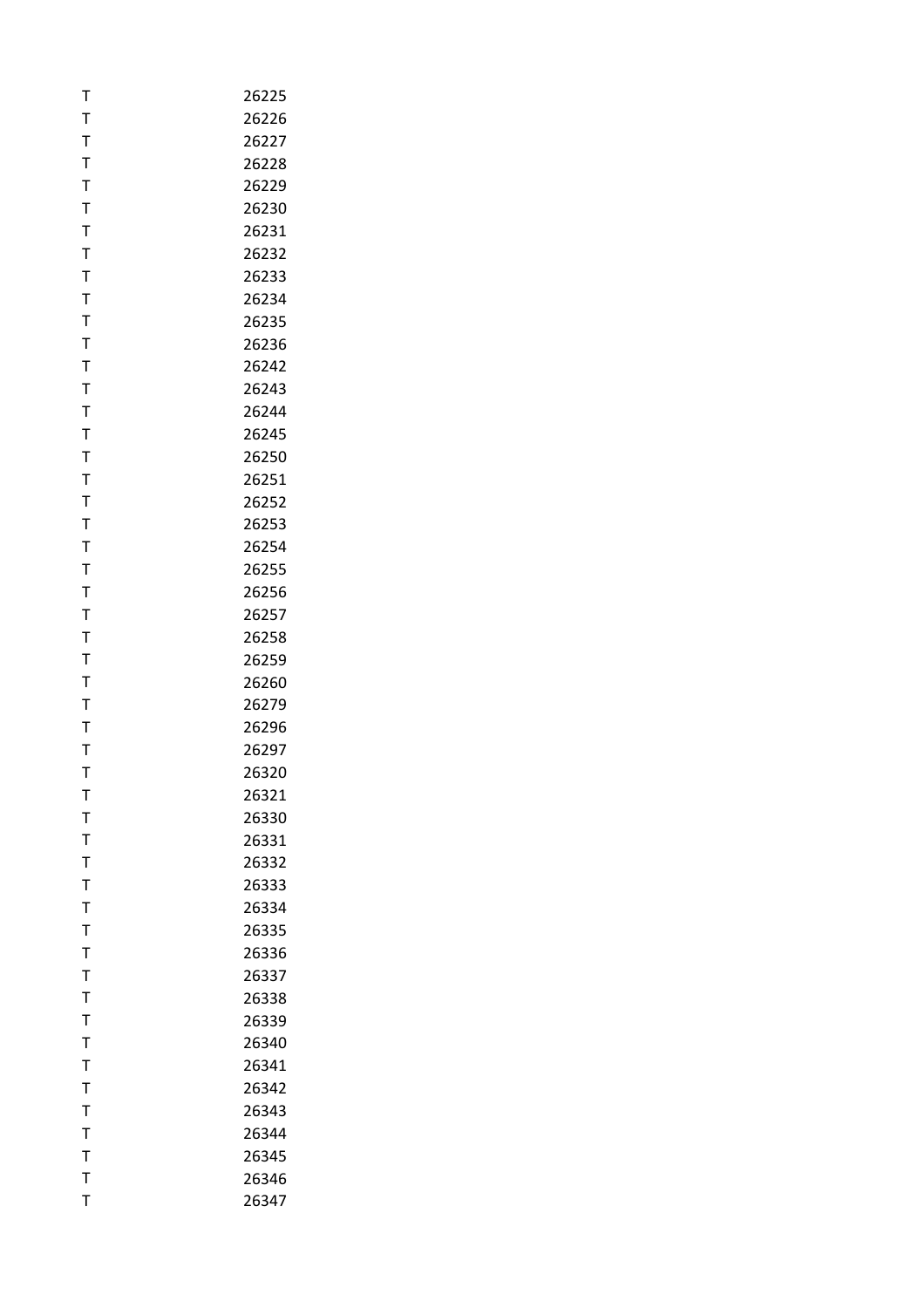| | |
|---|---|
| T | 26225 |
| T | 26226 |
| T | 26227 |
| T | 26228 |
| T | 26229 |
| T | 26230 |
| T | 26231 |
| T | 26232 |
| T | 26233 |
| T | 26234 |
| T | 26235 |
| T | 26236 |
| T | 26242 |
| T | 26243 |
| T | 26244 |
| T | 26245 |
| T | 26250 |
| T | 26251 |
| T | 26252 |
| T | 26253 |
| T | 26254 |
| T | 26255 |
| T | 26256 |
| T | 26257 |
| T | 26258 |
| T | 26259 |
| T | 26260 |
| T | 26279 |
| T | 26296 |
| T | 26297 |
| T | 26320 |
| T | 26321 |
| T | 26330 |
| T | 26331 |
| T | 26332 |
| T | 26333 |
| T | 26334 |
| T | 26335 |
| T | 26336 |
| T | 26337 |
| T | 26338 |
| T | 26339 |
| T | 26340 |
| T | 26341 |
| T | 26342 |
| T | 26343 |
| T | 26344 |
| T | 26345 |
| T | 26346 |
| T | 26347 |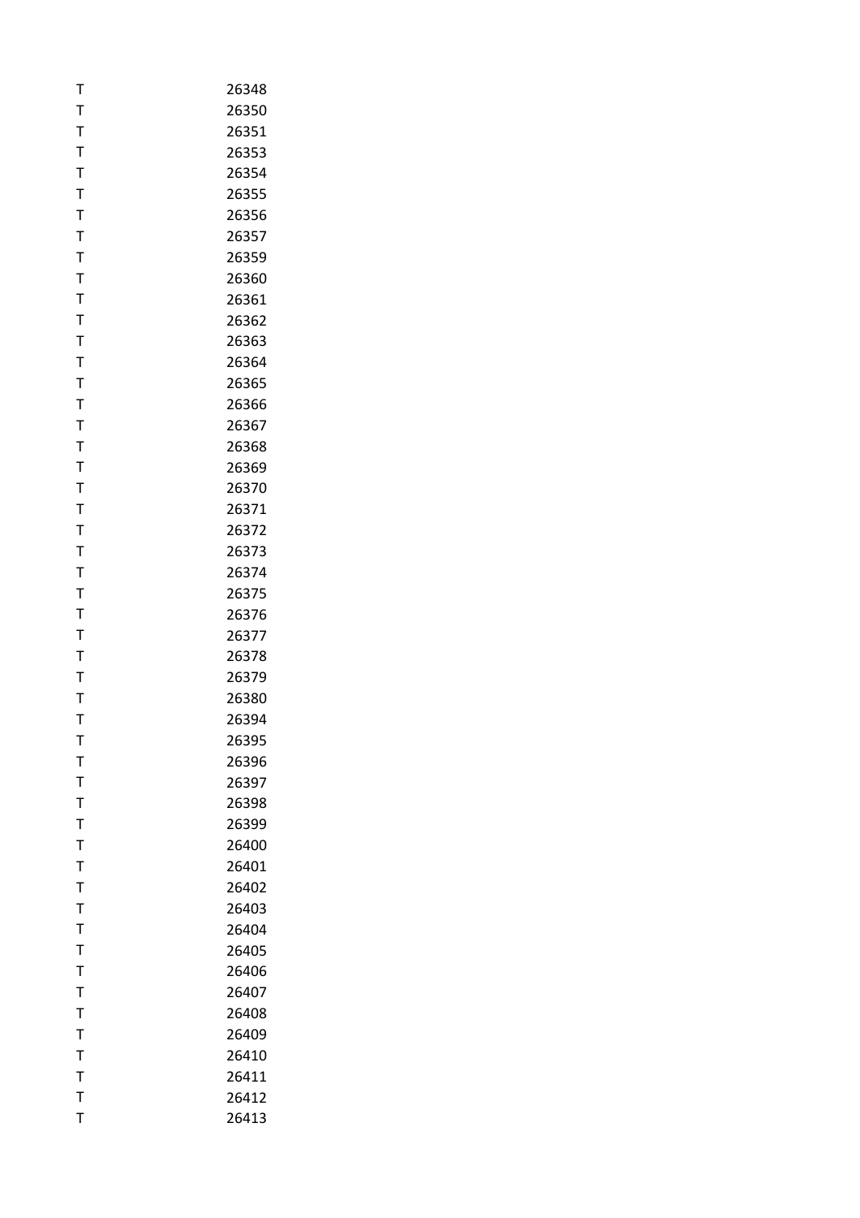| | |
|---|---|
| T | 26348 |
| T | 26350 |
| T | 26351 |
| T | 26353 |
| T | 26354 |
| T | 26355 |
| T | 26356 |
| T | 26357 |
| T | 26359 |
| T | 26360 |
| T | 26361 |
| T | 26362 |
| T | 26363 |
| T | 26364 |
| T | 26365 |
| T | 26366 |
| T | 26367 |
| T | 26368 |
| T | 26369 |
| T | 26370 |
| T | 26371 |
| T | 26372 |
| T | 26373 |
| T | 26374 |
| T | 26375 |
| T | 26376 |
| T | 26377 |
| T | 26378 |
| T | 26379 |
| T | 26380 |
| T | 26394 |
| T | 26395 |
| T | 26396 |
| T | 26397 |
| T | 26398 |
| T | 26399 |
| T | 26400 |
| T | 26401 |
| T | 26402 |
| T | 26403 |
| T | 26404 |
| T | 26405 |
| T | 26406 |
| T | 26407 |
| T | 26408 |
| T | 26409 |
| T | 26410 |
| T | 26411 |
| T | 26412 |
| T | 26413 |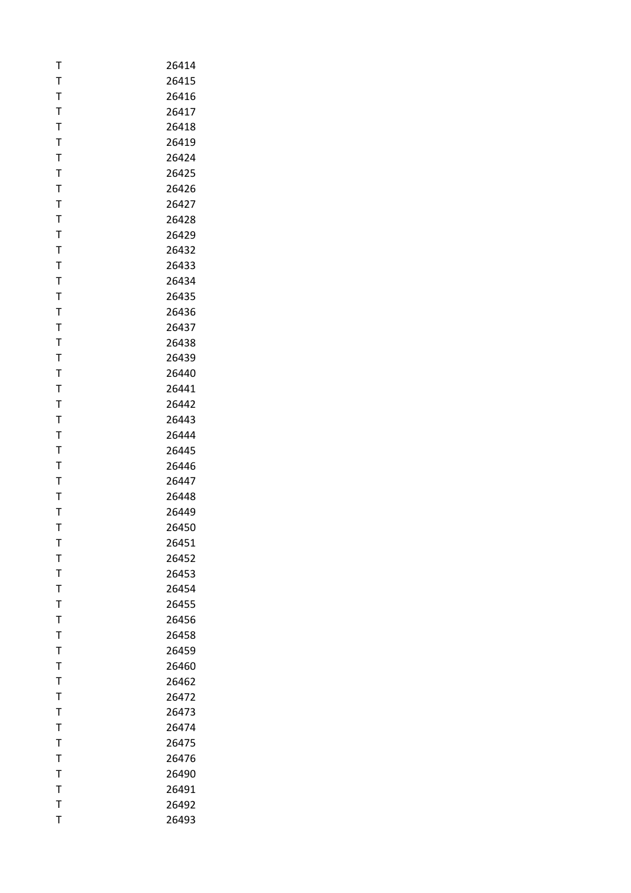| | |
|---|---|
| T | 26414 |
| T | 26415 |
| T | 26416 |
| T | 26417 |
| T | 26418 |
| T | 26419 |
| T | 26424 |
| T | 26425 |
| T | 26426 |
| T | 26427 |
| T | 26428 |
| T | 26429 |
| T | 26432 |
| T | 26433 |
| T | 26434 |
| T | 26435 |
| T | 26436 |
| T | 26437 |
| T | 26438 |
| T | 26439 |
| T | 26440 |
| T | 26441 |
| T | 26442 |
| T | 26443 |
| T | 26444 |
| T | 26445 |
| T | 26446 |
| T | 26447 |
| T | 26448 |
| T | 26449 |
| T | 26450 |
| T | 26451 |
| T | 26452 |
| T | 26453 |
| T | 26454 |
| T | 26455 |
| T | 26456 |
| T | 26458 |
| T | 26459 |
| T | 26460 |
| T | 26462 |
| T | 26472 |
| T | 26473 |
| T | 26474 |
| T | 26475 |
| T | 26476 |
| T | 26490 |
| T | 26491 |
| T | 26492 |
| T | 26493 |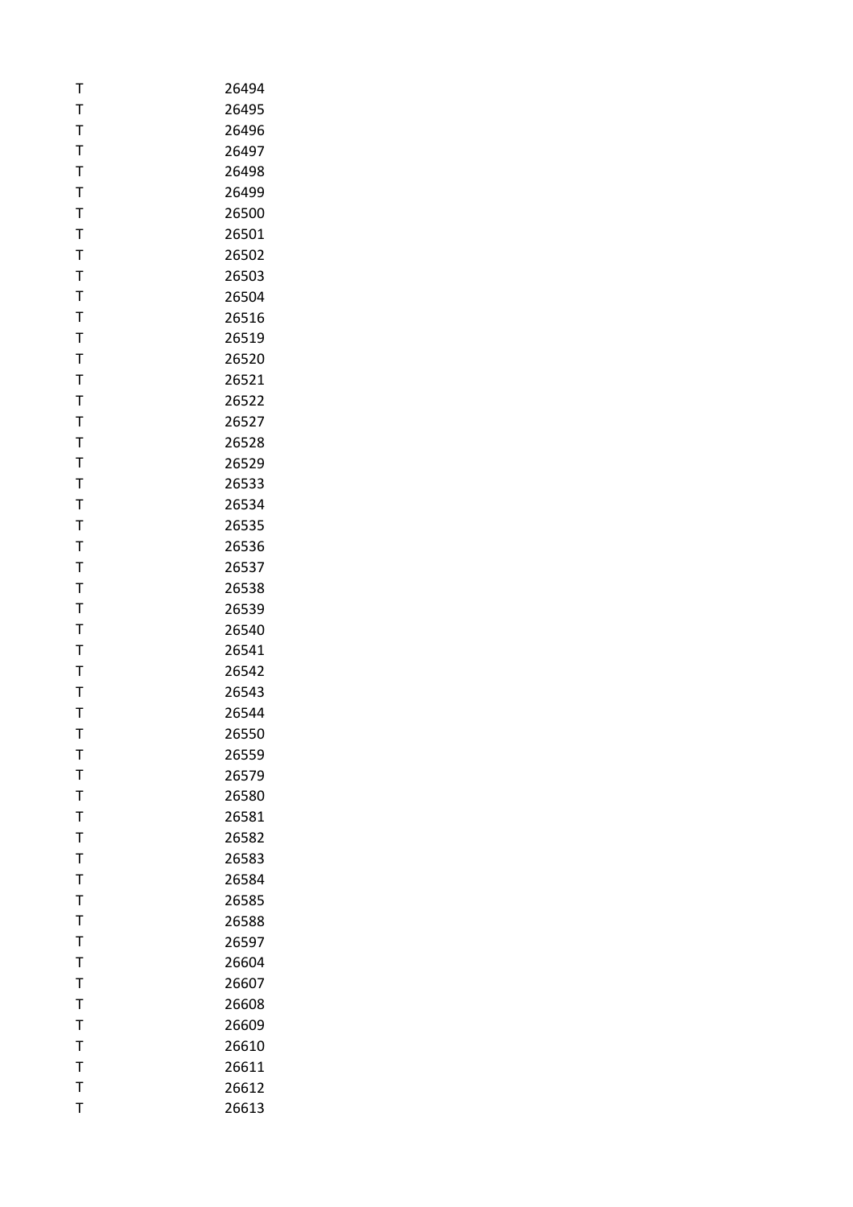| | |
|---|---|
| T | 26494 |
| T | 26495 |
| T | 26496 |
| T | 26497 |
| T | 26498 |
| T | 26499 |
| T | 26500 |
| T | 26501 |
| T | 26502 |
| T | 26503 |
| T | 26504 |
| T | 26516 |
| T | 26519 |
| T | 26520 |
| T | 26521 |
| T | 26522 |
| T | 26527 |
| T | 26528 |
| T | 26529 |
| T | 26533 |
| T | 26534 |
| T | 26535 |
| T | 26536 |
| T | 26537 |
| T | 26538 |
| T | 26539 |
| T | 26540 |
| T | 26541 |
| T | 26542 |
| T | 26543 |
| T | 26544 |
| T | 26550 |
| T | 26559 |
| T | 26579 |
| T | 26580 |
| T | 26581 |
| T | 26582 |
| T | 26583 |
| T | 26584 |
| T | 26585 |
| T | 26588 |
| T | 26597 |
| T | 26604 |
| T | 26607 |
| T | 26608 |
| T | 26609 |
| T | 26610 |
| T | 26611 |
| T | 26612 |
| T | 26613 |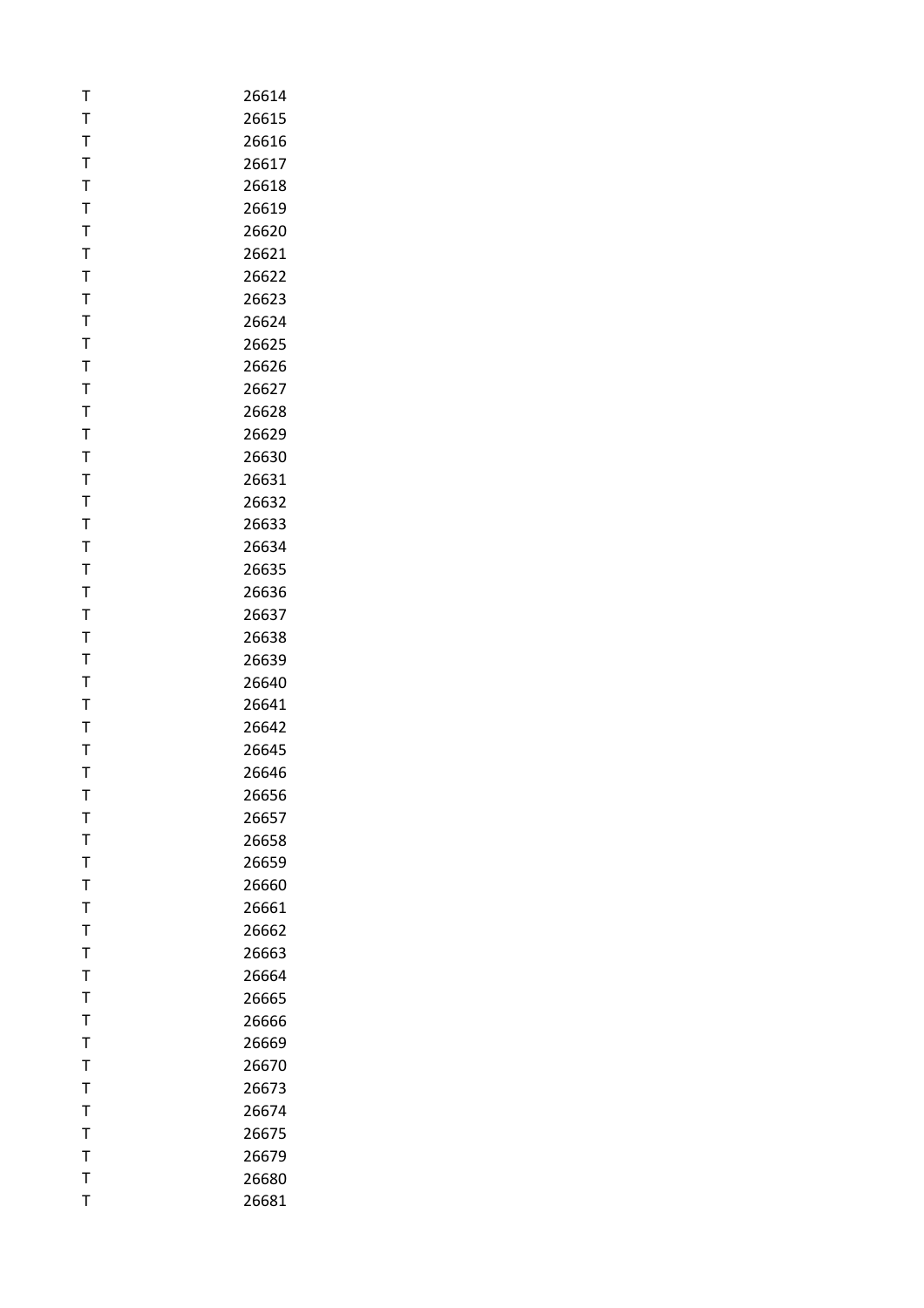| | |
|---|---|
| T | 26614 |
| T | 26615 |
| T | 26616 |
| T | 26617 |
| T | 26618 |
| T | 26619 |
| T | 26620 |
| T | 26621 |
| T | 26622 |
| T | 26623 |
| T | 26624 |
| T | 26625 |
| T | 26626 |
| T | 26627 |
| T | 26628 |
| T | 26629 |
| T | 26630 |
| T | 26631 |
| T | 26632 |
| T | 26633 |
| T | 26634 |
| T | 26635 |
| T | 26636 |
| T | 26637 |
| T | 26638 |
| T | 26639 |
| T | 26640 |
| T | 26641 |
| T | 26642 |
| T | 26645 |
| T | 26646 |
| T | 26656 |
| T | 26657 |
| T | 26658 |
| T | 26659 |
| T | 26660 |
| T | 26661 |
| T | 26662 |
| T | 26663 |
| T | 26664 |
| T | 26665 |
| T | 26666 |
| T | 26669 |
| T | 26670 |
| T | 26673 |
| T | 26674 |
| T | 26675 |
| T | 26679 |
| T | 26680 |
| T | 26681 |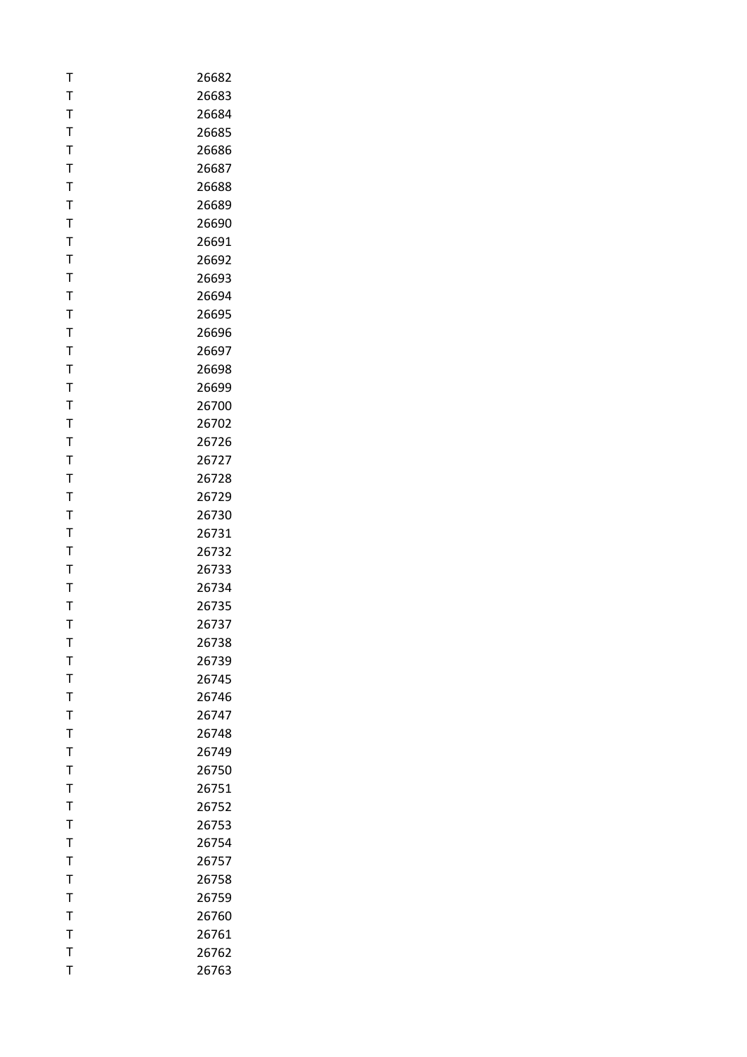| | |
|---|---|
| T | 26682 |
| T | 26683 |
| T | 26684 |
| T | 26685 |
| T | 26686 |
| T | 26687 |
| T | 26688 |
| T | 26689 |
| T | 26690 |
| T | 26691 |
| T | 26692 |
| T | 26693 |
| T | 26694 |
| T | 26695 |
| T | 26696 |
| T | 26697 |
| T | 26698 |
| T | 26699 |
| T | 26700 |
| T | 26702 |
| T | 26726 |
| T | 26727 |
| T | 26728 |
| T | 26729 |
| T | 26730 |
| T | 26731 |
| T | 26732 |
| T | 26733 |
| T | 26734 |
| T | 26735 |
| T | 26737 |
| T | 26738 |
| T | 26739 |
| T | 26745 |
| T | 26746 |
| T | 26747 |
| T | 26748 |
| T | 26749 |
| T | 26750 |
| T | 26751 |
| T | 26752 |
| T | 26753 |
| T | 26754 |
| T | 26757 |
| T | 26758 |
| T | 26759 |
| T | 26760 |
| T | 26761 |
| T | 26762 |
| T | 26763 |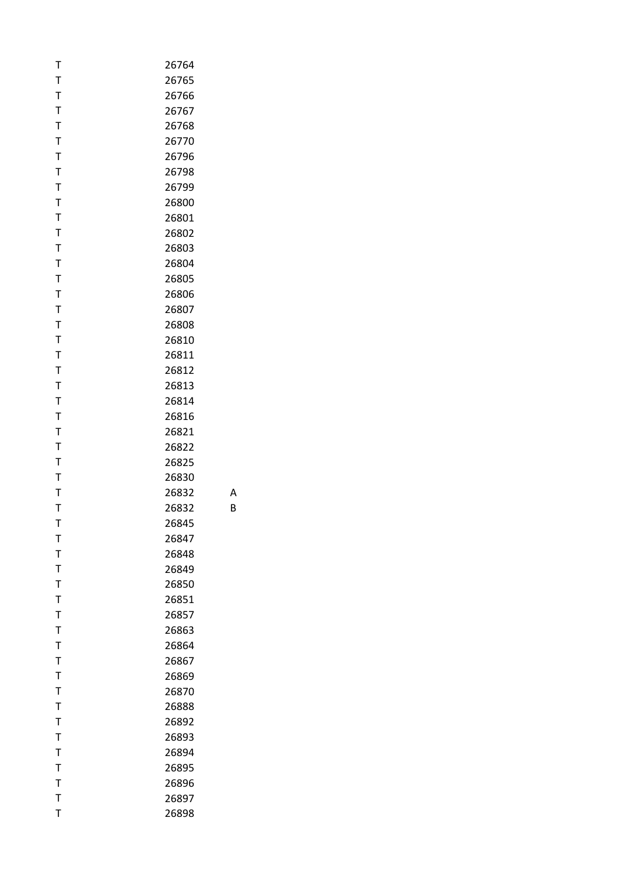| | | |
|---|---|---|
| T | 26764 | |
| T | 26765 | |
| T | 26766 | |
| T | 26767 | |
| T | 26768 | |
| T | 26770 | |
| T | 26796 | |
| T | 26798 | |
| T | 26799 | |
| T | 26800 | |
| T | 26801 | |
| T | 26802 | |
| T | 26803 | |
| T | 26804 | |
| T | 26805 | |
| T | 26806 | |
| T | 26807 | |
| T | 26808 | |
| T | 26810 | |
| T | 26811 | |
| T | 26812 | |
| T | 26813 | |
| T | 26814 | |
| T | 26816 | |
| T | 26821 | |
| T | 26822 | |
| T | 26825 | |
| T | 26830 | |
| T | 26832 | A |
| T | 26832 | B |
| T | 26845 | |
| T | 26847 | |
| T | 26848 | |
| T | 26849 | |
| T | 26850 | |
| T | 26851 | |
| T | 26857 | |
| T | 26863 | |
| T | 26864 | |
| T | 26867 | |
| T | 26869 | |
| T | 26870 | |
| T | 26888 | |
| T | 26892 | |
| T | 26893 | |
| T | 26894 | |
| T | 26895 | |
| T | 26896 | |
| T | 26897 | |
| T | 26898 | |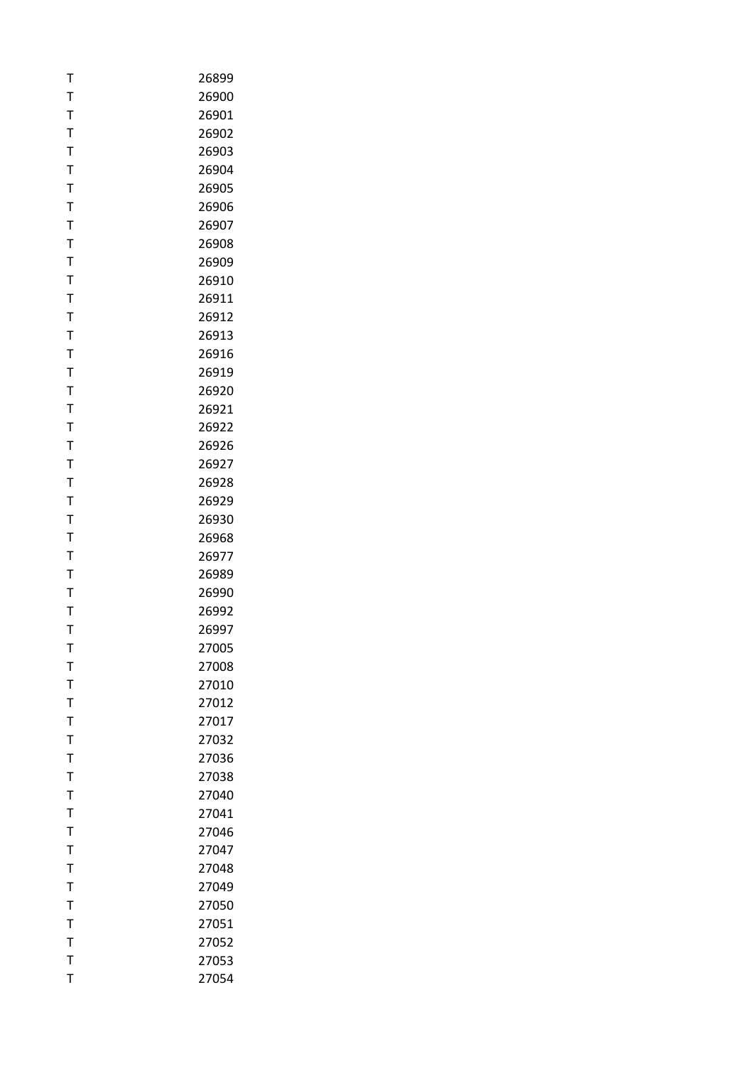| | |
|---|---|
| T | 26899 |
| T | 26900 |
| T | 26901 |
| T | 26902 |
| T | 26903 |
| T | 26904 |
| T | 26905 |
| T | 26906 |
| T | 26907 |
| T | 26908 |
| T | 26909 |
| T | 26910 |
| T | 26911 |
| T | 26912 |
| T | 26913 |
| T | 26916 |
| T | 26919 |
| T | 26920 |
| T | 26921 |
| T | 26922 |
| T | 26926 |
| T | 26927 |
| T | 26928 |
| T | 26929 |
| T | 26930 |
| T | 26968 |
| T | 26977 |
| T | 26989 |
| T | 26990 |
| T | 26992 |
| T | 26997 |
| T | 27005 |
| T | 27008 |
| T | 27010 |
| T | 27012 |
| T | 27017 |
| T | 27032 |
| T | 27036 |
| T | 27038 |
| T | 27040 |
| T | 27041 |
| T | 27046 |
| T | 27047 |
| T | 27048 |
| T | 27049 |
| T | 27050 |
| T | 27051 |
| T | 27052 |
| T | 27053 |
| T | 27054 |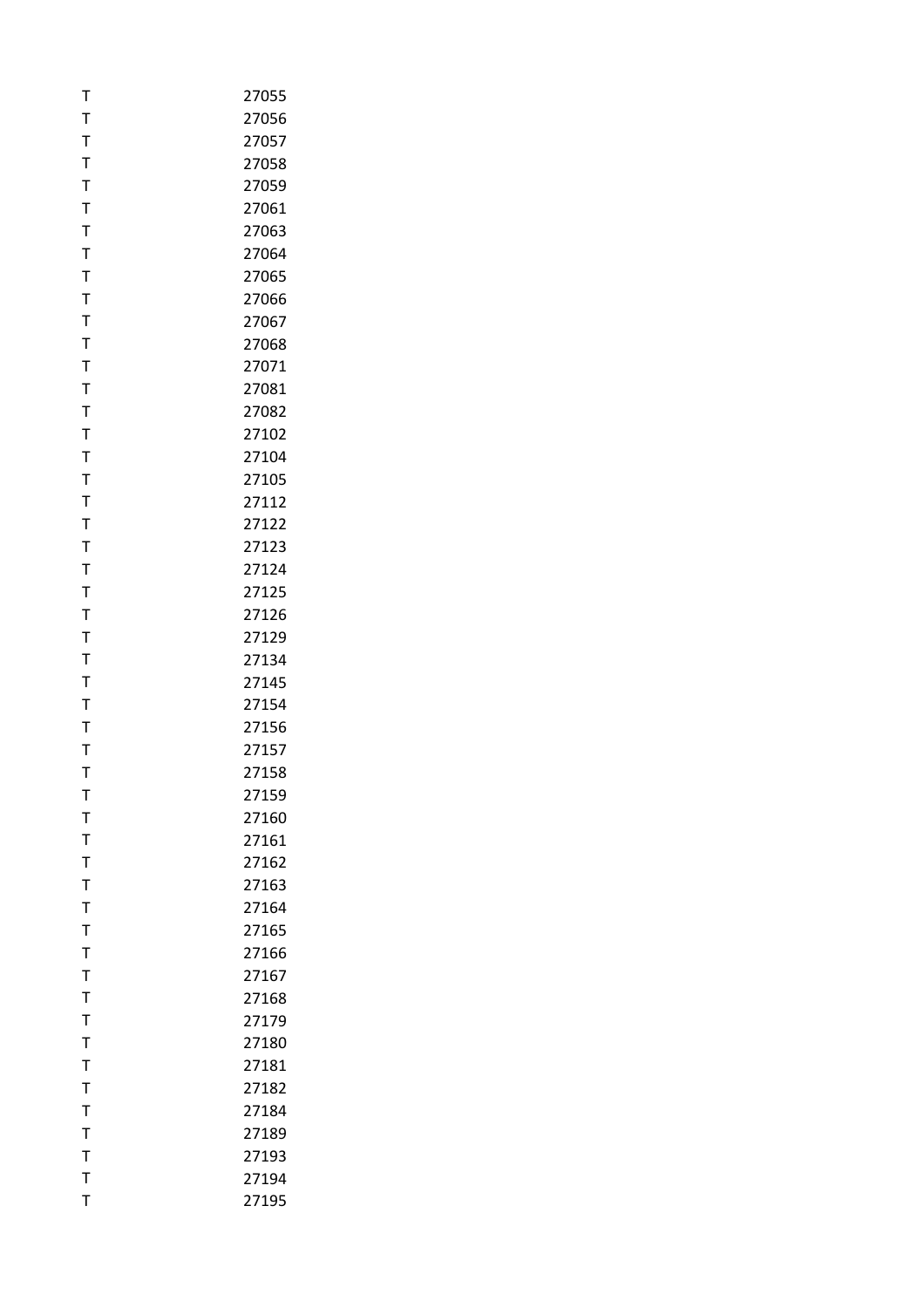| | |
|---|---|
| T | 27055 |
| T | 27056 |
| T | 27057 |
| T | 27058 |
| T | 27059 |
| T | 27061 |
| T | 27063 |
| T | 27064 |
| T | 27065 |
| T | 27066 |
| T | 27067 |
| T | 27068 |
| T | 27071 |
| T | 27081 |
| T | 27082 |
| T | 27102 |
| T | 27104 |
| T | 27105 |
| T | 27112 |
| T | 27122 |
| T | 27123 |
| T | 27124 |
| T | 27125 |
| T | 27126 |
| T | 27129 |
| T | 27134 |
| T | 27145 |
| T | 27154 |
| T | 27156 |
| T | 27157 |
| T | 27158 |
| T | 27159 |
| T | 27160 |
| T | 27161 |
| T | 27162 |
| T | 27163 |
| T | 27164 |
| T | 27165 |
| T | 27166 |
| T | 27167 |
| T | 27168 |
| T | 27179 |
| T | 27180 |
| T | 27181 |
| T | 27182 |
| T | 27184 |
| T | 27189 |
| T | 27193 |
| T | 27194 |
| T | 27195 |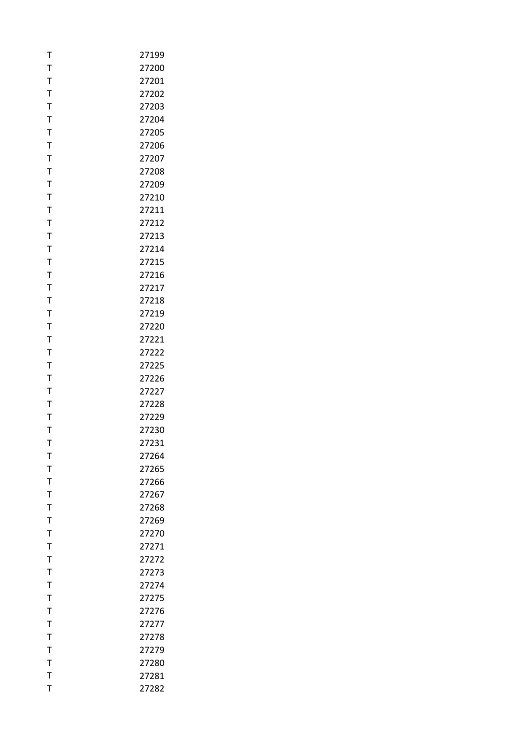| | |
|---|---|
| T | 27199 |
| T | 27200 |
| T | 27201 |
| T | 27202 |
| T | 27203 |
| T | 27204 |
| T | 27205 |
| T | 27206 |
| T | 27207 |
| T | 27208 |
| T | 27209 |
| T | 27210 |
| T | 27211 |
| T | 27212 |
| T | 27213 |
| T | 27214 |
| T | 27215 |
| T | 27216 |
| T | 27217 |
| T | 27218 |
| T | 27219 |
| T | 27220 |
| T | 27221 |
| T | 27222 |
| T | 27225 |
| T | 27226 |
| T | 27227 |
| T | 27228 |
| T | 27229 |
| T | 27230 |
| T | 27231 |
| T | 27264 |
| T | 27265 |
| T | 27266 |
| T | 27267 |
| T | 27268 |
| T | 27269 |
| T | 27270 |
| T | 27271 |
| T | 27272 |
| T | 27273 |
| T | 27274 |
| T | 27275 |
| T | 27276 |
| T | 27277 |
| T | 27278 |
| T | 27279 |
| T | 27280 |
| T | 27281 |
| T | 27282 |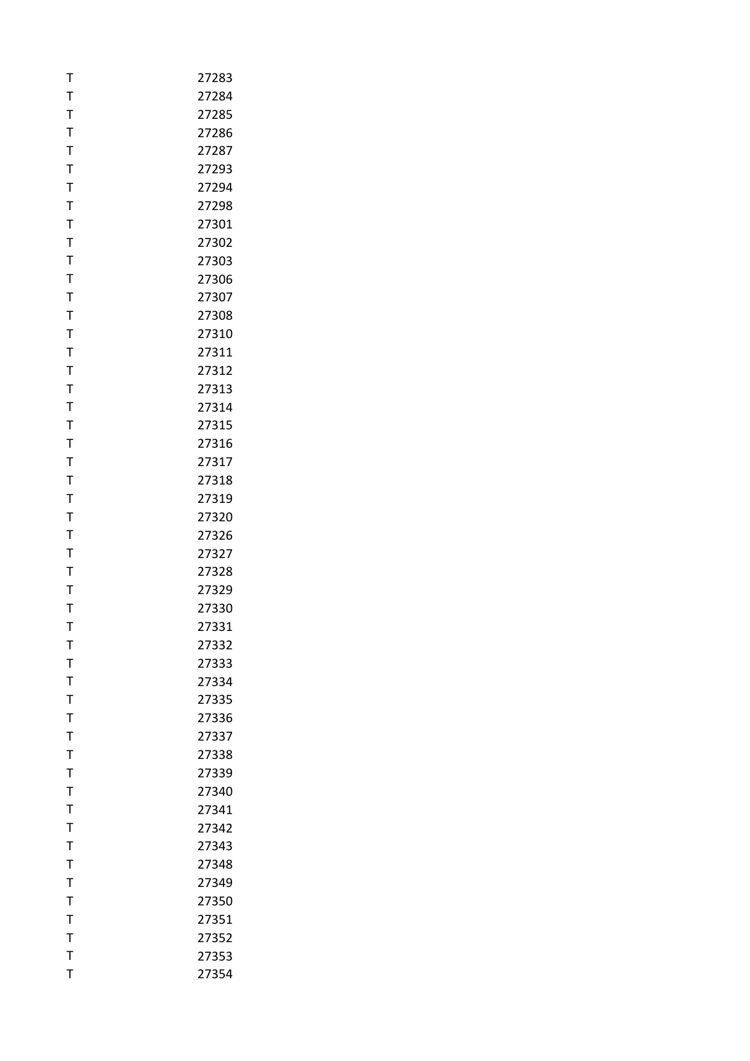| | |
|---|---|
| T | 27283 |
| T | 27284 |
| T | 27285 |
| T | 27286 |
| T | 27287 |
| T | 27293 |
| T | 27294 |
| T | 27298 |
| T | 27301 |
| T | 27302 |
| T | 27303 |
| T | 27306 |
| T | 27307 |
| T | 27308 |
| T | 27310 |
| T | 27311 |
| T | 27312 |
| T | 27313 |
| T | 27314 |
| T | 27315 |
| T | 27316 |
| T | 27317 |
| T | 27318 |
| T | 27319 |
| T | 27320 |
| T | 27326 |
| T | 27327 |
| T | 27328 |
| T | 27329 |
| T | 27330 |
| T | 27331 |
| T | 27332 |
| T | 27333 |
| T | 27334 |
| T | 27335 |
| T | 27336 |
| T | 27337 |
| T | 27338 |
| T | 27339 |
| T | 27340 |
| T | 27341 |
| T | 27342 |
| T | 27343 |
| T | 27348 |
| T | 27349 |
| T | 27350 |
| T | 27351 |
| T | 27352 |
| T | 27353 |
| T | 27354 |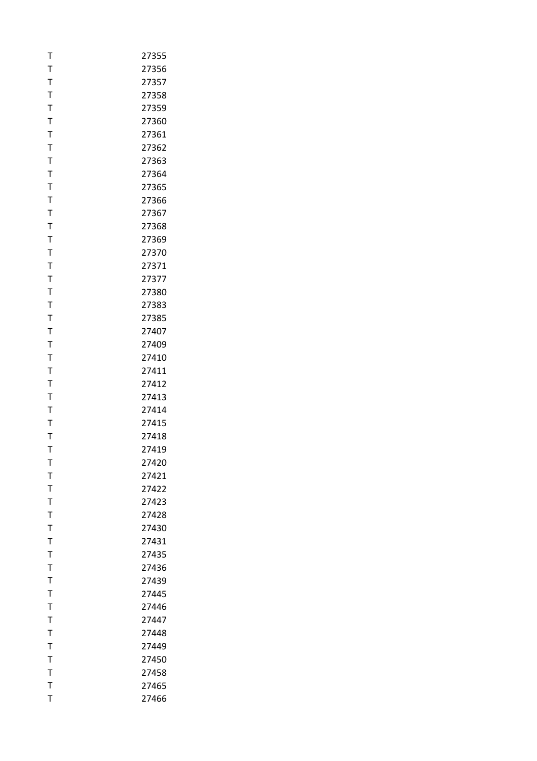| | |
|---|---|
| T | 27355 |
| T | 27356 |
| T | 27357 |
| T | 27358 |
| T | 27359 |
| T | 27360 |
| T | 27361 |
| T | 27362 |
| T | 27363 |
| T | 27364 |
| T | 27365 |
| T | 27366 |
| T | 27367 |
| T | 27368 |
| T | 27369 |
| T | 27370 |
| T | 27371 |
| T | 27377 |
| T | 27380 |
| T | 27383 |
| T | 27385 |
| T | 27407 |
| T | 27409 |
| T | 27410 |
| T | 27411 |
| T | 27412 |
| T | 27413 |
| T | 27414 |
| T | 27415 |
| T | 27418 |
| T | 27419 |
| T | 27420 |
| T | 27421 |
| T | 27422 |
| T | 27423 |
| T | 27428 |
| T | 27430 |
| T | 27431 |
| T | 27435 |
| T | 27436 |
| T | 27439 |
| T | 27445 |
| T | 27446 |
| T | 27447 |
| T | 27448 |
| T | 27449 |
| T | 27450 |
| T | 27458 |
| T | 27465 |
| T | 27466 |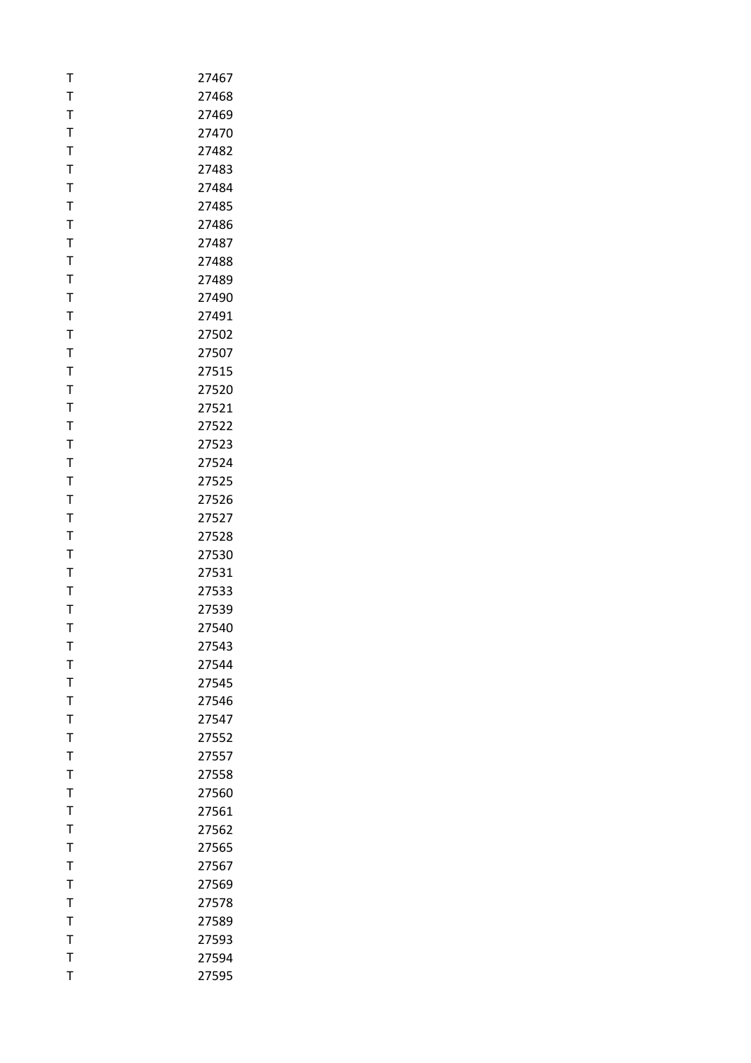| | |
|---|---|
| T | 27467 |
| T | 27468 |
| T | 27469 |
| T | 27470 |
| T | 27482 |
| T | 27483 |
| T | 27484 |
| T | 27485 |
| T | 27486 |
| T | 27487 |
| T | 27488 |
| T | 27489 |
| T | 27490 |
| T | 27491 |
| T | 27502 |
| T | 27507 |
| T | 27515 |
| T | 27520 |
| T | 27521 |
| T | 27522 |
| T | 27523 |
| T | 27524 |
| T | 27525 |
| T | 27526 |
| T | 27527 |
| T | 27528 |
| T | 27530 |
| T | 27531 |
| T | 27533 |
| T | 27539 |
| T | 27540 |
| T | 27543 |
| T | 27544 |
| T | 27545 |
| T | 27546 |
| T | 27547 |
| T | 27552 |
| T | 27557 |
| T | 27558 |
| T | 27560 |
| T | 27561 |
| T | 27562 |
| T | 27565 |
| T | 27567 |
| T | 27569 |
| T | 27578 |
| T | 27589 |
| T | 27593 |
| T | 27594 |
| T | 27595 |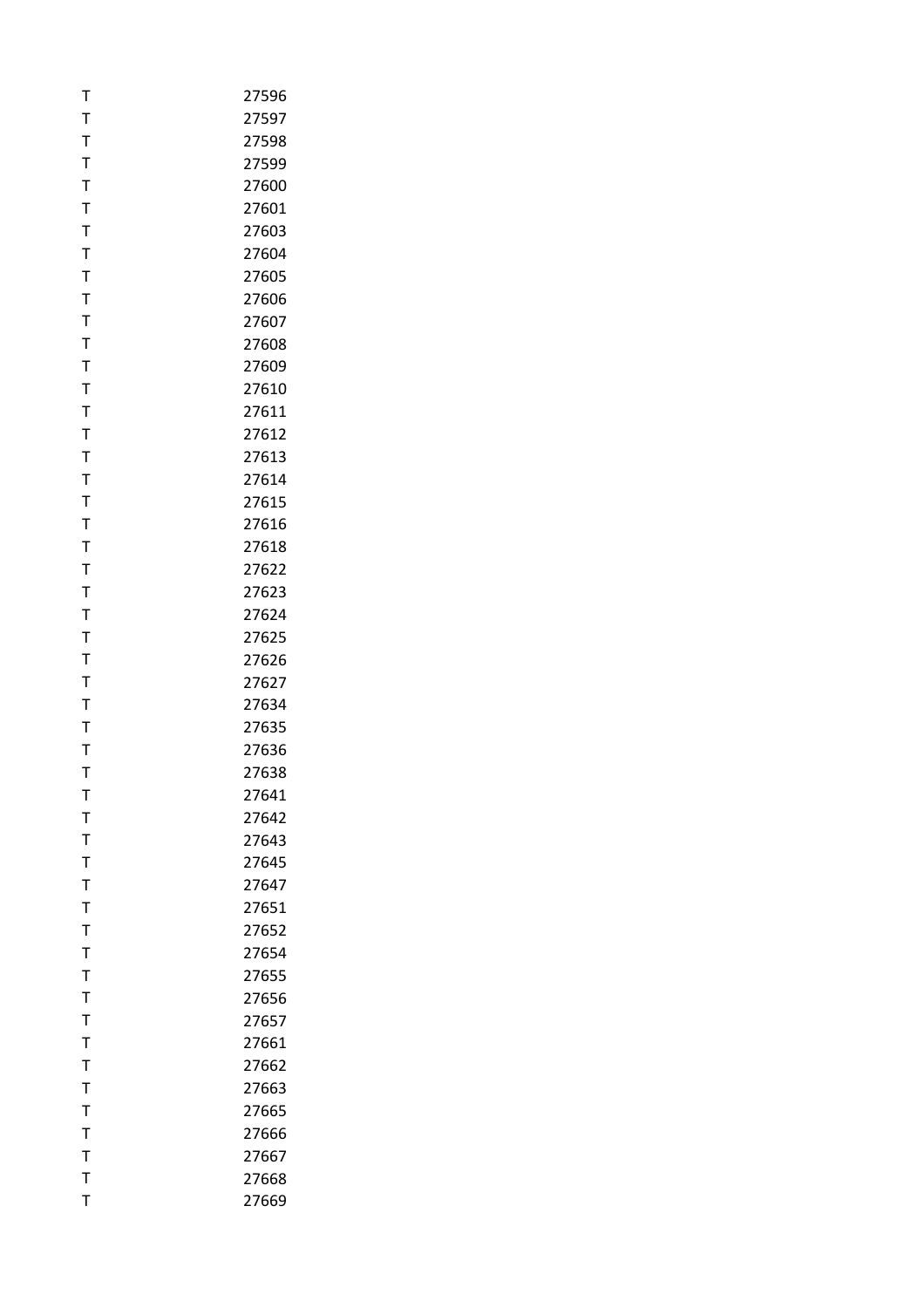| | |
|---|---|
| T | 27596 |
| T | 27597 |
| T | 27598 |
| T | 27599 |
| T | 27600 |
| T | 27601 |
| T | 27603 |
| T | 27604 |
| T | 27605 |
| T | 27606 |
| T | 27607 |
| T | 27608 |
| T | 27609 |
| T | 27610 |
| T | 27611 |
| T | 27612 |
| T | 27613 |
| T | 27614 |
| T | 27615 |
| T | 27616 |
| T | 27618 |
| T | 27622 |
| T | 27623 |
| T | 27624 |
| T | 27625 |
| T | 27626 |
| T | 27627 |
| T | 27634 |
| T | 27635 |
| T | 27636 |
| T | 27638 |
| T | 27641 |
| T | 27642 |
| T | 27643 |
| T | 27645 |
| T | 27647 |
| T | 27651 |
| T | 27652 |
| T | 27654 |
| T | 27655 |
| T | 27656 |
| T | 27657 |
| T | 27661 |
| T | 27662 |
| T | 27663 |
| T | 27665 |
| T | 27666 |
| T | 27667 |
| T | 27668 |
| T | 27669 |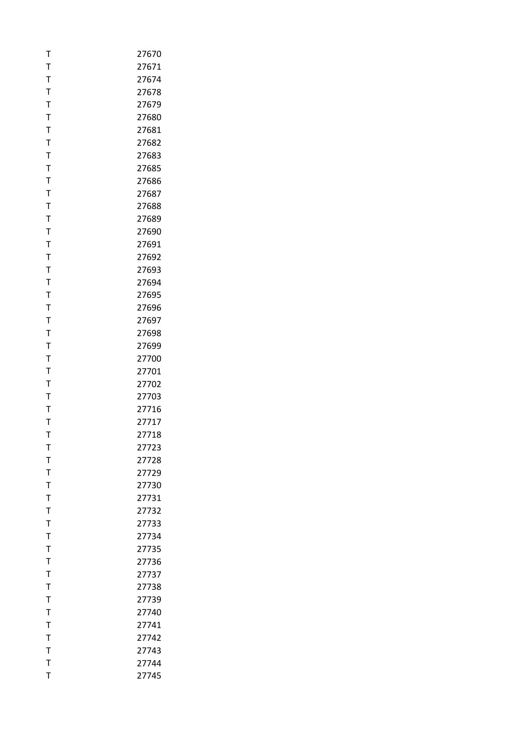| | |
|---|---|
| T | 27670 |
| T | 27671 |
| T | 27674 |
| T | 27678 |
| T | 27679 |
| T | 27680 |
| T | 27681 |
| T | 27682 |
| T | 27683 |
| T | 27685 |
| T | 27686 |
| T | 27687 |
| T | 27688 |
| T | 27689 |
| T | 27690 |
| T | 27691 |
| T | 27692 |
| T | 27693 |
| T | 27694 |
| T | 27695 |
| T | 27696 |
| T | 27697 |
| T | 27698 |
| T | 27699 |
| T | 27700 |
| T | 27701 |
| T | 27702 |
| T | 27703 |
| T | 27716 |
| T | 27717 |
| T | 27718 |
| T | 27723 |
| T | 27728 |
| T | 27729 |
| T | 27730 |
| T | 27731 |
| T | 27732 |
| T | 27733 |
| T | 27734 |
| T | 27735 |
| T | 27736 |
| T | 27737 |
| T | 27738 |
| T | 27739 |
| T | 27740 |
| T | 27741 |
| T | 27742 |
| T | 27743 |
| T | 27744 |
| T | 27745 |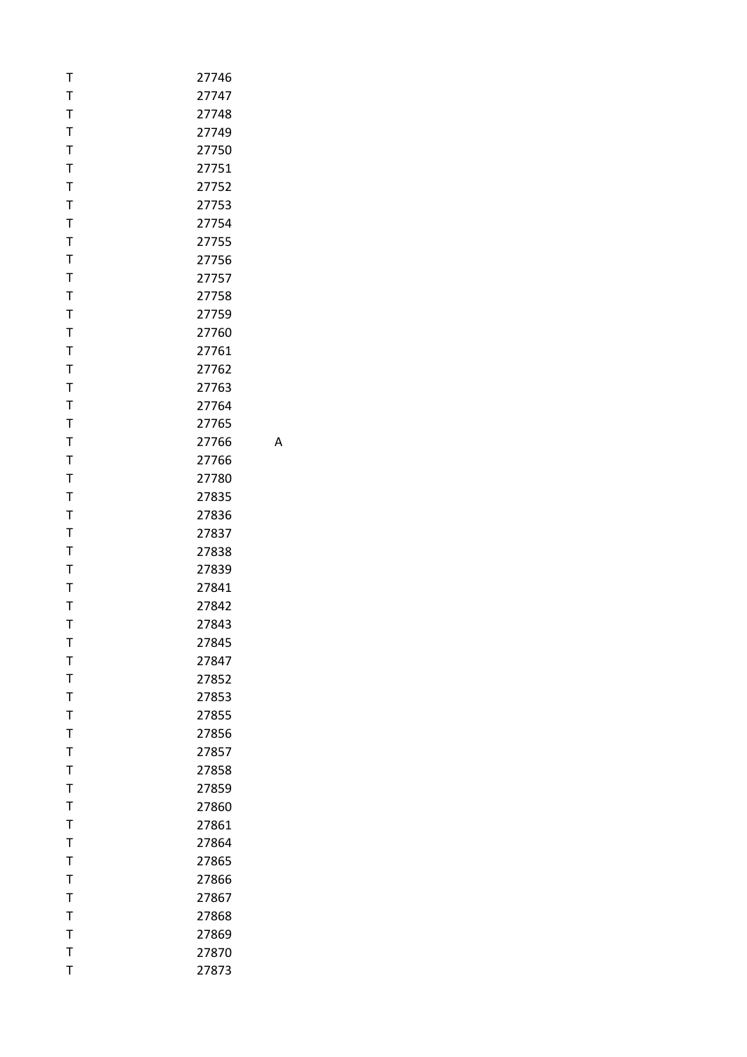| | | |
|---|---|---|
| T | 27746 | |
| T | 27747 | |
| T | 27748 | |
| T | 27749 | |
| T | 27750 | |
| T | 27751 | |
| T | 27752 | |
| T | 27753 | |
| T | 27754 | |
| T | 27755 | |
| T | 27756 | |
| T | 27757 | |
| T | 27758 | |
| T | 27759 | |
| T | 27760 | |
| T | 27761 | |
| T | 27762 | |
| T | 27763 | |
| T | 27764 | |
| T | 27765 | |
| T | 27766 | A |
| T | 27766 | |
| T | 27780 | |
| T | 27835 | |
| T | 27836 | |
| T | 27837 | |
| T | 27838 | |
| T | 27839 | |
| T | 27841 | |
| T | 27842 | |
| T | 27843 | |
| T | 27845 | |
| T | 27847 | |
| T | 27852 | |
| T | 27853 | |
| T | 27855 | |
| T | 27856 | |
| T | 27857 | |
| T | 27858 | |
| T | 27859 | |
| T | 27860 | |
| T | 27861 | |
| T | 27864 | |
| T | 27865 | |
| T | 27866 | |
| T | 27867 | |
| T | 27868 | |
| T | 27869 | |
| T | 27870 | |
| T | 27873 | |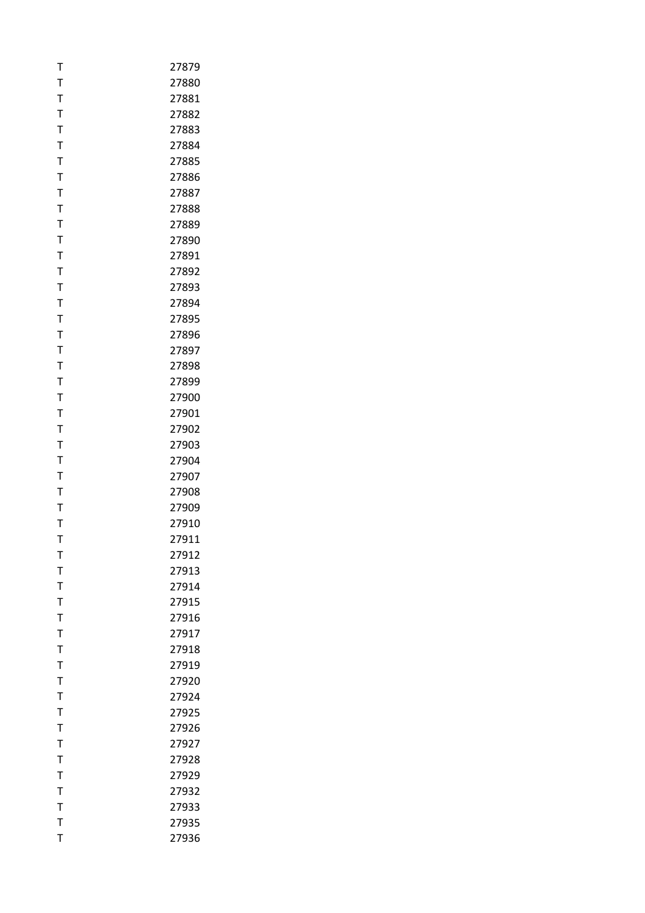| | |
|---|---|
| T | 27879 |
| T | 27880 |
| T | 27881 |
| T | 27882 |
| T | 27883 |
| T | 27884 |
| T | 27885 |
| T | 27886 |
| T | 27887 |
| T | 27888 |
| T | 27889 |
| T | 27890 |
| T | 27891 |
| T | 27892 |
| T | 27893 |
| T | 27894 |
| T | 27895 |
| T | 27896 |
| T | 27897 |
| T | 27898 |
| T | 27899 |
| T | 27900 |
| T | 27901 |
| T | 27902 |
| T | 27903 |
| T | 27904 |
| T | 27907 |
| T | 27908 |
| T | 27909 |
| T | 27910 |
| T | 27911 |
| T | 27912 |
| T | 27913 |
| T | 27914 |
| T | 27915 |
| T | 27916 |
| T | 27917 |
| T | 27918 |
| T | 27919 |
| T | 27920 |
| T | 27924 |
| T | 27925 |
| T | 27926 |
| T | 27927 |
| T | 27928 |
| T | 27929 |
| T | 27932 |
| T | 27933 |
| T | 27935 |
| T | 27936 |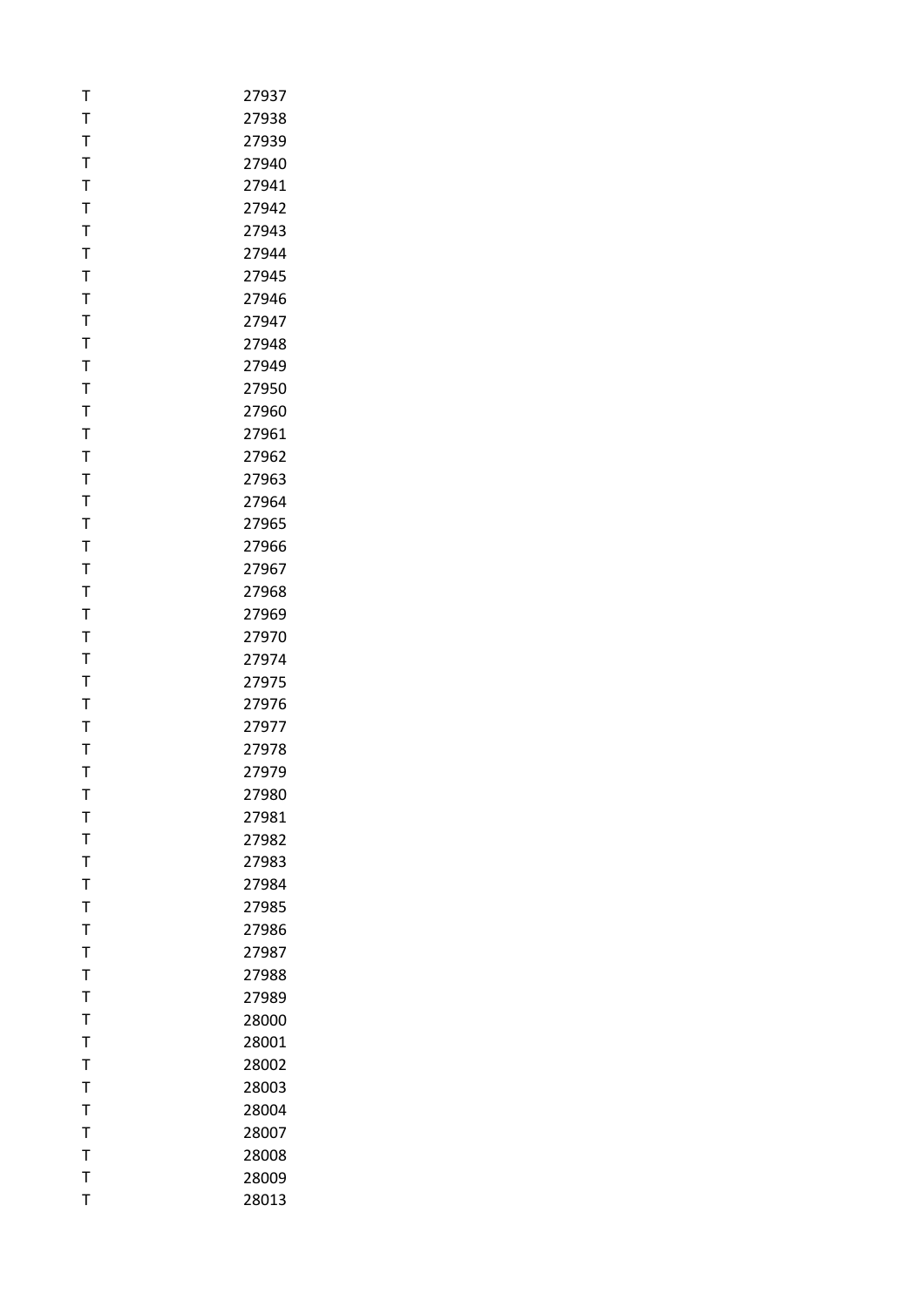| | |
|---|---|
| T | 27937 |
| T | 27938 |
| T | 27939 |
| T | 27940 |
| T | 27941 |
| T | 27942 |
| T | 27943 |
| T | 27944 |
| T | 27945 |
| T | 27946 |
| T | 27947 |
| T | 27948 |
| T | 27949 |
| T | 27950 |
| T | 27960 |
| T | 27961 |
| T | 27962 |
| T | 27963 |
| T | 27964 |
| T | 27965 |
| T | 27966 |
| T | 27967 |
| T | 27968 |
| T | 27969 |
| T | 27970 |
| T | 27974 |
| T | 27975 |
| T | 27976 |
| T | 27977 |
| T | 27978 |
| T | 27979 |
| T | 27980 |
| T | 27981 |
| T | 27982 |
| T | 27983 |
| T | 27984 |
| T | 27985 |
| T | 27986 |
| T | 27987 |
| T | 27988 |
| T | 27989 |
| T | 28000 |
| T | 28001 |
| T | 28002 |
| T | 28003 |
| T | 28004 |
| T | 28007 |
| T | 28008 |
| T | 28009 |
| T | 28013 |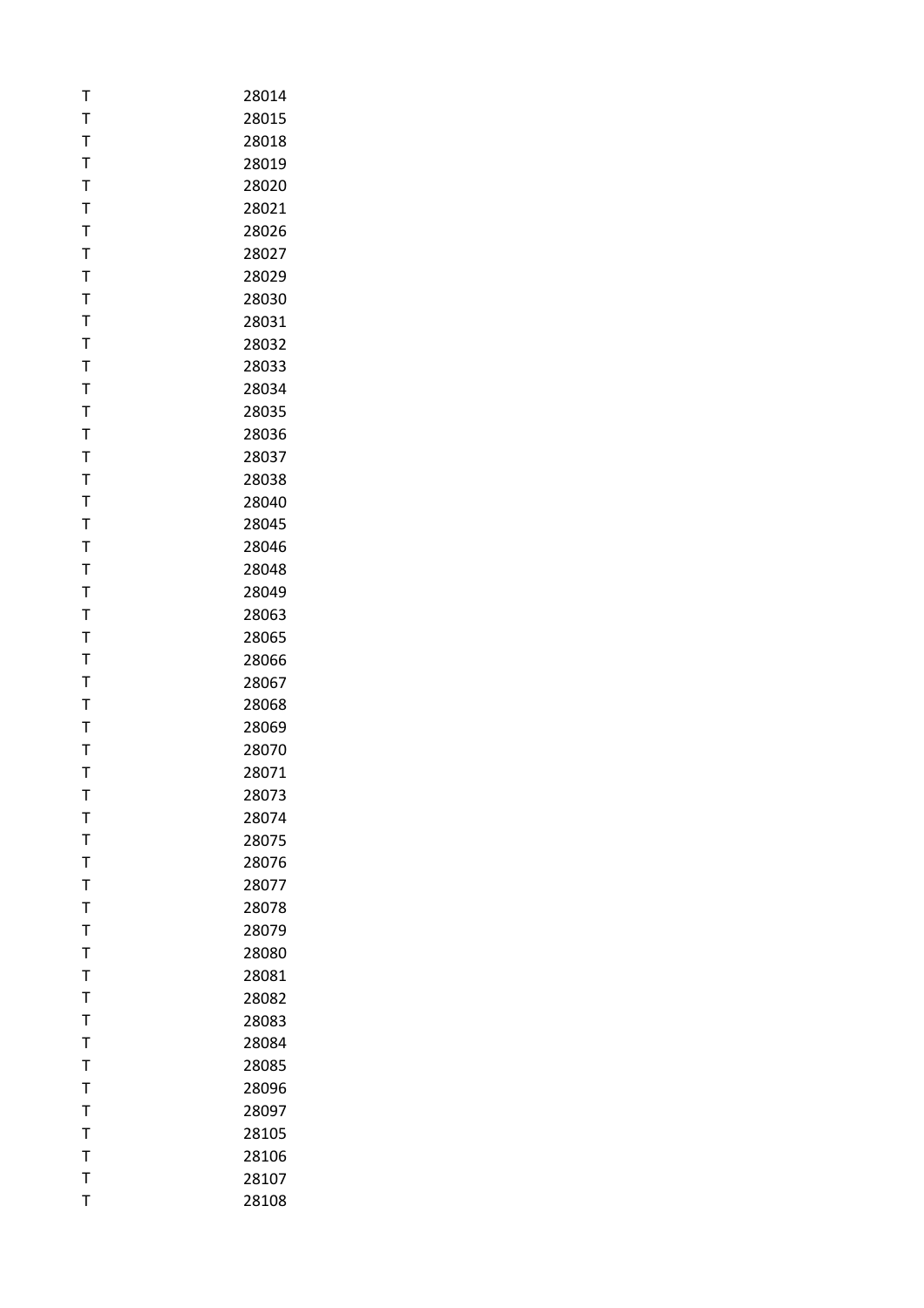| | |
|---|---|
| T | 28014 |
| T | 28015 |
| T | 28018 |
| T | 28019 |
| T | 28020 |
| T | 28021 |
| T | 28026 |
| T | 28027 |
| T | 28029 |
| T | 28030 |
| T | 28031 |
| T | 28032 |
| T | 28033 |
| T | 28034 |
| T | 28035 |
| T | 28036 |
| T | 28037 |
| T | 28038 |
| T | 28040 |
| T | 28045 |
| T | 28046 |
| T | 28048 |
| T | 28049 |
| T | 28063 |
| T | 28065 |
| T | 28066 |
| T | 28067 |
| T | 28068 |
| T | 28069 |
| T | 28070 |
| T | 28071 |
| T | 28073 |
| T | 28074 |
| T | 28075 |
| T | 28076 |
| T | 28077 |
| T | 28078 |
| T | 28079 |
| T | 28080 |
| T | 28081 |
| T | 28082 |
| T | 28083 |
| T | 28084 |
| T | 28085 |
| T | 28096 |
| T | 28097 |
| T | 28105 |
| T | 28106 |
| T | 28107 |
| T | 28108 |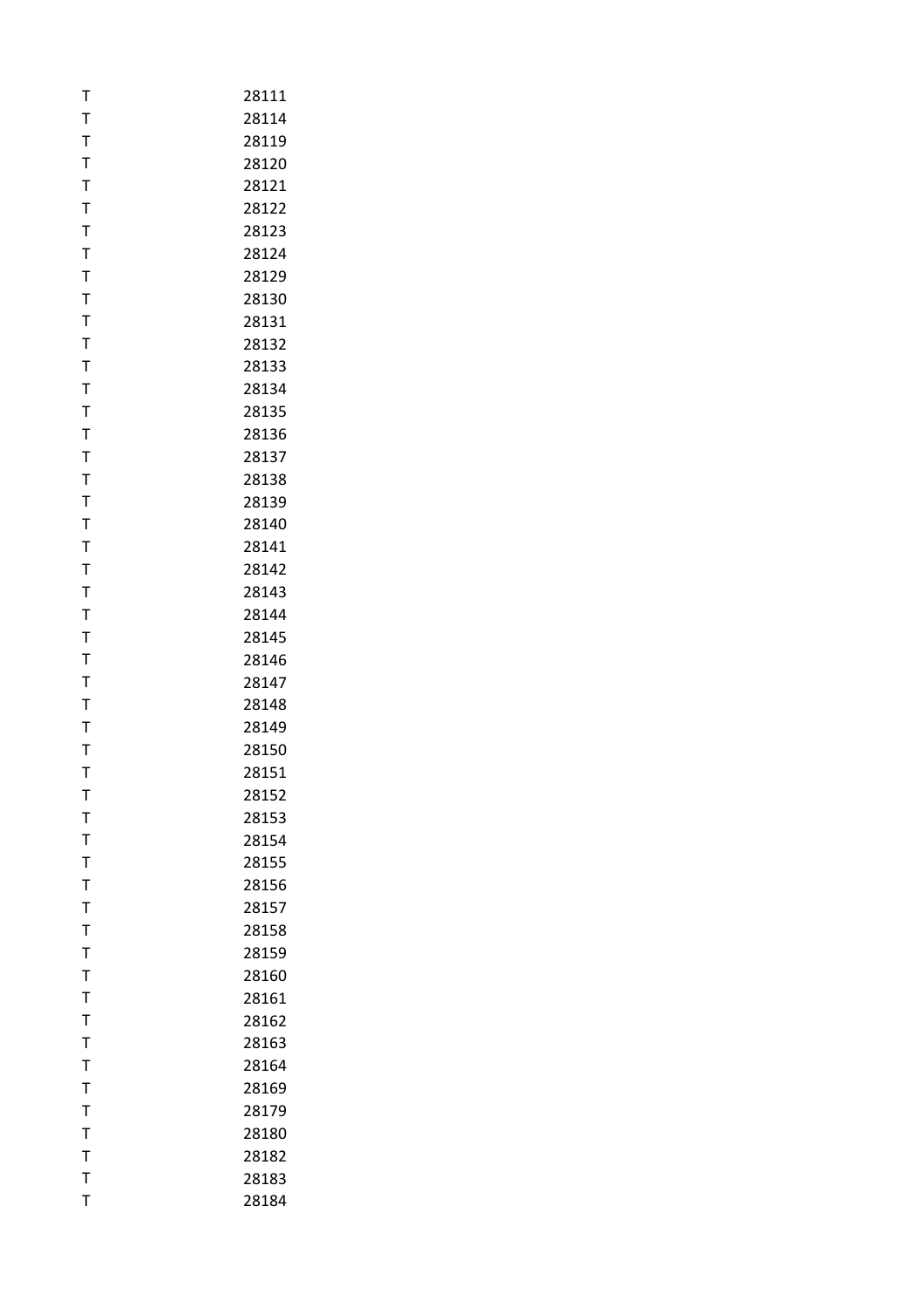| | |
|---|---|
| T | 28111 |
| T | 28114 |
| T | 28119 |
| T | 28120 |
| T | 28121 |
| T | 28122 |
| T | 28123 |
| T | 28124 |
| T | 28129 |
| T | 28130 |
| T | 28131 |
| T | 28132 |
| T | 28133 |
| T | 28134 |
| T | 28135 |
| T | 28136 |
| T | 28137 |
| T | 28138 |
| T | 28139 |
| T | 28140 |
| T | 28141 |
| T | 28142 |
| T | 28143 |
| T | 28144 |
| T | 28145 |
| T | 28146 |
| T | 28147 |
| T | 28148 |
| T | 28149 |
| T | 28150 |
| T | 28151 |
| T | 28152 |
| T | 28153 |
| T | 28154 |
| T | 28155 |
| T | 28156 |
| T | 28157 |
| T | 28158 |
| T | 28159 |
| T | 28160 |
| T | 28161 |
| T | 28162 |
| T | 28163 |
| T | 28164 |
| T | 28169 |
| T | 28179 |
| T | 28180 |
| T | 28182 |
| T | 28183 |
| T | 28184 |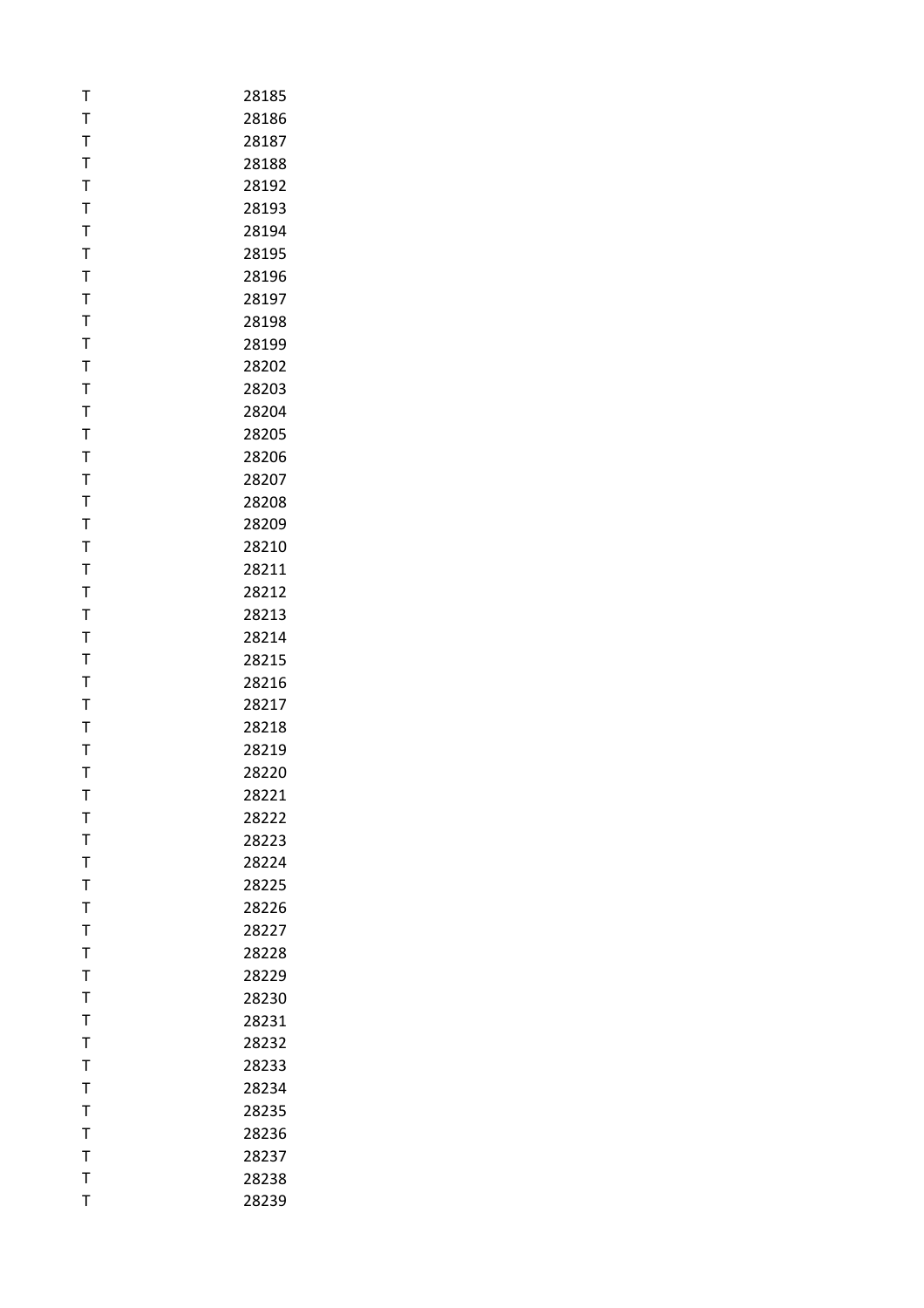| | |
|---|---|
| T | 28185 |
| T | 28186 |
| T | 28187 |
| T | 28188 |
| T | 28192 |
| T | 28193 |
| T | 28194 |
| T | 28195 |
| T | 28196 |
| T | 28197 |
| T | 28198 |
| T | 28199 |
| T | 28202 |
| T | 28203 |
| T | 28204 |
| T | 28205 |
| T | 28206 |
| T | 28207 |
| T | 28208 |
| T | 28209 |
| T | 28210 |
| T | 28211 |
| T | 28212 |
| T | 28213 |
| T | 28214 |
| T | 28215 |
| T | 28216 |
| T | 28217 |
| T | 28218 |
| T | 28219 |
| T | 28220 |
| T | 28221 |
| T | 28222 |
| T | 28223 |
| T | 28224 |
| T | 28225 |
| T | 28226 |
| T | 28227 |
| T | 28228 |
| T | 28229 |
| T | 28230 |
| T | 28231 |
| T | 28232 |
| T | 28233 |
| T | 28234 |
| T | 28235 |
| T | 28236 |
| T | 28237 |
| T | 28238 |
| T | 28239 |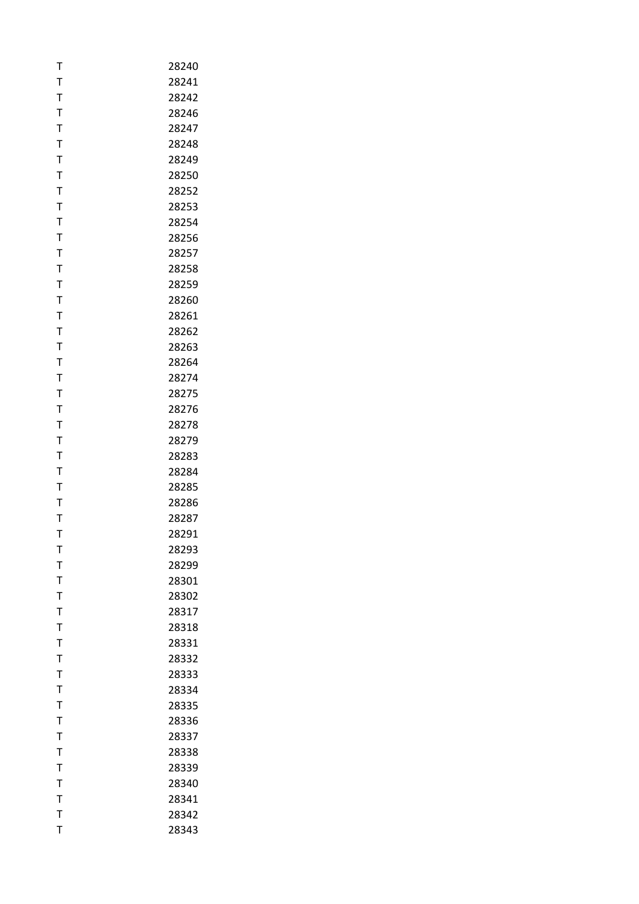| | |
|---|---|
| T | 28240 |
| T | 28241 |
| T | 28242 |
| T | 28246 |
| T | 28247 |
| T | 28248 |
| T | 28249 |
| T | 28250 |
| T | 28252 |
| T | 28253 |
| T | 28254 |
| T | 28256 |
| T | 28257 |
| T | 28258 |
| T | 28259 |
| T | 28260 |
| T | 28261 |
| T | 28262 |
| T | 28263 |
| T | 28264 |
| T | 28274 |
| T | 28275 |
| T | 28276 |
| T | 28278 |
| T | 28279 |
| T | 28283 |
| T | 28284 |
| T | 28285 |
| T | 28286 |
| T | 28287 |
| T | 28291 |
| T | 28293 |
| T | 28299 |
| T | 28301 |
| T | 28302 |
| T | 28317 |
| T | 28318 |
| T | 28331 |
| T | 28332 |
| T | 28333 |
| T | 28334 |
| T | 28335 |
| T | 28336 |
| T | 28337 |
| T | 28338 |
| T | 28339 |
| T | 28340 |
| T | 28341 |
| T | 28342 |
| T | 28343 |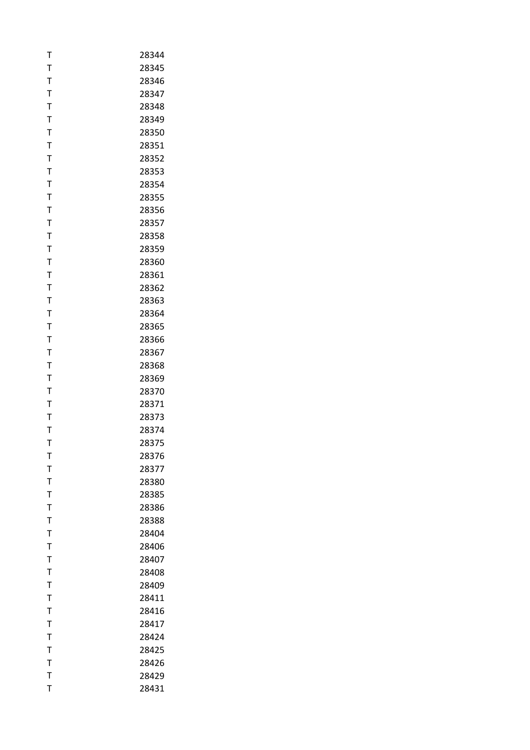| | |
|---|---|
| T | 28344 |
| T | 28345 |
| T | 28346 |
| T | 28347 |
| T | 28348 |
| T | 28349 |
| T | 28350 |
| T | 28351 |
| T | 28352 |
| T | 28353 |
| T | 28354 |
| T | 28355 |
| T | 28356 |
| T | 28357 |
| T | 28358 |
| T | 28359 |
| T | 28360 |
| T | 28361 |
| T | 28362 |
| T | 28363 |
| T | 28364 |
| T | 28365 |
| T | 28366 |
| T | 28367 |
| T | 28368 |
| T | 28369 |
| T | 28370 |
| T | 28371 |
| T | 28373 |
| T | 28374 |
| T | 28375 |
| T | 28376 |
| T | 28377 |
| T | 28380 |
| T | 28385 |
| T | 28386 |
| T | 28388 |
| T | 28404 |
| T | 28406 |
| T | 28407 |
| T | 28408 |
| T | 28409 |
| T | 28411 |
| T | 28416 |
| T | 28417 |
| T | 28424 |
| T | 28425 |
| T | 28426 |
| T | 28429 |
| T | 28431 |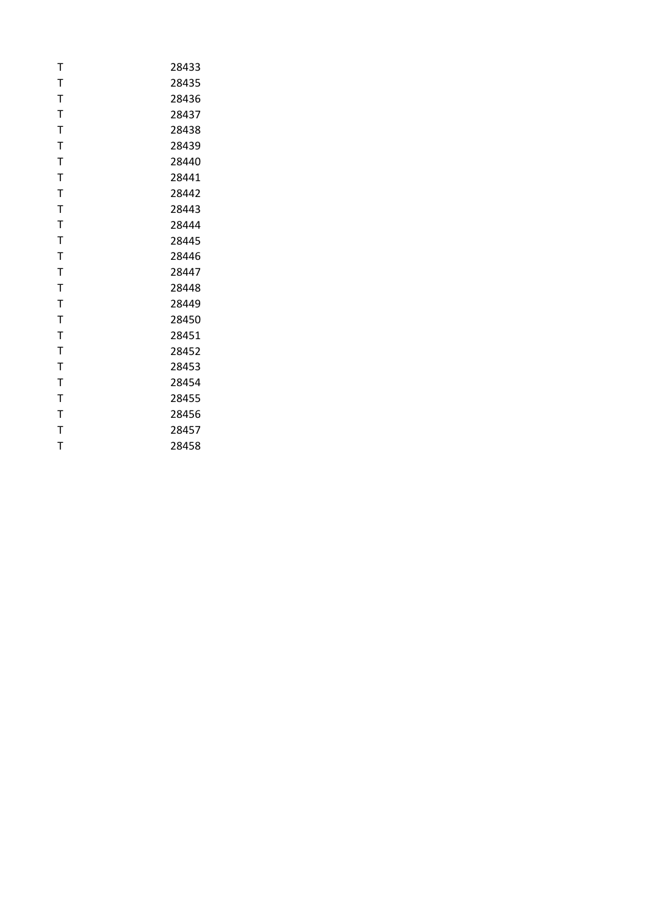| | |
|---|---|
| T | 28433 |
| T | 28435 |
| T | 28436 |
| T | 28437 |
| T | 28438 |
| T | 28439 |
| T | 28440 |
| T | 28441 |
| T | 28442 |
| T | 28443 |
| T | 28444 |
| T | 28445 |
| T | 28446 |
| T | 28447 |
| T | 28448 |
| T | 28449 |
| T | 28450 |
| T | 28451 |
| T | 28452 |
| T | 28453 |
| T | 28454 |
| T | 28455 |
| T | 28456 |
| T | 28457 |
| T | 28458 |